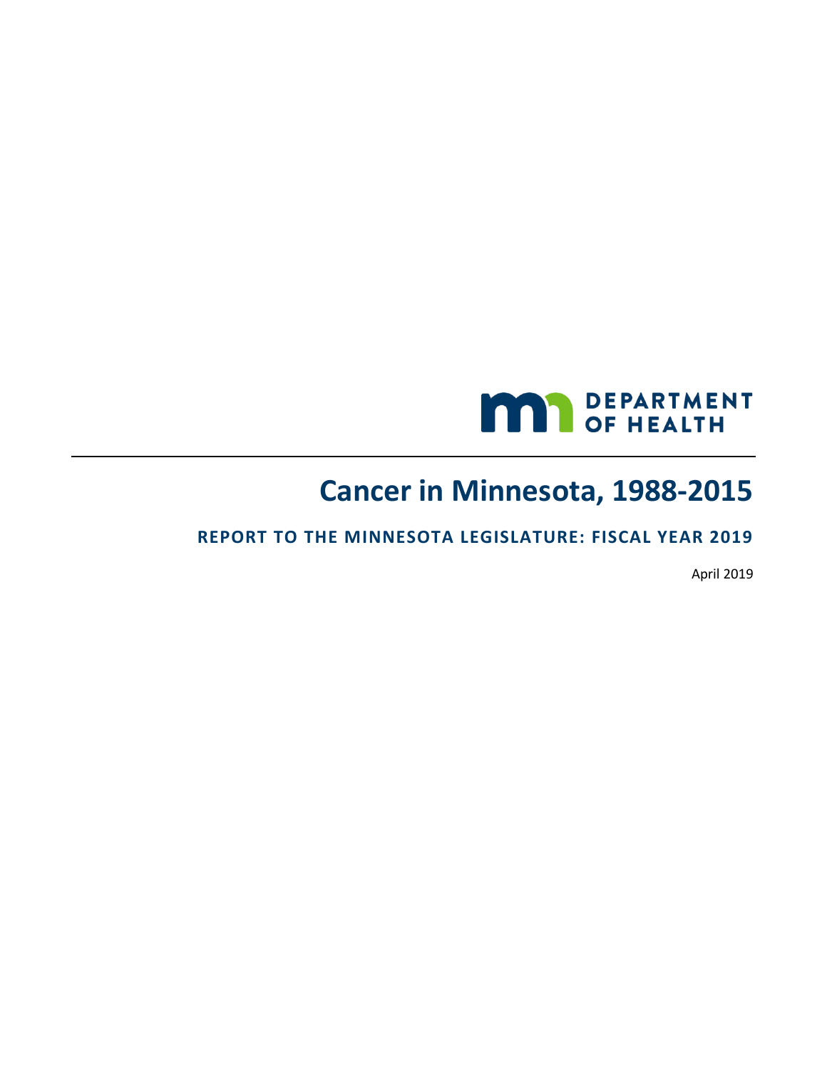DEPARTMENT OF HEALTH

# Cancer in Minnesota, 1988-2015

## REPORT TO THE MINNESOTA LEGISLATURE: FISCAL YEAR 2019

April 2019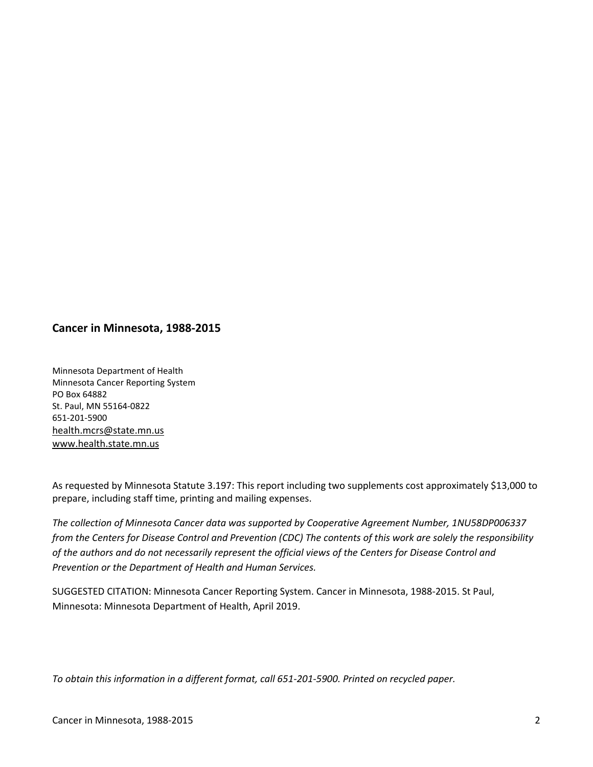**Cancer in Minnesota, 1988-2015**

Minnesota Department of Health
Minnesota Cancer Reporting System
PO Box 64882
St. Paul, MN 55164-0822
651-201-5900
health.mcrs@state.mn.us
www.health.state.mn.us

As requested by Minnesota Statute 3.197: This report including two supplements cost approximately $13,000 to prepare, including staff time, printing and mailing expenses.

*The collection of Minnesota Cancer data was supported by Cooperative Agreement Number, 1NU58DP006337 from the Centers for Disease Control and Prevention (CDC) The contents of this work are solely the responsibility of the authors and do not necessarily represent the official views of the Centers for Disease Control and Prevention or the Department of Health and Human Services.*

SUGGESTED CITATION: Minnesota Cancer Reporting System. Cancer in Minnesota, 1988-2015. St Paul, Minnesota: Minnesota Department of Health, April 2019.

*To obtain this information in a different format, call 651-201-5900. Printed on recycled paper.*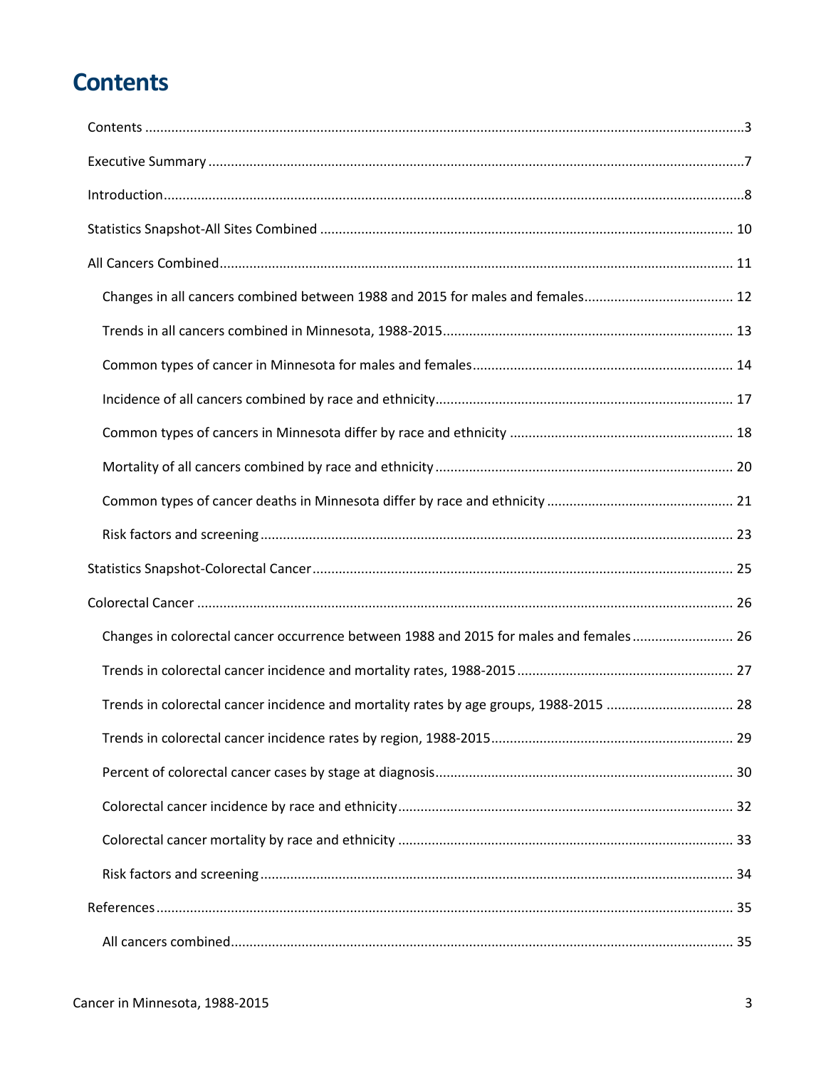# Contents

Contents ..... 3

Executive Summary ..... 7

Introduction ..... 8

Statistics Snapshot-All Sites Combined ..... 10

All Cancers Combined ..... 11

- Changes in all cancers combined between 1988 and 2015 for males and females ..... 12
- Trends in all cancers combined in Minnesota, 1988-2015 ..... 13
- Common types of cancer in Minnesota for males and females ..... 14
- Incidence of all cancers combined by race and ethnicity ..... 17
- Common types of cancers in Minnesota differ by race and ethnicity ..... 18
- Mortality of all cancers combined by race and ethnicity ..... 20
- Common types of cancer deaths in Minnesota differ by race and ethnicity ..... 21
- Risk factors and screening ..... 23

Statistics Snapshot-Colorectal Cancer ..... 25

Colorectal Cancer ..... 26

- Changes in colorectal cancer occurrence between 1988 and 2015 for males and females ..... 26
- Trends in colorectal cancer incidence and mortality rates, 1988-2015 ..... 27
- Trends in colorectal cancer incidence and mortality rates by age groups, 1988-2015 ..... 28
- Trends in colorectal cancer incidence rates by region, 1988-2015 ..... 29
- Percent of colorectal cancer cases by stage at diagnosis ..... 30
- Colorectal cancer incidence by race and ethnicity ..... 32
- Colorectal cancer mortality by race and ethnicity ..... 33
- Risk factors and screening ..... 34

References ..... 35

- All cancers combined ..... 35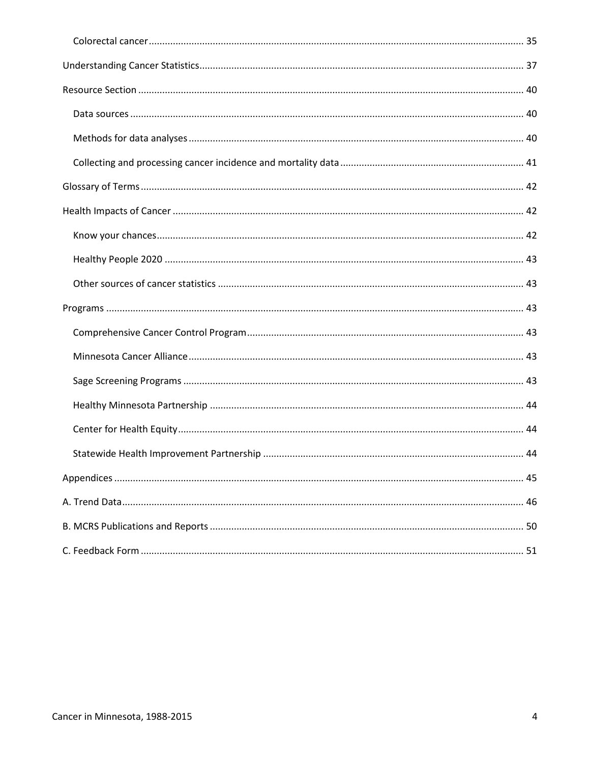- Colorectal cancer ... 35
- Understanding Cancer Statistics ... 37
- Resource Section ... 40
  - Data sources ... 40
  - Methods for data analyses ... 40
  - Collecting and processing cancer incidence and mortality data ... 41
- Glossary of Terms ... 42
- Health Impacts of Cancer ... 42
  - Know your chances ... 42
  - Healthy People 2020 ... 43
  - Other sources of cancer statistics ... 43
- Programs ... 43
  - Comprehensive Cancer Control Program ... 43
  - Minnesota Cancer Alliance ... 43
  - Sage Screening Programs ... 43
  - Healthy Minnesota Partnership ... 44
  - Center for Health Equity ... 44
  - Statewide Health Improvement Partnership ... 44
- Appendices ... 45
- A. Trend Data ... 46
- B. MCRS Publications and Reports ... 50
- C. Feedback Form ... 51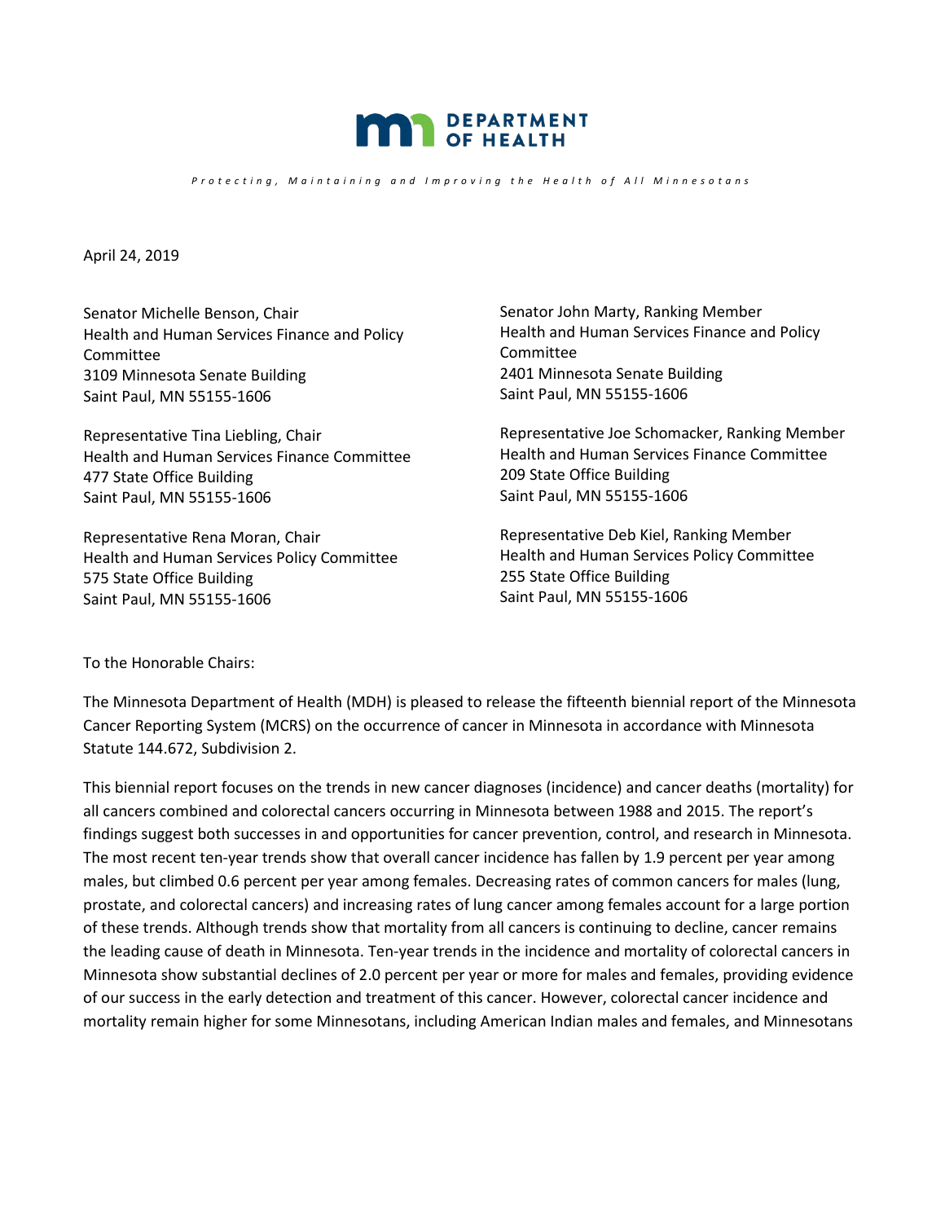**DEPARTMENT OF HEALTH**

*Protecting, Maintaining and Improving the Health of All Minnesotans*

April 24, 2019

Senator Michelle Benson, Chair
Health and Human Services Finance and Policy Committee
3109 Minnesota Senate Building
Saint Paul, MN 55155-1606

Senator John Marty, Ranking Member
Health and Human Services Finance and Policy Committee
2401 Minnesota Senate Building
Saint Paul, MN 55155-1606

Representative Tina Liebling, Chair
Health and Human Services Finance Committee
477 State Office Building
Saint Paul, MN 55155-1606

Representative Joe Schomacker, Ranking Member
Health and Human Services Finance Committee
209 State Office Building
Saint Paul, MN 55155-1606

Representative Rena Moran, Chair
Health and Human Services Policy Committee
575 State Office Building
Saint Paul, MN 55155-1606

Representative Deb Kiel, Ranking Member
Health and Human Services Policy Committee
255 State Office Building
Saint Paul, MN 55155-1606

To the Honorable Chairs:

The Minnesota Department of Health (MDH) is pleased to release the fifteenth biennial report of the Minnesota Cancer Reporting System (MCRS) on the occurrence of cancer in Minnesota in accordance with Minnesota Statute 144.672, Subdivision 2.

This biennial report focuses on the trends in new cancer diagnoses (incidence) and cancer deaths (mortality) for all cancers combined and colorectal cancers occurring in Minnesota between 1988 and 2015. The report's findings suggest both successes in and opportunities for cancer prevention, control, and research in Minnesota. The most recent ten-year trends show that overall cancer incidence has fallen by 1.9 percent per year among males, but climbed 0.6 percent per year among females. Decreasing rates of common cancers for males (lung, prostate, and colorectal cancers) and increasing rates of lung cancer among females account for a large portion of these trends. Although trends show that mortality from all cancers is continuing to decline, cancer remains the leading cause of death in Minnesota. Ten-year trends in the incidence and mortality of colorectal cancers in Minnesota show substantial declines of 2.0 percent per year or more for males and females, providing evidence of our success in the early detection and treatment of this cancer. However, colorectal cancer incidence and mortality remain higher for some Minnesotans, including American Indian males and females, and Minnesotans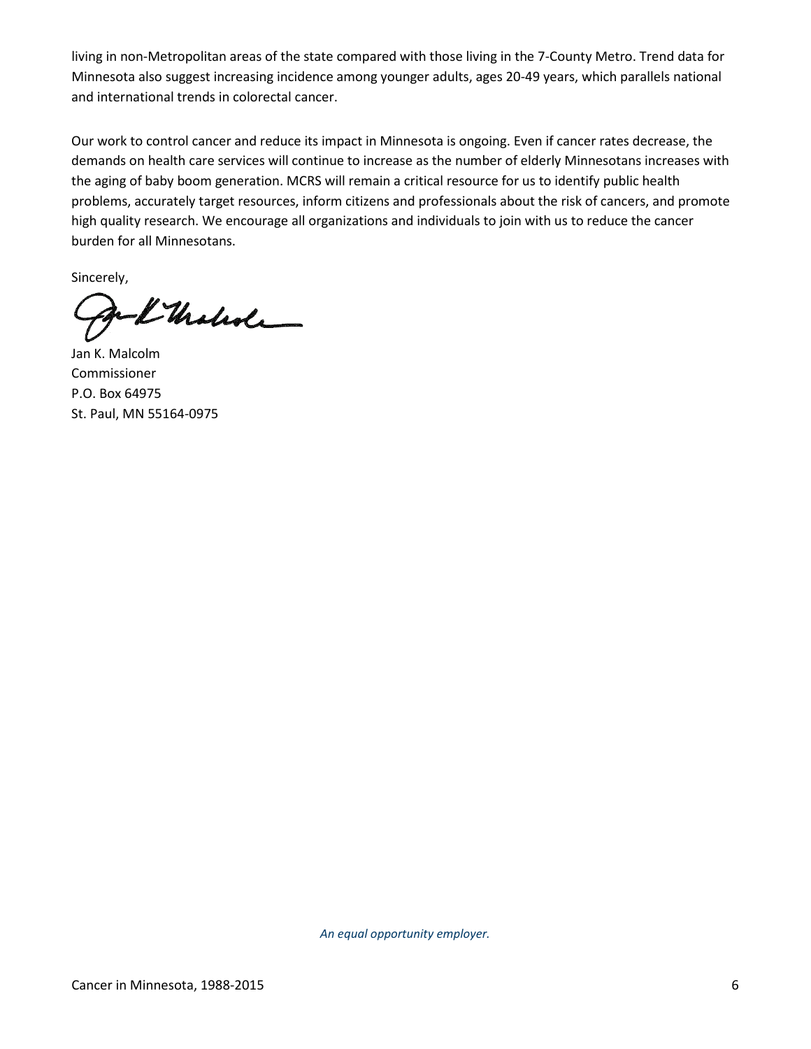living in non-Metropolitan areas of the state compared with those living in the 7-County Metro. Trend data for Minnesota also suggest increasing incidence among younger adults, ages 20-49 years, which parallels national and international trends in colorectal cancer.

Our work to control cancer and reduce its impact in Minnesota is ongoing. Even if cancer rates decrease, the demands on health care services will continue to increase as the number of elderly Minnesotans increases with the aging of baby boom generation. MCRS will remain a critical resource for us to identify public health problems, accurately target resources, inform citizens and professionals about the risk of cancers, and promote high quality research. We encourage all organizations and individuals to join with us to reduce the cancer burden for all Minnesotans.

Sincerely,

Jan K. Malcolm
Commissioner
P.O. Box 64975
St. Paul, MN 55164-0975

*An equal opportunity employer.*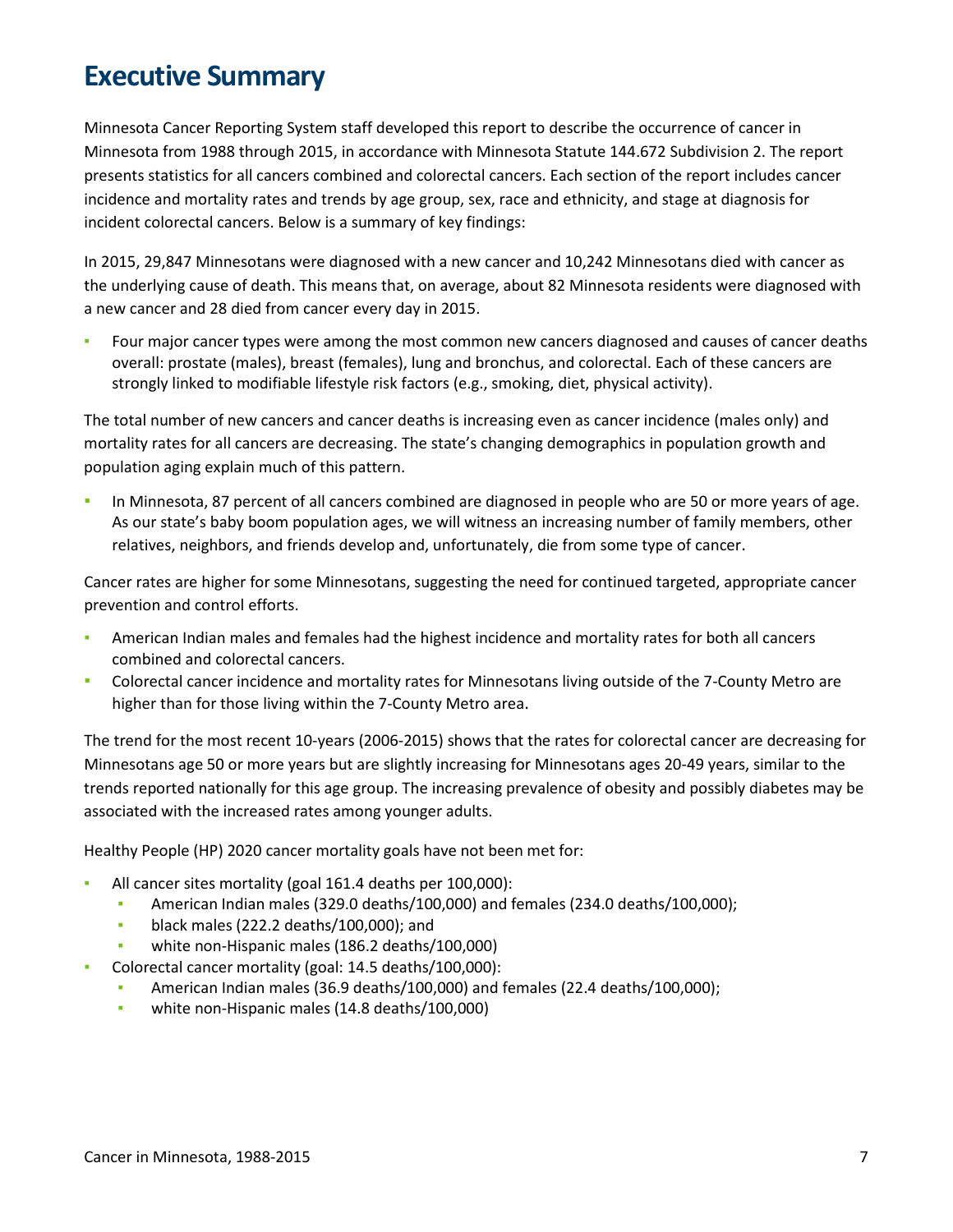# Executive Summary

Minnesota Cancer Reporting System staff developed this report to describe the occurrence of cancer in Minnesota from 1988 through 2015, in accordance with Minnesota Statute 144.672 Subdivision 2. The report presents statistics for all cancers combined and colorectal cancers. Each section of the report includes cancer incidence and mortality rates and trends by age group, sex, race and ethnicity, and stage at diagnosis for incident colorectal cancers. Below is a summary of key findings:

In 2015, 29,847 Minnesotans were diagnosed with a new cancer and 10,242 Minnesotans died with cancer as the underlying cause of death. This means that, on average, about 82 Minnesota residents were diagnosed with a new cancer and 28 died from cancer every day in 2015.

- Four major cancer types were among the most common new cancers diagnosed and causes of cancer deaths overall: prostate (males), breast (females), lung and bronchus, and colorectal. Each of these cancers are strongly linked to modifiable lifestyle risk factors (e.g., smoking, diet, physical activity).

The total number of new cancers and cancer deaths is increasing even as cancer incidence (males only) and mortality rates for all cancers are decreasing. The state's changing demographics in population growth and population aging explain much of this pattern.

- In Minnesota, 87 percent of all cancers combined are diagnosed in people who are 50 or more years of age. As our state's baby boom population ages, we will witness an increasing number of family members, other relatives, neighbors, and friends develop and, unfortunately, die from some type of cancer.

Cancer rates are higher for some Minnesotans, suggesting the need for continued targeted, appropriate cancer prevention and control efforts.

- American Indian males and females had the highest incidence and mortality rates for both all cancers combined and colorectal cancers.
- Colorectal cancer incidence and mortality rates for Minnesotans living outside of the 7-County Metro are higher than for those living within the 7-County Metro area.

The trend for the most recent 10-years (2006-2015) shows that the rates for colorectal cancer are decreasing for Minnesotans age 50 or more years but are slightly increasing for Minnesotans ages 20-49 years, similar to the trends reported nationally for this age group. The increasing prevalence of obesity and possibly diabetes may be associated with the increased rates among younger adults.

Healthy People (HP) 2020 cancer mortality goals have not been met for:

- All cancer sites mortality (goal 161.4 deaths per 100,000):
  - American Indian males (329.0 deaths/100,000) and females (234.0 deaths/100,000);
  - black males (222.2 deaths/100,000); and
  - white non-Hispanic males (186.2 deaths/100,000)
- Colorectal cancer mortality (goal: 14.5 deaths/100,000):
  - American Indian males (36.9 deaths/100,000) and females (22.4 deaths/100,000);
  - white non-Hispanic males (14.8 deaths/100,000)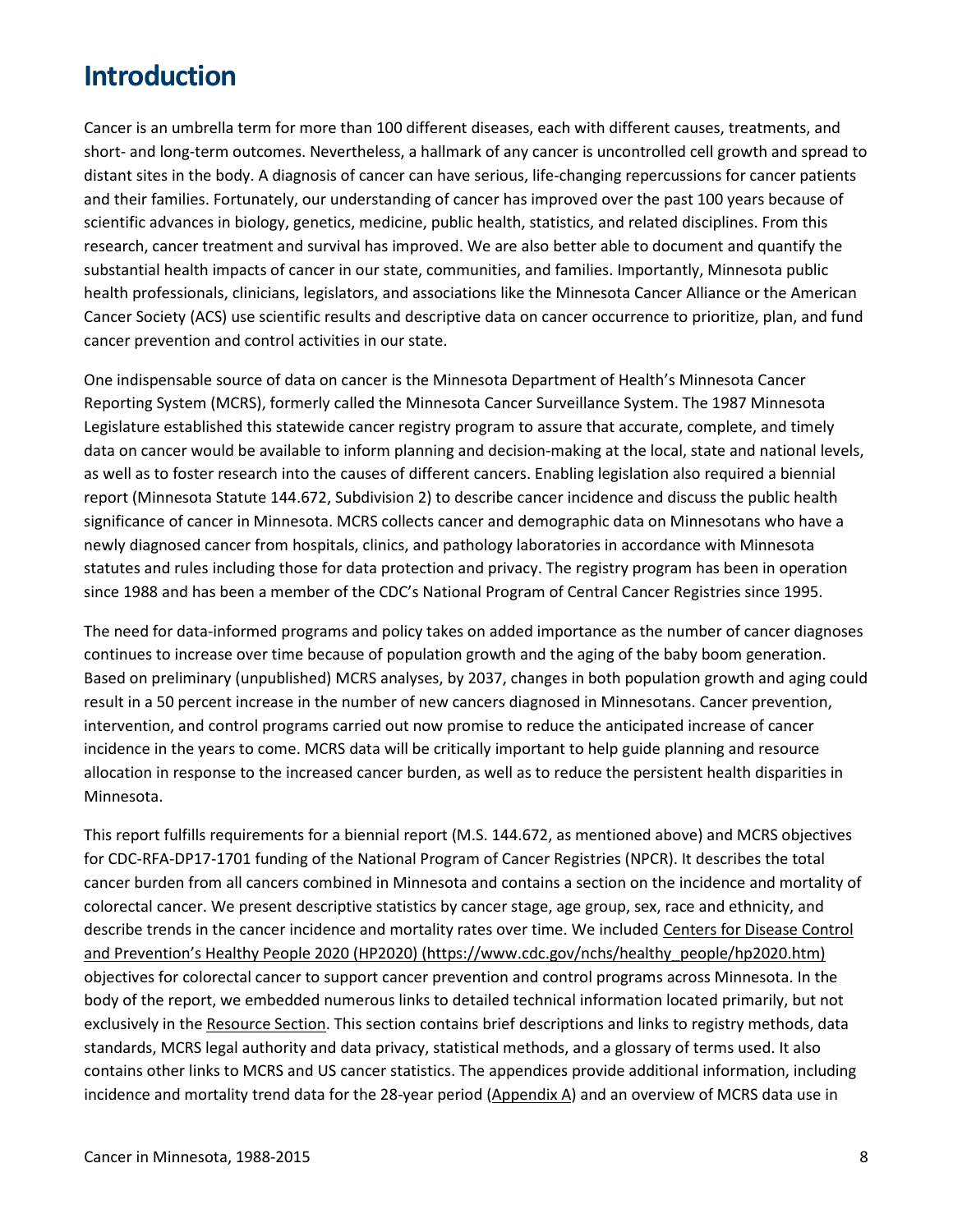# Introduction

Cancer is an umbrella term for more than 100 different diseases, each with different causes, treatments, and short- and long-term outcomes. Nevertheless, a hallmark of any cancer is uncontrolled cell growth and spread to distant sites in the body. A diagnosis of cancer can have serious, life-changing repercussions for cancer patients and their families. Fortunately, our understanding of cancer has improved over the past 100 years because of scientific advances in biology, genetics, medicine, public health, statistics, and related disciplines. From this research, cancer treatment and survival has improved. We are also better able to document and quantify the substantial health impacts of cancer in our state, communities, and families. Importantly, Minnesota public health professionals, clinicians, legislators, and associations like the Minnesota Cancer Alliance or the American Cancer Society (ACS) use scientific results and descriptive data on cancer occurrence to prioritize, plan, and fund cancer prevention and control activities in our state.

One indispensable source of data on cancer is the Minnesota Department of Health's Minnesota Cancer Reporting System (MCRS), formerly called the Minnesota Cancer Surveillance System. The 1987 Minnesota Legislature established this statewide cancer registry program to assure that accurate, complete, and timely data on cancer would be available to inform planning and decision-making at the local, state and national levels, as well as to foster research into the causes of different cancers. Enabling legislation also required a biennial report (Minnesota Statute 144.672, Subdivision 2) to describe cancer incidence and discuss the public health significance of cancer in Minnesota. MCRS collects cancer and demographic data on Minnesotans who have a newly diagnosed cancer from hospitals, clinics, and pathology laboratories in accordance with Minnesota statutes and rules including those for data protection and privacy. The registry program has been in operation since 1988 and has been a member of the CDC's National Program of Central Cancer Registries since 1995.

The need for data-informed programs and policy takes on added importance as the number of cancer diagnoses continues to increase over time because of population growth and the aging of the baby boom generation. Based on preliminary (unpublished) MCRS analyses, by 2037, changes in both population growth and aging could result in a 50 percent increase in the number of new cancers diagnosed in Minnesotans. Cancer prevention, intervention, and control programs carried out now promise to reduce the anticipated increase of cancer incidence in the years to come. MCRS data will be critically important to help guide planning and resource allocation in response to the increased cancer burden, as well as to reduce the persistent health disparities in Minnesota.

This report fulfills requirements for a biennial report (M.S. 144.672, as mentioned above) and MCRS objectives for CDC-RFA-DP17-1701 funding of the National Program of Cancer Registries (NPCR). It describes the total cancer burden from all cancers combined in Minnesota and contains a section on the incidence and mortality of colorectal cancer. We present descriptive statistics by cancer stage, age group, sex, race and ethnicity, and describe trends in the cancer incidence and mortality rates over time. We included Centers for Disease Control and Prevention's Healthy People 2020 (HP2020) (https://www.cdc.gov/nchs/healthy_people/hp2020.htm) objectives for colorectal cancer to support cancer prevention and control programs across Minnesota. In the body of the report, we embedded numerous links to detailed technical information located primarily, but not exclusively in the Resource Section. This section contains brief descriptions and links to registry methods, data standards, MCRS legal authority and data privacy, statistical methods, and a glossary of terms used. It also contains other links to MCRS and US cancer statistics. The appendices provide additional information, including incidence and mortality trend data for the 28-year period (Appendix A) and an overview of MCRS data use in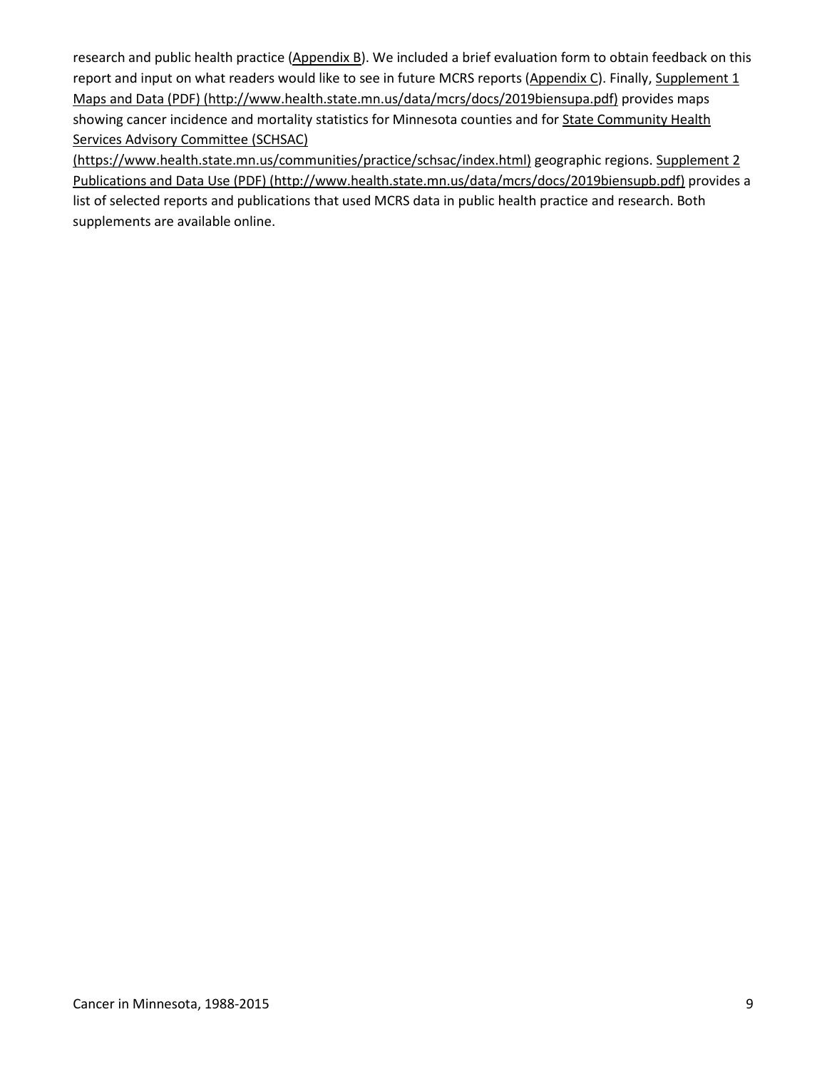research and public health practice (Appendix B). We included a brief evaluation form to obtain feedback on this report and input on what readers would like to see in future MCRS reports (Appendix C). Finally, Supplement 1 Maps and Data (PDF) (http://www.health.state.mn.us/data/mcrs/docs/2019biensupa.pdf) provides maps showing cancer incidence and mortality statistics for Minnesota counties and for State Community Health Services Advisory Committee (SCHSAC) (https://www.health.state.mn.us/communities/practice/schsac/index.html) geographic regions. Supplement 2 Publications and Data Use (PDF) (http://www.health.state.mn.us/data/mcrs/docs/2019biensupb.pdf) provides a list of selected reports and publications that used MCRS data in public health practice and research. Both supplements are available online.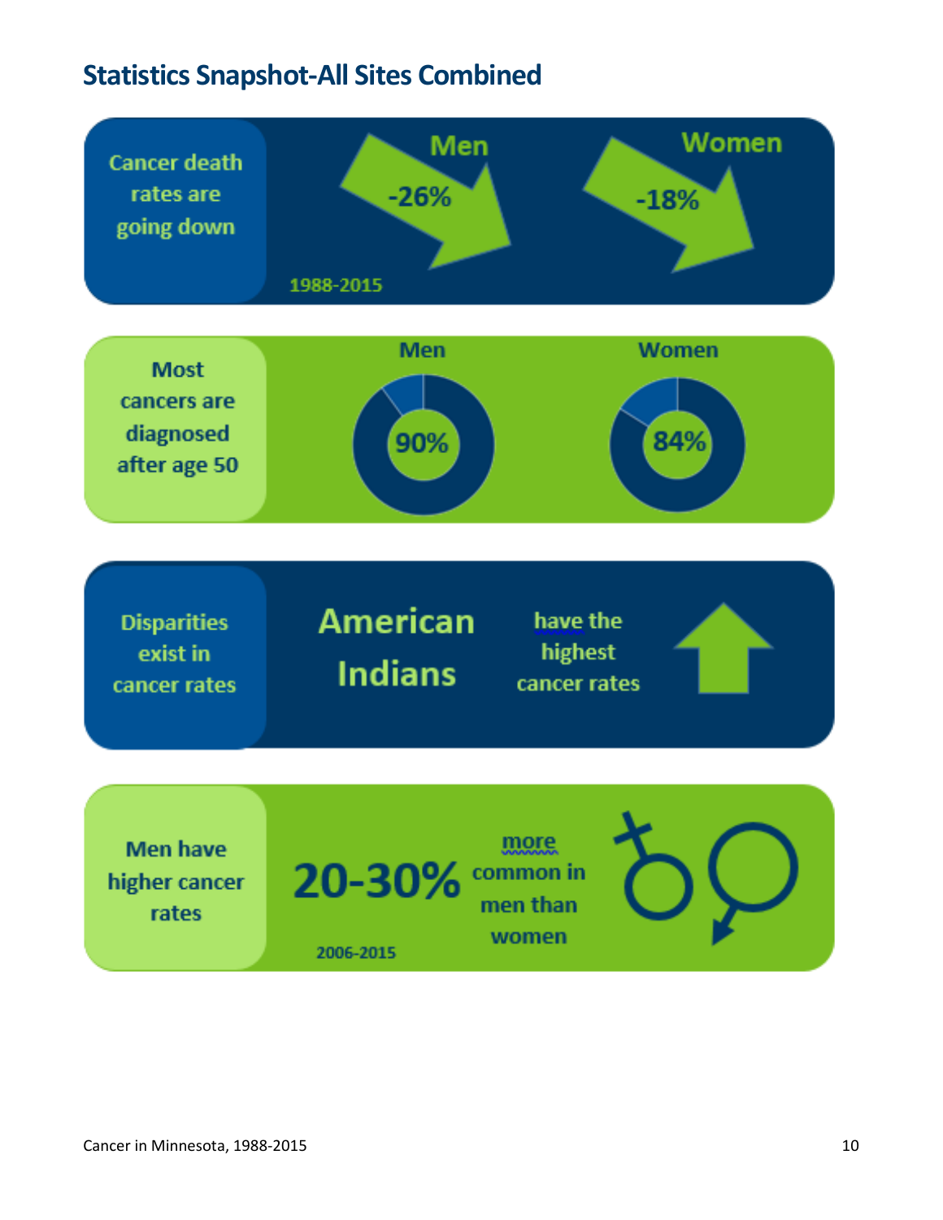## Statistics Snapshot-All Sites Combined

**Cancer death rates are going down**

Men -26%

Women -18%

1988-2015

**Most cancers are diagnosed after age 50**

Men 90%

Women 84%

**Disparities exist in cancer rates**

American Indians have the highest cancer rates

**Men have higher cancer rates**

20-30% more common in men than women

2006-2015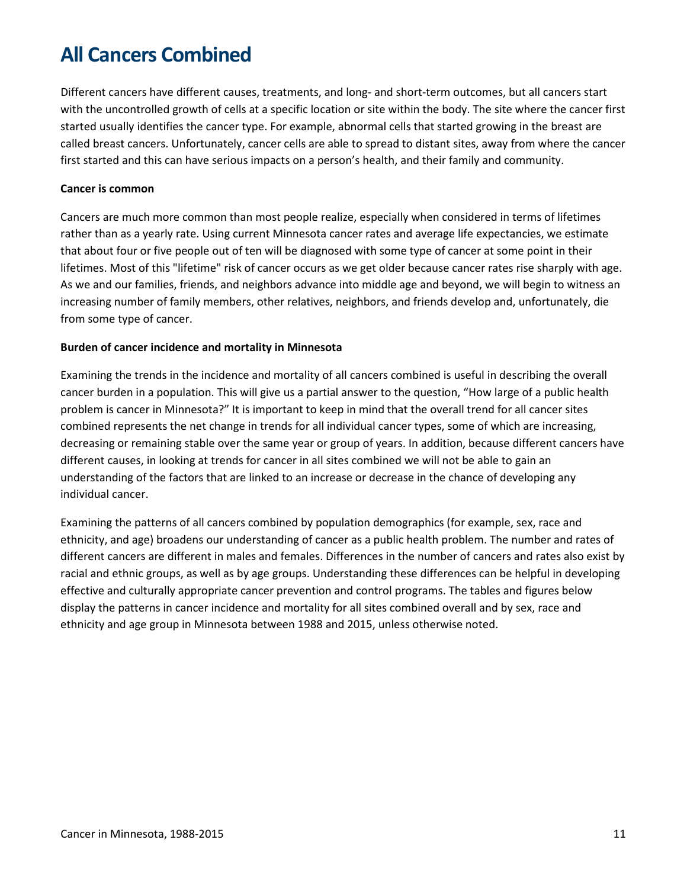# All Cancers Combined

Different cancers have different causes, treatments, and long- and short-term outcomes, but all cancers start with the uncontrolled growth of cells at a specific location or site within the body. The site where the cancer first started usually identifies the cancer type. For example, abnormal cells that started growing in the breast are called breast cancers. Unfortunately, cancer cells are able to spread to distant sites, away from where the cancer first started and this can have serious impacts on a person's health, and their family and community.

**Cancer is common**

Cancers are much more common than most people realize, especially when considered in terms of lifetimes rather than as a yearly rate. Using current Minnesota cancer rates and average life expectancies, we estimate that about four or five people out of ten will be diagnosed with some type of cancer at some point in their lifetimes. Most of this "lifetime" risk of cancer occurs as we get older because cancer rates rise sharply with age. As we and our families, friends, and neighbors advance into middle age and beyond, we will begin to witness an increasing number of family members, other relatives, neighbors, and friends develop and, unfortunately, die from some type of cancer.

**Burden of cancer incidence and mortality in Minnesota**

Examining the trends in the incidence and mortality of all cancers combined is useful in describing the overall cancer burden in a population. This will give us a partial answer to the question, "How large of a public health problem is cancer in Minnesota?" It is important to keep in mind that the overall trend for all cancer sites combined represents the net change in trends for all individual cancer types, some of which are increasing, decreasing or remaining stable over the same year or group of years. In addition, because different cancers have different causes, in looking at trends for cancer in all sites combined we will not be able to gain an understanding of the factors that are linked to an increase or decrease in the chance of developing any individual cancer.

Examining the patterns of all cancers combined by population demographics (for example, sex, race and ethnicity, and age) broadens our understanding of cancer as a public health problem. The number and rates of different cancers are different in males and females. Differences in the number of cancers and rates also exist by racial and ethnic groups, as well as by age groups. Understanding these differences can be helpful in developing effective and culturally appropriate cancer prevention and control programs. The tables and figures below display the patterns in cancer incidence and mortality for all sites combined overall and by sex, race and ethnicity and age group in Minnesota between 1988 and 2015, unless otherwise noted.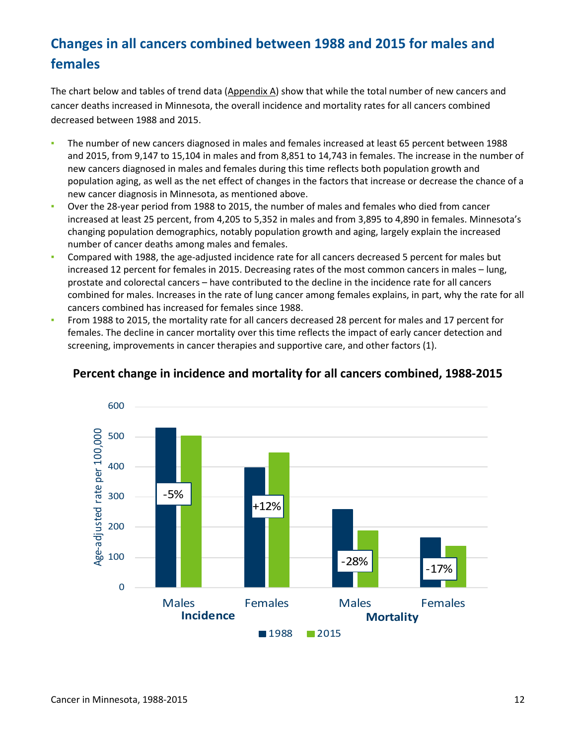## Changes in all cancers combined between 1988 and 2015 for males and females

The chart below and tables of trend data (Appendix A) show that while the total number of new cancers and cancer deaths increased in Minnesota, the overall incidence and mortality rates for all cancers combined decreased between 1988 and 2015.

- The number of new cancers diagnosed in males and females increased at least 65 percent between 1988 and 2015, from 9,147 to 15,104 in males and from 8,851 to 14,743 in females. The increase in the number of new cancers diagnosed in males and females during this time reflects both population growth and population aging, as well as the net effect of changes in the factors that increase or decrease the chance of a new cancer diagnosis in Minnesota, as mentioned above.
- Over the 28-year period from 1988 to 2015, the number of males and females who died from cancer increased at least 25 percent, from 4,205 to 5,352 in males and from 3,895 to 4,890 in females. Minnesota's changing population demographics, notably population growth and aging, largely explain the increased number of cancer deaths among males and females.
- Compared with 1988, the age-adjusted incidence rate for all cancers decreased 5 percent for males but increased 12 percent for females in 2015. Decreasing rates of the most common cancers in males – lung, prostate and colorectal cancers – have contributed to the decline in the incidence rate for all cancers combined for males. Increases in the rate of lung cancer among females explains, in part, why the rate for all cancers combined has increased for females since 1988.
- From 1988 to 2015, the mortality rate for all cancers decreased 28 percent for males and 17 percent for females. The decline in cancer mortality over this time reflects the impact of early cancer detection and screening, improvements in cancer therapies and supportive care, and other factors (1).

**Percent change in incidence and mortality for all cancers combined, 1988-2015**

| | | Percent change |
|---|---|---|
| Incidence | Males | -5% |
| Incidence | Females | +12% |
| Mortality | Males | -28% |
| Mortality | Females | -17% |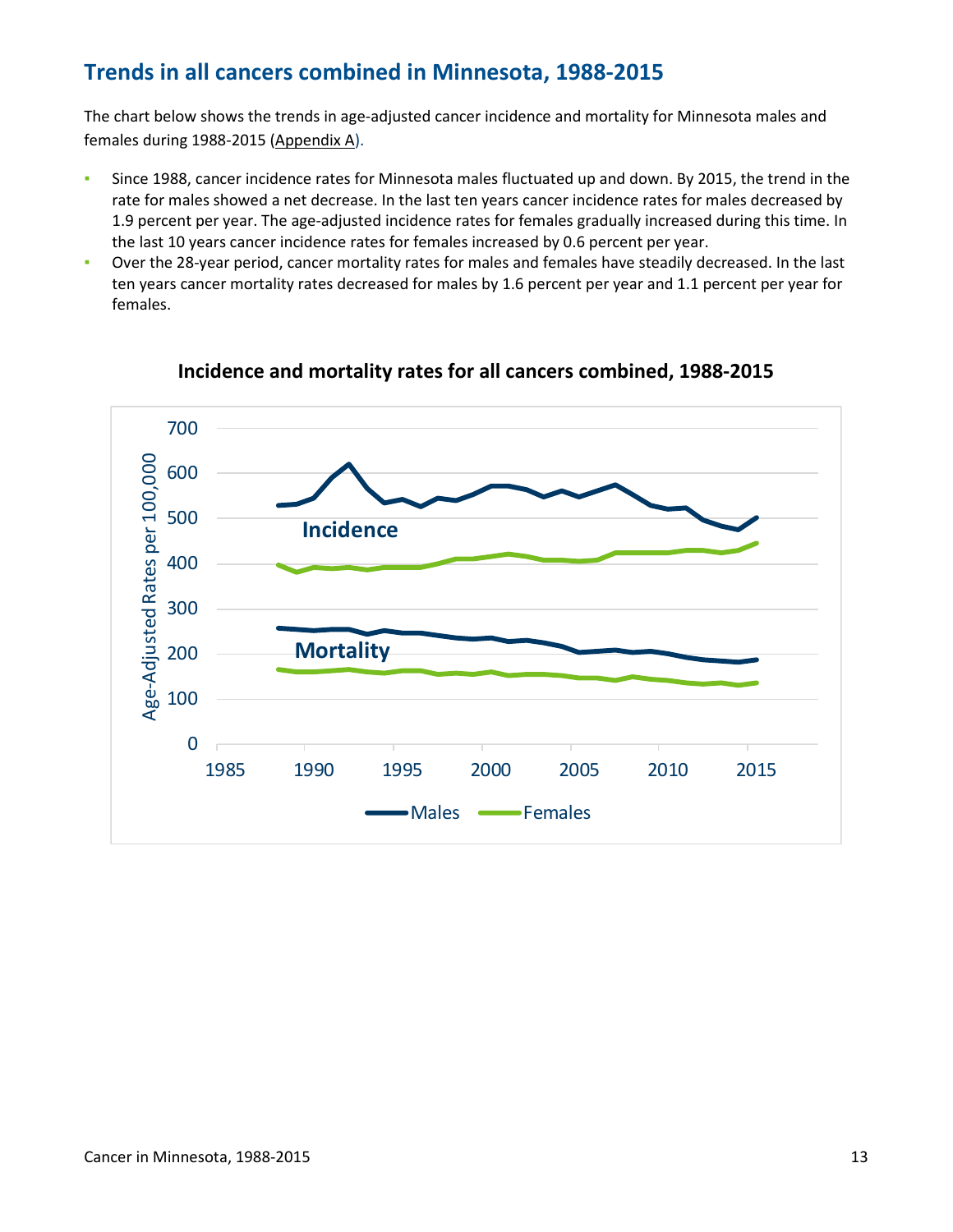## Trends in all cancers combined in Minnesota, 1988-2015

The chart below shows the trends in age-adjusted cancer incidence and mortality for Minnesota males and females during 1988-2015 (Appendix A).

- Since 1988, cancer incidence rates for Minnesota males fluctuated up and down. By 2015, the trend in the rate for males showed a net decrease. In the last ten years cancer incidence rates for males decreased by 1.9 percent per year. The age-adjusted incidence rates for females gradually increased during this time. In the last 10 years cancer incidence rates for females increased by 0.6 percent per year.
- Over the 28-year period, cancer mortality rates for males and females have steadily decreased. In the last ten years cancer mortality rates decreased for males by 1.6 percent per year and 1.1 percent per year for females.

**Incidence and mortality rates for all cancers combined, 1988-2015**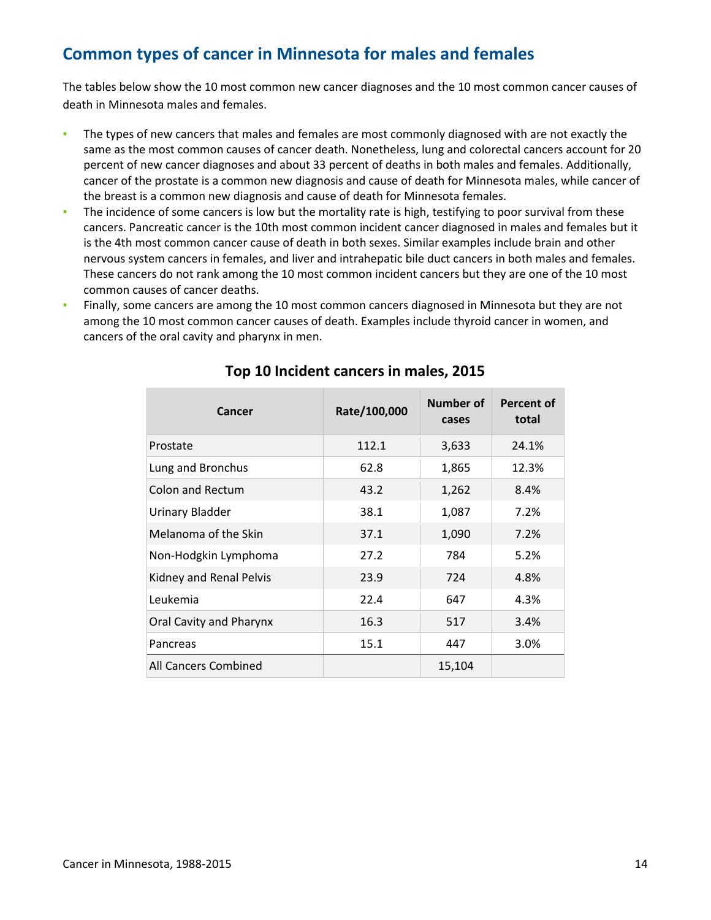## Common types of cancer in Minnesota for males and females

The tables below show the 10 most common new cancer diagnoses and the 10 most common cancer causes of death in Minnesota males and females.

- The types of new cancers that males and females are most commonly diagnosed with are not exactly the same as the most common causes of cancer death. Nonetheless, lung and colorectal cancers account for 20 percent of new cancer diagnoses and about 33 percent of deaths in both males and females. Additionally, cancer of the prostate is a common new diagnosis and cause of death for Minnesota males, while cancer of the breast is a common new diagnosis and cause of death for Minnesota females.
- The incidence of some cancers is low but the mortality rate is high, testifying to poor survival from these cancers. Pancreatic cancer is the 10th most common incident cancer diagnosed in males and females but it is the 4th most common cancer cause of death in both sexes. Similar examples include brain and other nervous system cancers in females, and liver and intrahepatic bile duct cancers in both males and females. These cancers do not rank among the 10 most common incident cancers but they are one of the 10 most common causes of cancer deaths.
- Finally, some cancers are among the 10 most common cancers diagnosed in Minnesota but they are not among the 10 most common cancer causes of death. Examples include thyroid cancer in women, and cancers of the oral cavity and pharynx in men.

### Top 10 Incident cancers in males, 2015

| Cancer | Rate/100,000 | Number of cases | Percent of total |
|---|---|---|---|
| Prostate | 112.1 | 3,633 | 24.1% |
| Lung and Bronchus | 62.8 | 1,865 | 12.3% |
| Colon and Rectum | 43.2 | 1,262 | 8.4% |
| Urinary Bladder | 38.1 | 1,087 | 7.2% |
| Melanoma of the Skin | 37.1 | 1,090 | 7.2% |
| Non-Hodgkin Lymphoma | 27.2 | 784 | 5.2% |
| Kidney and Renal Pelvis | 23.9 | 724 | 4.8% |
| Leukemia | 22.4 | 647 | 4.3% |
| Oral Cavity and Pharynx | 16.3 | 517 | 3.4% |
| Pancreas | 15.1 | 447 | 3.0% |
| All Cancers Combined | | 15,104 | |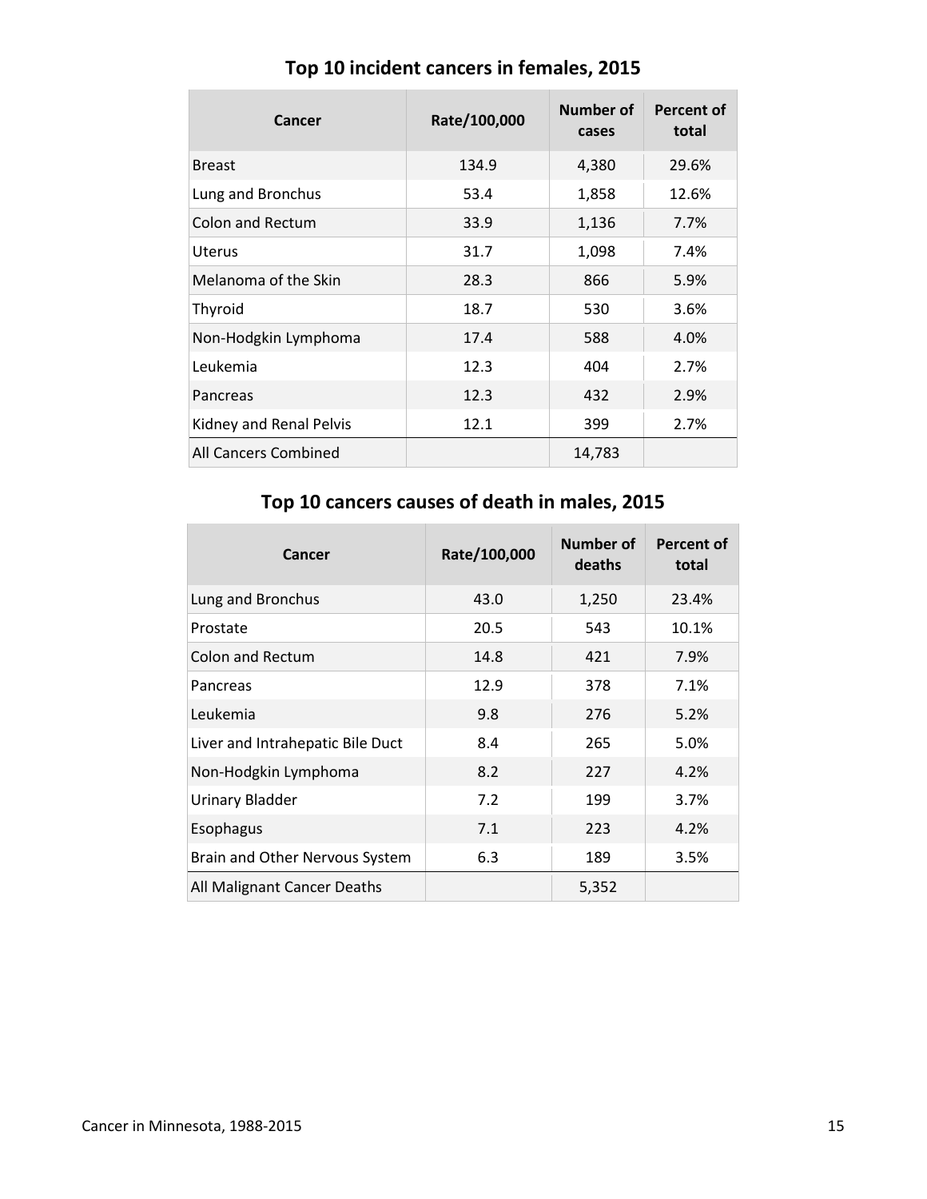## Top 10 incident cancers in females, 2015

| Cancer | Rate/100,000 | Number of cases | Percent of total |
|---|---|---|---|
| Breast | 134.9 | 4,380 | 29.6% |
| Lung and Bronchus | 53.4 | 1,858 | 12.6% |
| Colon and Rectum | 33.9 | 1,136 | 7.7% |
| Uterus | 31.7 | 1,098 | 7.4% |
| Melanoma of the Skin | 28.3 | 866 | 5.9% |
| Thyroid | 18.7 | 530 | 3.6% |
| Non-Hodgkin Lymphoma | 17.4 | 588 | 4.0% |
| Leukemia | 12.3 | 404 | 2.7% |
| Pancreas | 12.3 | 432 | 2.9% |
| Kidney and Renal Pelvis | 12.1 | 399 | 2.7% |
| All Cancers Combined | | 14,783 | |

## Top 10 cancers causes of death in males, 2015

| Cancer | Rate/100,000 | Number of deaths | Percent of total |
|---|---|---|---|
| Lung and Bronchus | 43.0 | 1,250 | 23.4% |
| Prostate | 20.5 | 543 | 10.1% |
| Colon and Rectum | 14.8 | 421 | 7.9% |
| Pancreas | 12.9 | 378 | 7.1% |
| Leukemia | 9.8 | 276 | 5.2% |
| Liver and Intrahepatic Bile Duct | 8.4 | 265 | 5.0% |
| Non-Hodgkin Lymphoma | 8.2 | 227 | 4.2% |
| Urinary Bladder | 7.2 | 199 | 3.7% |
| Esophagus | 7.1 | 223 | 4.2% |
| Brain and Other Nervous System | 6.3 | 189 | 3.5% |
| All Malignant Cancer Deaths | | 5,352 | |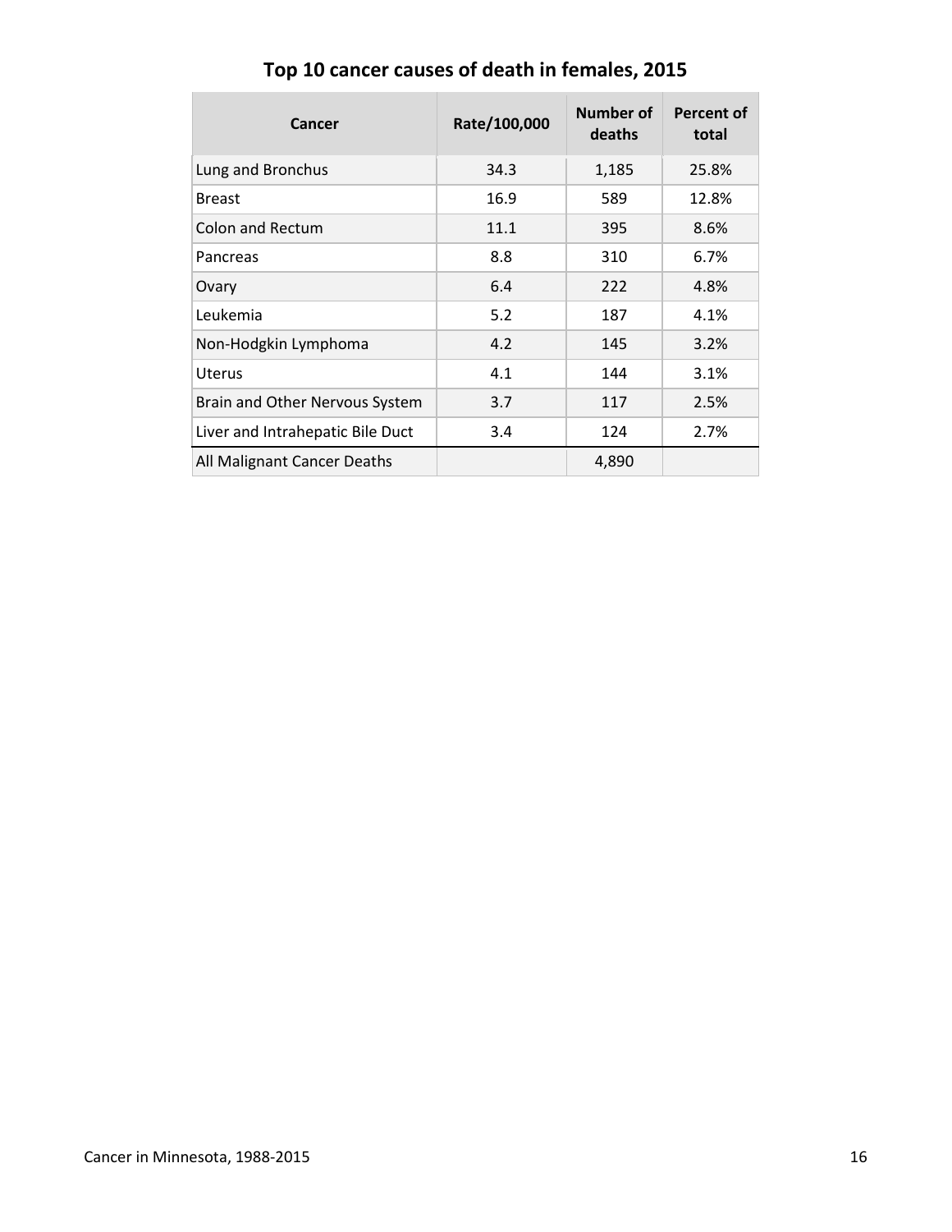# Top 10 cancer causes of death in females, 2015

| Cancer | Rate/100,000 | Number of deaths | Percent of total |
|---|---|---|---|
| Lung and Bronchus | 34.3 | 1,185 | 25.8% |
| Breast | 16.9 | 589 | 12.8% |
| Colon and Rectum | 11.1 | 395 | 8.6% |
| Pancreas | 8.8 | 310 | 6.7% |
| Ovary | 6.4 | 222 | 4.8% |
| Leukemia | 5.2 | 187 | 4.1% |
| Non-Hodgkin Lymphoma | 4.2 | 145 | 3.2% |
| Uterus | 4.1 | 144 | 3.1% |
| Brain and Other Nervous System | 3.7 | 117 | 2.5% |
| Liver and Intrahepatic Bile Duct | 3.4 | 124 | 2.7% |
| All Malignant Cancer Deaths | | 4,890 | |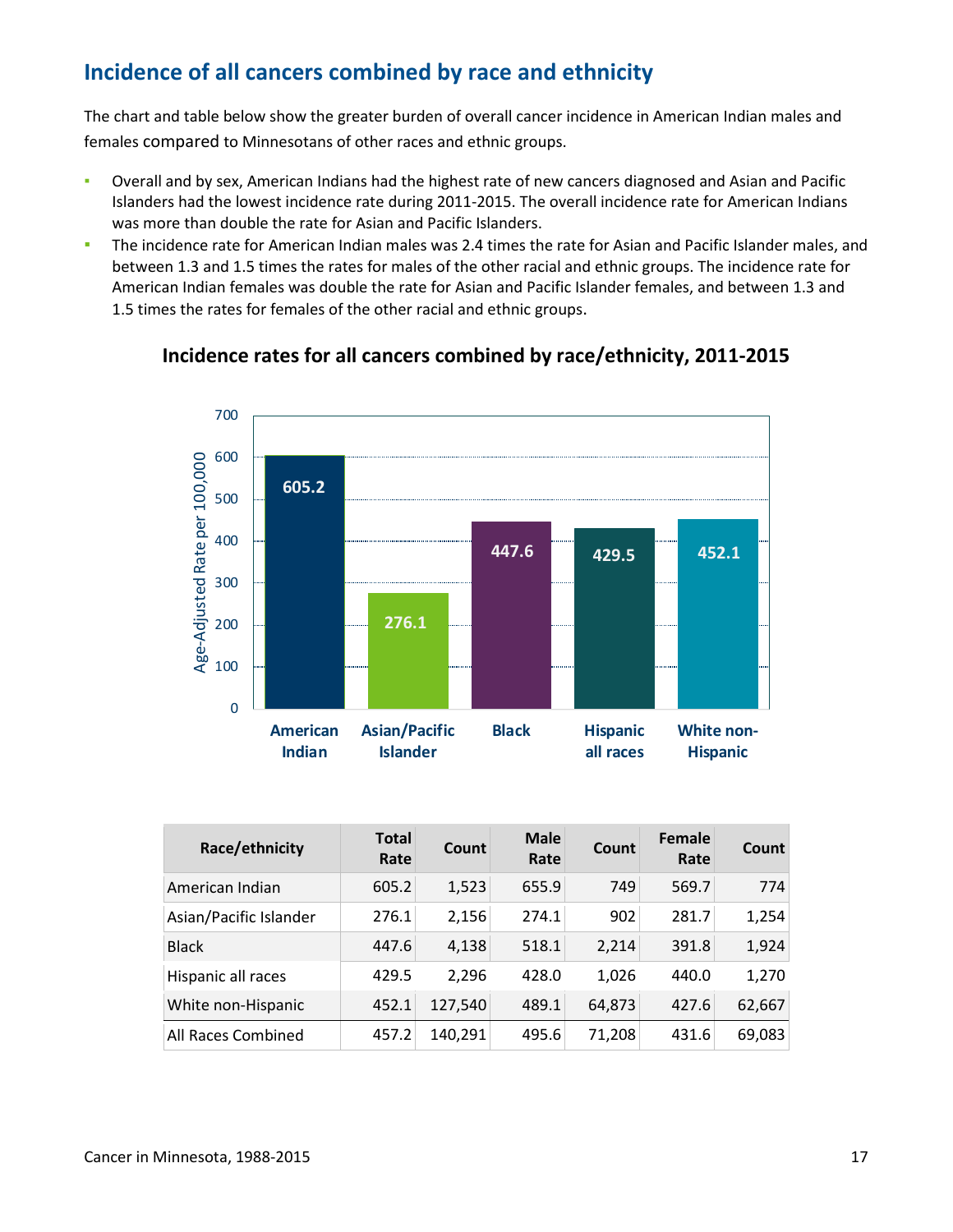## Incidence of all cancers combined by race and ethnicity

The chart and table below show the greater burden of overall cancer incidence in American Indian males and females compared to Minnesotans of other races and ethnic groups.

- Overall and by sex, American Indians had the highest rate of new cancers diagnosed and Asian and Pacific Islanders had the lowest incidence rate during 2011-2015. The overall incidence rate for American Indians was more than double the rate for Asian and Pacific Islanders.
- The incidence rate for American Indian males was 2.4 times the rate for Asian and Pacific Islander males, and between 1.3 and 1.5 times the rates for males of the other racial and ethnic groups. The incidence rate for American Indian females was double the rate for Asian and Pacific Islander females, and between 1.3 and 1.5 times the rates for females of the other racial and ethnic groups.

### Incidence rates for all cancers combined by race/ethnicity, 2011-2015

| Race/ethnicity | Age-Adjusted Rate per 100,000 |
|---|---|
| American Indian | 605.2 |
| Asian/Pacific Islander | 276.1 |
| Black | 447.6 |
| Hispanic all races | 429.5 |
| White non-Hispanic | 452.1 |

| Race/ethnicity | Total Rate | Count | Male Rate | Count | Female Rate | Count |
|---|---|---|---|---|---|---|
| American Indian | 605.2 | 1,523 | 655.9 | 749 | 569.7 | 774 |
| Asian/Pacific Islander | 276.1 | 2,156 | 274.1 | 902 | 281.7 | 1,254 |
| Black | 447.6 | 4,138 | 518.1 | 2,214 | 391.8 | 1,924 |
| Hispanic all races | 429.5 | 2,296 | 428.0 | 1,026 | 440.0 | 1,270 |
| White non-Hispanic | 452.1 | 127,540 | 489.1 | 64,873 | 427.6 | 62,667 |
| All Races Combined | 457.2 | 140,291 | 495.6 | 71,208 | 431.6 | 69,083 |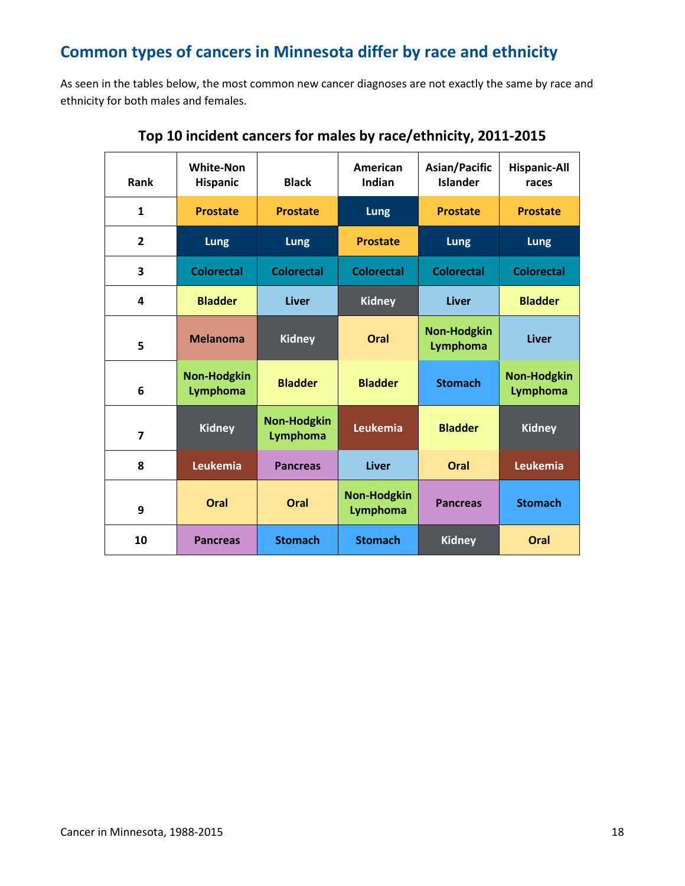## Common types of cancers in Minnesota differ by race and ethnicity

As seen in the tables below, the most common new cancer diagnoses are not exactly the same by race and ethnicity for both males and females.

### Top 10 incident cancers for males by race/ethnicity, 2011-2015

| Rank | White-Non Hispanic | Black | American Indian | Asian/Pacific Islander | Hispanic-All races |
|---|---|---|---|---|---|
| 1 | Prostate | Prostate | Lung | Prostate | Prostate |
| 2 | Lung | Lung | Prostate | Lung | Lung |
| 3 | Colorectal | Colorectal | Colorectal | Colorectal | Colorectal |
| 4 | Bladder | Liver | Kidney | Liver | Bladder |
| 5 | Melanoma | Kidney | Oral | Non-Hodgkin Lymphoma | Liver |
| 6 | Non-Hodgkin Lymphoma | Bladder | Bladder | Stomach | Non-Hodgkin Lymphoma |
| 7 | Kidney | Non-Hodgkin Lymphoma | Leukemia | Bladder | Kidney |
| 8 | Leukemia | Pancreas | Liver | Oral | Leukemia |
| 9 | Oral | Oral | Non-Hodgkin Lymphoma | Pancreas | Stomach |
| 10 | Pancreas | Stomach | Stomach | Kidney | Oral |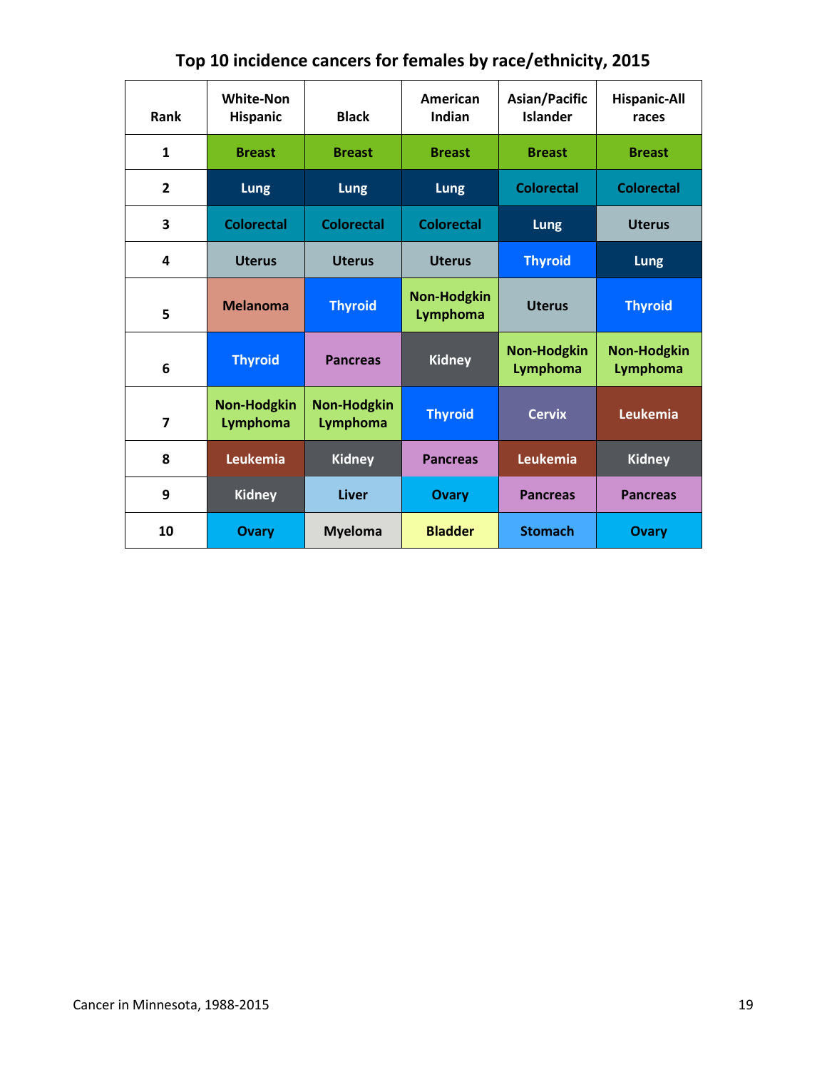## Top 10 incidence cancers for females by race/ethnicity, 2015

| Rank | White-Non Hispanic | Black | American Indian | Asian/Pacific Islander | Hispanic-All races |
|---|---|---|---|---|---|
| 1 | Breast | Breast | Breast | Breast | Breast |
| 2 | Lung | Lung | Lung | Colorectal | Colorectal |
| 3 | Colorectal | Colorectal | Colorectal | Lung | Uterus |
| 4 | Uterus | Uterus | Uterus | Thyroid | Lung |
| 5 | Melanoma | Thyroid | Non-Hodgkin Lymphoma | Uterus | Thyroid |
| 6 | Thyroid | Pancreas | Kidney | Non-Hodgkin Lymphoma | Non-Hodgkin Lymphoma |
| 7 | Non-Hodgkin Lymphoma | Non-Hodgkin Lymphoma | Thyroid | Cervix | Leukemia |
| 8 | Leukemia | Kidney | Pancreas | Leukemia | Kidney |
| 9 | Kidney | Liver | Ovary | Pancreas | Pancreas |
| 10 | Ovary | Myeloma | Bladder | Stomach | Ovary |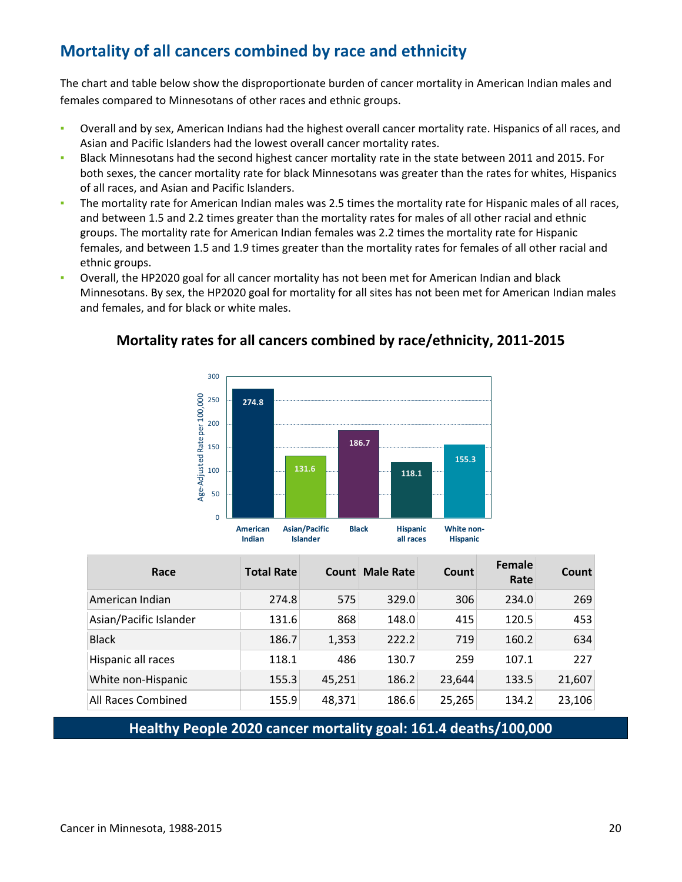## Mortality of all cancers combined by race and ethnicity

The chart and table below show the disproportionate burden of cancer mortality in American Indian males and females compared to Minnesotans of other races and ethnic groups.

- Overall and by sex, American Indians had the highest overall cancer mortality rate. Hispanics of all races, and Asian and Pacific Islanders had the lowest overall cancer mortality rates.
- Black Minnesotans had the second highest cancer mortality rate in the state between 2011 and 2015. For both sexes, the cancer mortality rate for black Minnesotans was greater than the rates for whites, Hispanics of all races, and Asian and Pacific Islanders.
- The mortality rate for American Indian males was 2.5 times the mortality rate for Hispanic males of all races, and between 1.5 and 2.2 times greater than the mortality rates for males of all other racial and ethnic groups. The mortality rate for American Indian females was 2.2 times the mortality rate for Hispanic females, and between 1.5 and 1.9 times greater than the mortality rates for females of all other racial and ethnic groups.
- Overall, the HP2020 goal for all cancer mortality has not been met for American Indian and black Minnesotans. By sex, the HP2020 goal for mortality for all sites has not been met for American Indian males and females, and for black or white males.

### Mortality rates for all cancers combined by race/ethnicity, 2011-2015

| Race/ethnicity | Age-Adjusted Rate per 100,000 |
|---|---|
| American Indian | 274.8 |
| Asian/Pacific Islander | 131.6 |
| Black | 186.7 |
| Hispanic all races | 118.1 |
| White non-Hispanic | 155.3 |

| Race | Total Rate | Count | Male Rate | Count | Female Rate | Count |
|---|---|---|---|---|---|---|
| American Indian | 274.8 | 575 | 329.0 | 306 | 234.0 | 269 |
| Asian/Pacific Islander | 131.6 | 868 | 148.0 | 415 | 120.5 | 453 |
| Black | 186.7 | 1,353 | 222.2 | 719 | 160.2 | 634 |
| Hispanic all races | 118.1 | 486 | 130.7 | 259 | 107.1 | 227 |
| White non-Hispanic | 155.3 | 45,251 | 186.2 | 23,644 | 133.5 | 21,607 |
| All Races Combined | 155.9 | 48,371 | 186.6 | 25,265 | 134.2 | 23,106 |

**Healthy People 2020 cancer mortality goal: 161.4 deaths/100,000**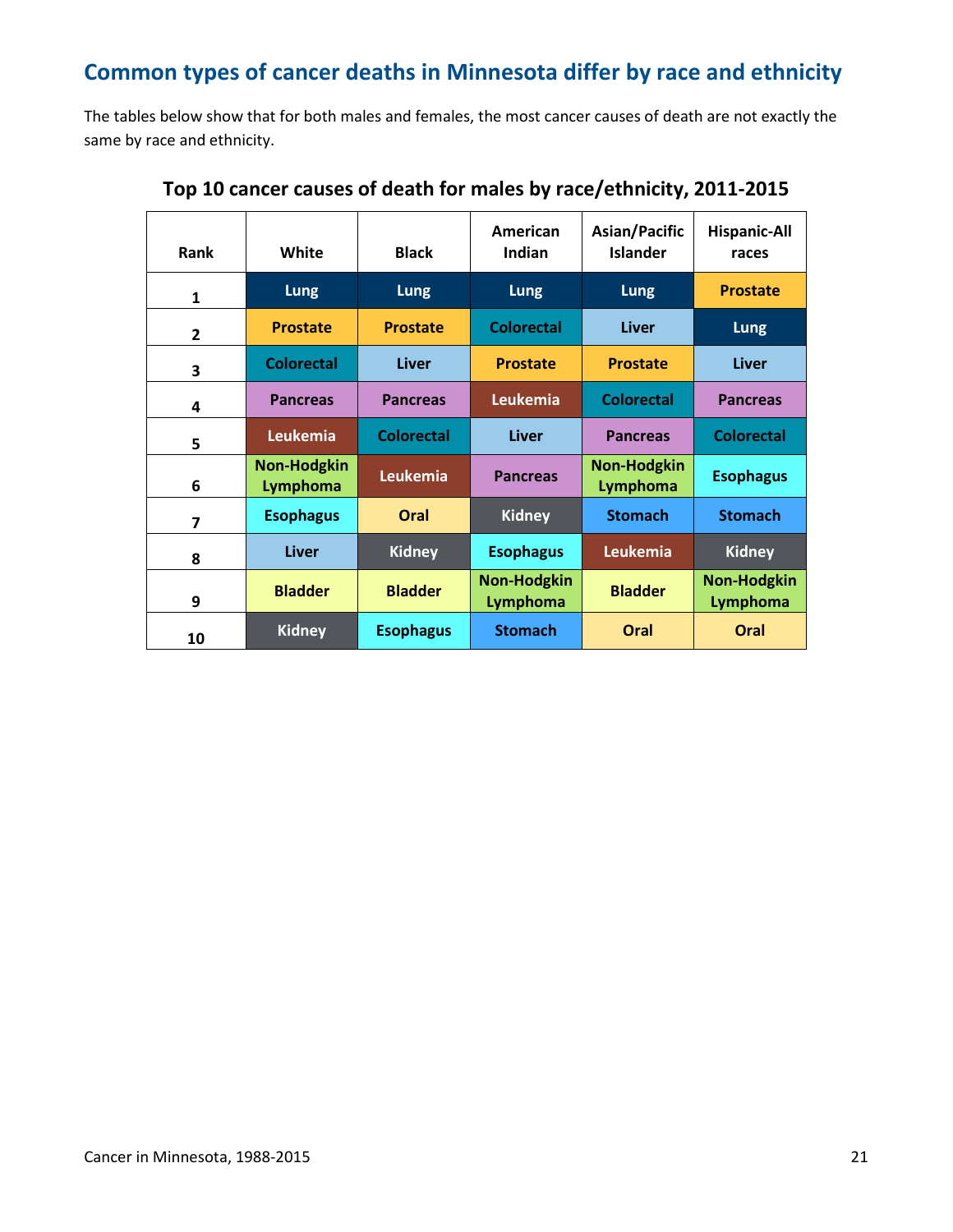## Common types of cancer deaths in Minnesota differ by race and ethnicity

The tables below show that for both males and females, the most cancer causes of death are not exactly the same by race and ethnicity.

### Top 10 cancer causes of death for males by race/ethnicity, 2011-2015

| Rank | White | Black | American Indian | Asian/Pacific Islander | Hispanic-All races |
|---|---|---|---|---|---|
| 1 | Lung | Lung | Lung | Lung | Prostate |
| 2 | Prostate | Prostate | Colorectal | Liver | Lung |
| 3 | Colorectal | Liver | Prostate | Prostate | Liver |
| 4 | Pancreas | Pancreas | Leukemia | Colorectal | Pancreas |
| 5 | Leukemia | Colorectal | Liver | Pancreas | Colorectal |
| 6 | Non-Hodgkin Lymphoma | Leukemia | Pancreas | Non-Hodgkin Lymphoma | Esophagus |
| 7 | Esophagus | Oral | Kidney | Stomach | Stomach |
| 8 | Liver | Kidney | Esophagus | Leukemia | Kidney |
| 9 | Bladder | Bladder | Non-Hodgkin Lymphoma | Bladder | Non-Hodgkin Lymphoma |
| 10 | Kidney | Esophagus | Stomach | Oral | Oral |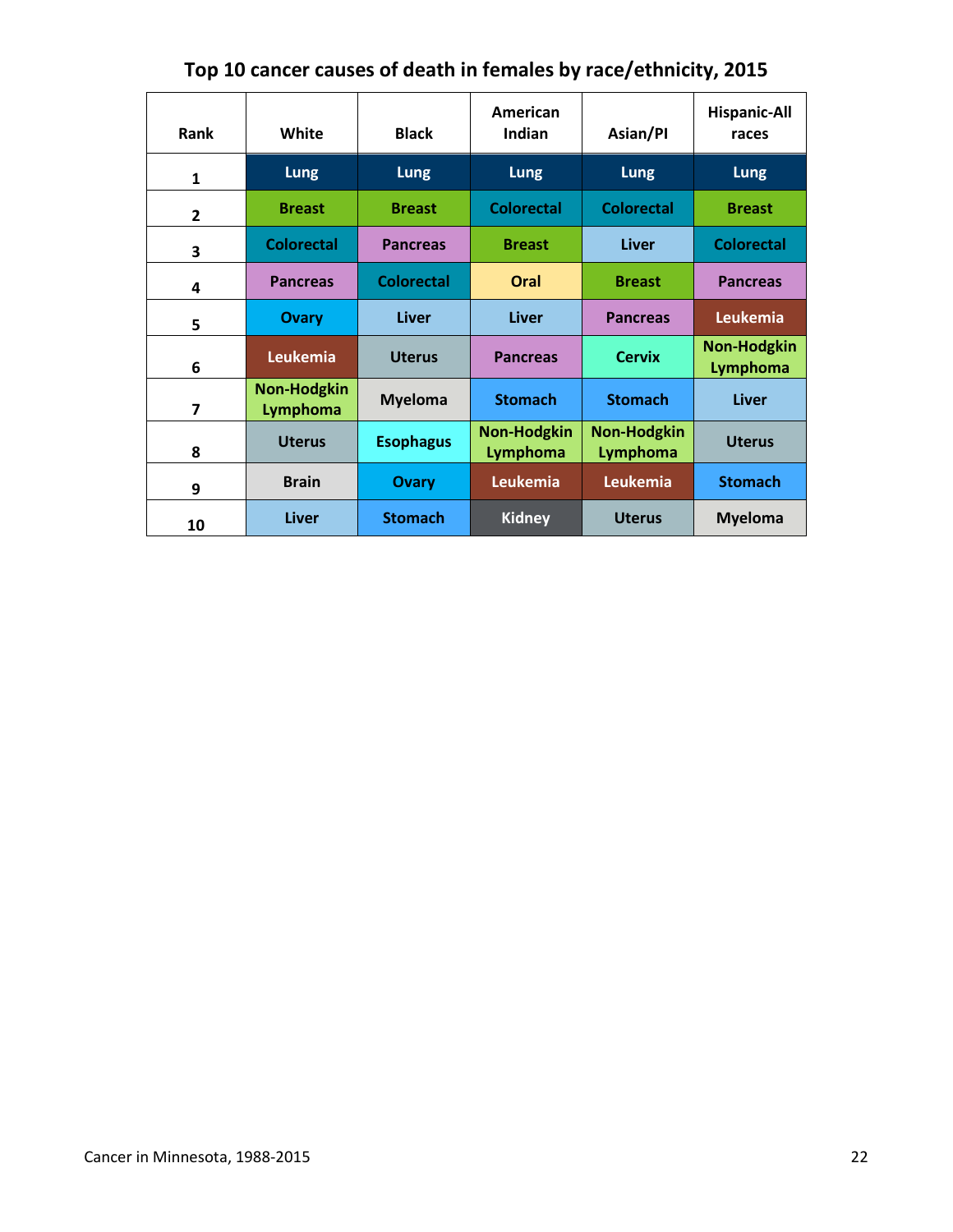## Top 10 cancer causes of death in females by race/ethnicity, 2015

| Rank | White | Black | American Indian | Asian/PI | Hispanic-All races |
|---|---|---|---|---|---|
| 1 | Lung | Lung | Lung | Lung | Lung |
| 2 | Breast | Breast | Colorectal | Colorectal | Breast |
| 3 | Colorectal | Pancreas | Breast | Liver | Colorectal |
| 4 | Pancreas | Colorectal | Oral | Breast | Pancreas |
| 5 | Ovary | Liver | Liver | Pancreas | Leukemia |
| 6 | Leukemia | Uterus | Pancreas | Cervix | Non-Hodgkin Lymphoma |
| 7 | Non-Hodgkin Lymphoma | Myeloma | Stomach | Stomach | Liver |
| 8 | Uterus | Esophagus | Non-Hodgkin Lymphoma | Non-Hodgkin Lymphoma | Uterus |
| 9 | Brain | Ovary | Leukemia | Leukemia | Stomach |
| 10 | Liver | Stomach | Kidney | Uterus | Myeloma |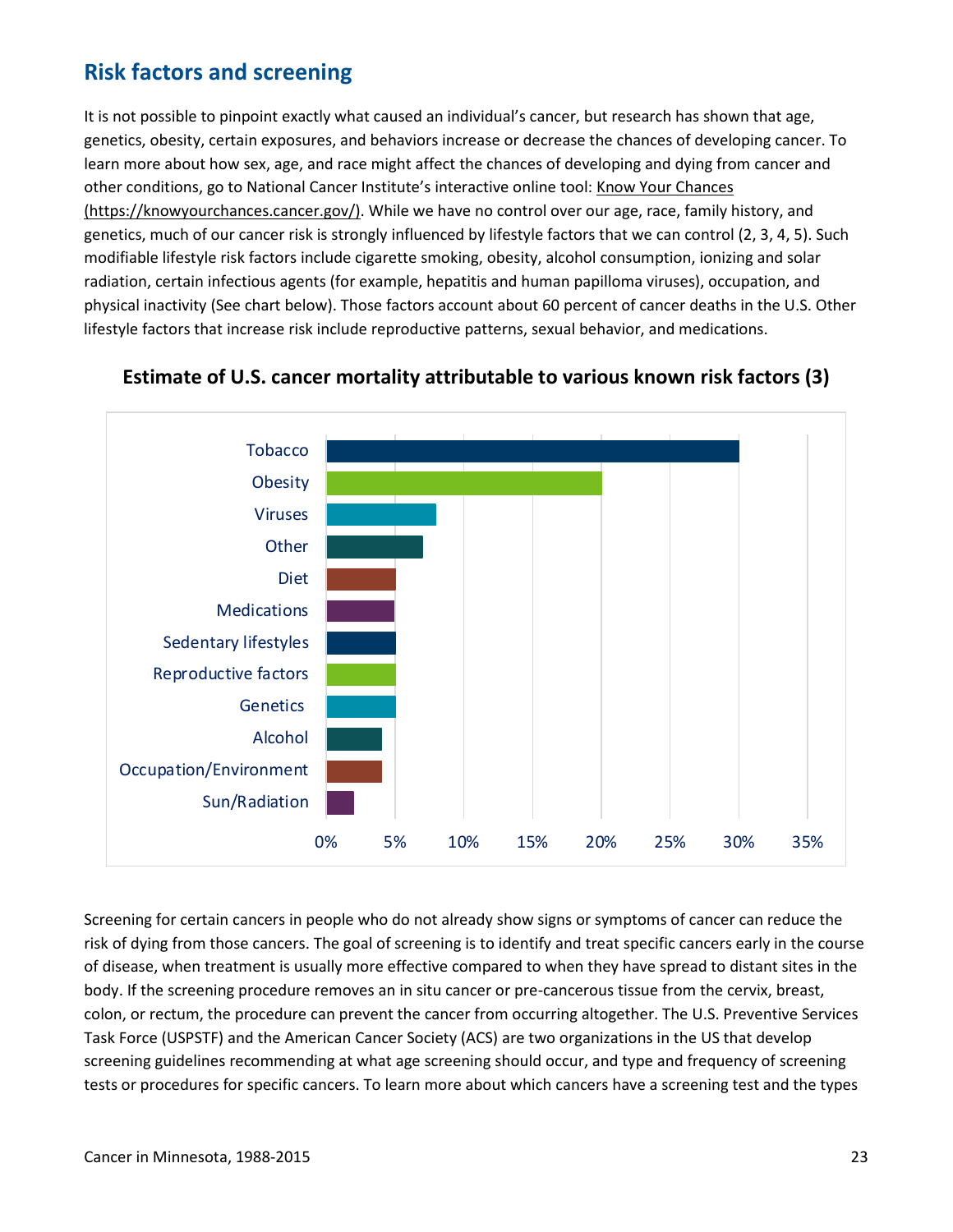## Risk factors and screening

It is not possible to pinpoint exactly what caused an individual's cancer, but research has shown that age, genetics, obesity, certain exposures, and behaviors increase or decrease the chances of developing cancer. To learn more about how sex, age, and race might affect the chances of developing and dying from cancer and other conditions, go to National Cancer Institute's interactive online tool: Know Your Chances (https://knowyourchances.cancer.gov/). While we have no control over our age, race, family history, and genetics, much of our cancer risk is strongly influenced by lifestyle factors that we can control (2, 3, 4, 5). Such modifiable lifestyle risk factors include cigarette smoking, obesity, alcohol consumption, ionizing and solar radiation, certain infectious agents (for example, hepatitis and human papilloma viruses), occupation, and physical inactivity (See chart below). Those factors account about 60 percent of cancer deaths in the U.S. Other lifestyle factors that increase risk include reproductive patterns, sexual behavior, and medications.

**Estimate of U.S. cancer mortality attributable to various known risk factors (3)**

| Risk factor | Approximate percent |
|---|---|
| Tobacco | 30% |
| Obesity | 20% |
| Viruses | 8% |
| Other | 7% |
| Diet | 5% |
| Medications | 5% |
| Sedentary lifestyles | 5% |
| Reproductive factors | 5% |
| Genetics | 5% |
| Alcohol | 4% |
| Occupation/Environment | 4% |
| Sun/Radiation | 2% |

Screening for certain cancers in people who do not already show signs or symptoms of cancer can reduce the risk of dying from those cancers. The goal of screening is to identify and treat specific cancers early in the course of disease, when treatment is usually more effective compared to when they have spread to distant sites in the body. If the screening procedure removes an in situ cancer or pre-cancerous tissue from the cervix, breast, colon, or rectum, the procedure can prevent the cancer from occurring altogether. The U.S. Preventive Services Task Force (USPSTF) and the American Cancer Society (ACS) are two organizations in the US that develop screening guidelines recommending at what age screening should occur, and type and frequency of screening tests or procedures for specific cancers. To learn more about which cancers have a screening test and the types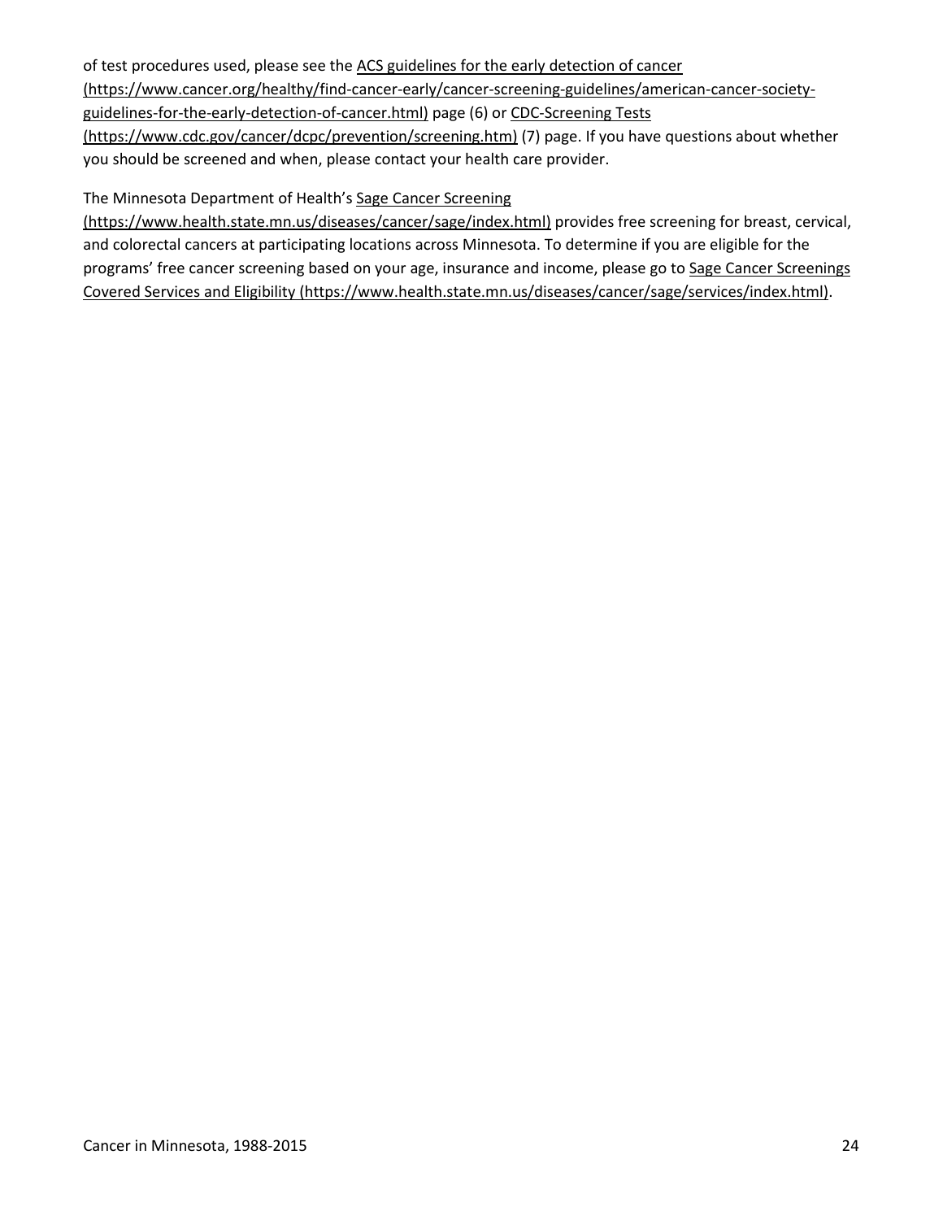of test procedures used, please see the ACS guidelines for the early detection of cancer (https://www.cancer.org/healthy/find-cancer-early/cancer-screening-guidelines/american-cancer-society-guidelines-for-the-early-detection-of-cancer.html) page (6) or CDC-Screening Tests (https://www.cdc.gov/cancer/dcpc/prevention/screening.htm) (7) page. If you have questions about whether you should be screened and when, please contact your health care provider.

The Minnesota Department of Health's Sage Cancer Screening (https://www.health.state.mn.us/diseases/cancer/sage/index.html) provides free screening for breast, cervical, and colorectal cancers at participating locations across Minnesota. To determine if you are eligible for the programs' free cancer screening based on your age, insurance and income, please go to Sage Cancer Screenings Covered Services and Eligibility (https://www.health.state.mn.us/diseases/cancer/sage/services/index.html).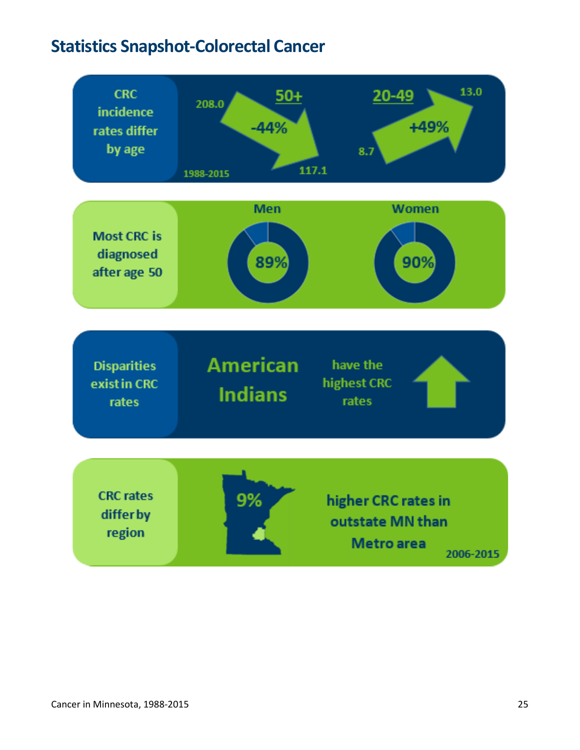# Statistics Snapshot-Colorectal Cancer

**CRC incidence rates differ by age**

1988-2015

**50+**: 208.0 → 117.1 (-44%)

**20-49**: 8.7 → 13.0 (+49%)

**Most CRC is diagnosed after age 50**

Men: 89%

Women: 90%

**Disparities exist in CRC rates**

American Indians have the highest CRC rates

**CRC rates differ by region**

9% higher CRC rates in outstate MN than Metro area

2006-2015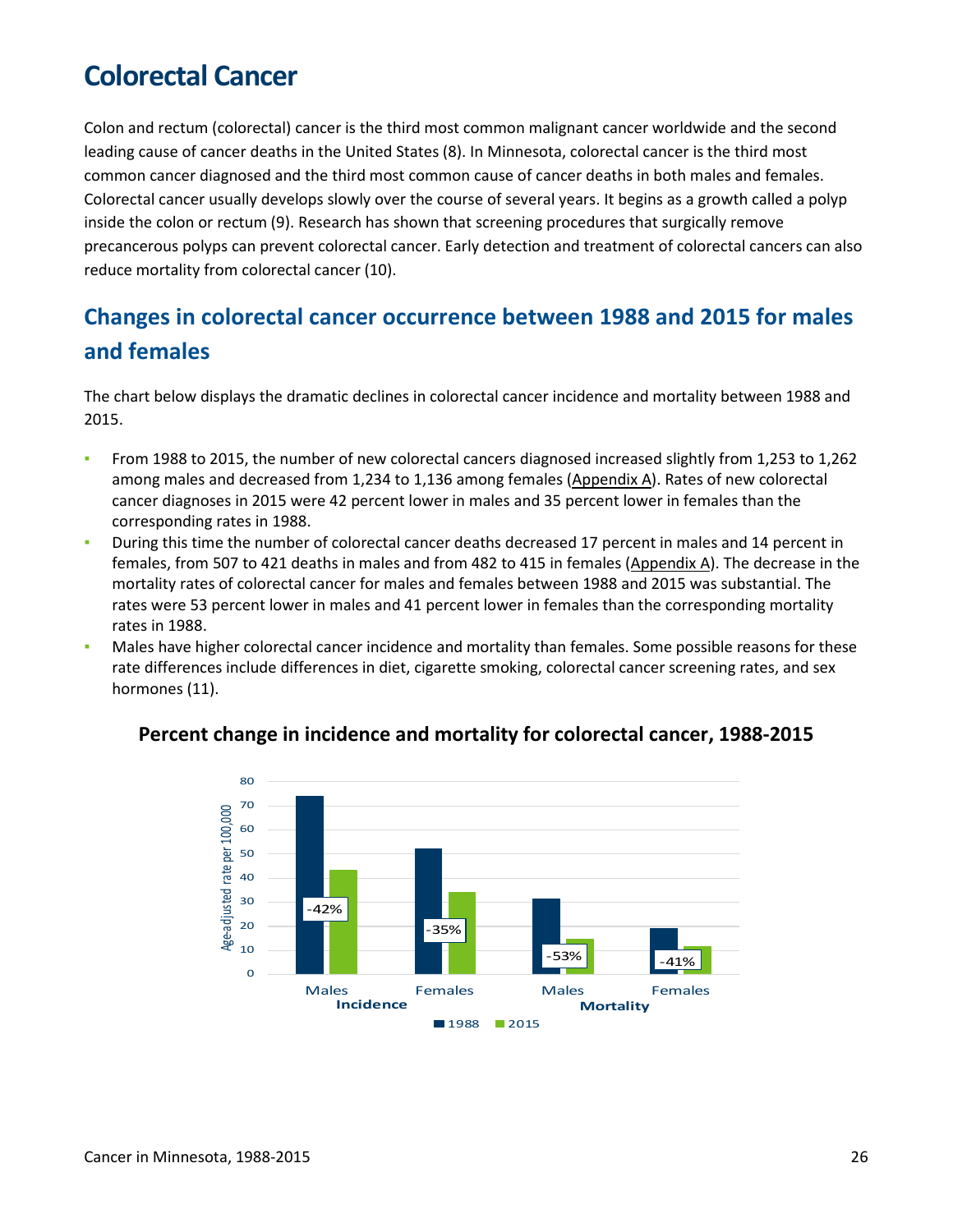# Colorectal Cancer

Colon and rectum (colorectal) cancer is the third most common malignant cancer worldwide and the second leading cause of cancer deaths in the United States (8). In Minnesota, colorectal cancer is the third most common cancer diagnosed and the third most common cause of cancer deaths in both males and females. Colorectal cancer usually develops slowly over the course of several years. It begins as a growth called a polyp inside the colon or rectum (9). Research has shown that screening procedures that surgically remove precancerous polyps can prevent colorectal cancer. Early detection and treatment of colorectal cancers can also reduce mortality from colorectal cancer (10).

## Changes in colorectal cancer occurrence between 1988 and 2015 for males and females

The chart below displays the dramatic declines in colorectal cancer incidence and mortality between 1988 and 2015.

- From 1988 to 2015, the number of new colorectal cancers diagnosed increased slightly from 1,253 to 1,262 among males and decreased from 1,234 to 1,136 among females (Appendix A). Rates of new colorectal cancer diagnoses in 2015 were 42 percent lower in males and 35 percent lower in females than the corresponding rates in 1988.
- During this time the number of colorectal cancer deaths decreased 17 percent in males and 14 percent in females, from 507 to 421 deaths in males and from 482 to 415 in females (Appendix A). The decrease in the mortality rates of colorectal cancer for males and females between 1988 and 2015 was substantial. The rates were 53 percent lower in males and 41 percent lower in females than the corresponding mortality rates in 1988.
- Males have higher colorectal cancer incidence and mortality than females. Some possible reasons for these rate differences include differences in diet, cigarette smoking, colorectal cancer screening rates, and sex hormones (11).

### Percent change in incidence and mortality for colorectal cancer, 1988-2015

| | | Percent change |
|---|---|---|
| Incidence | Males | -42% |
| Incidence | Females | -35% |
| Mortality | Males | -53% |
| Mortality | Females | -41% |

Age-adjusted rate per 100,000 (1988, 2015)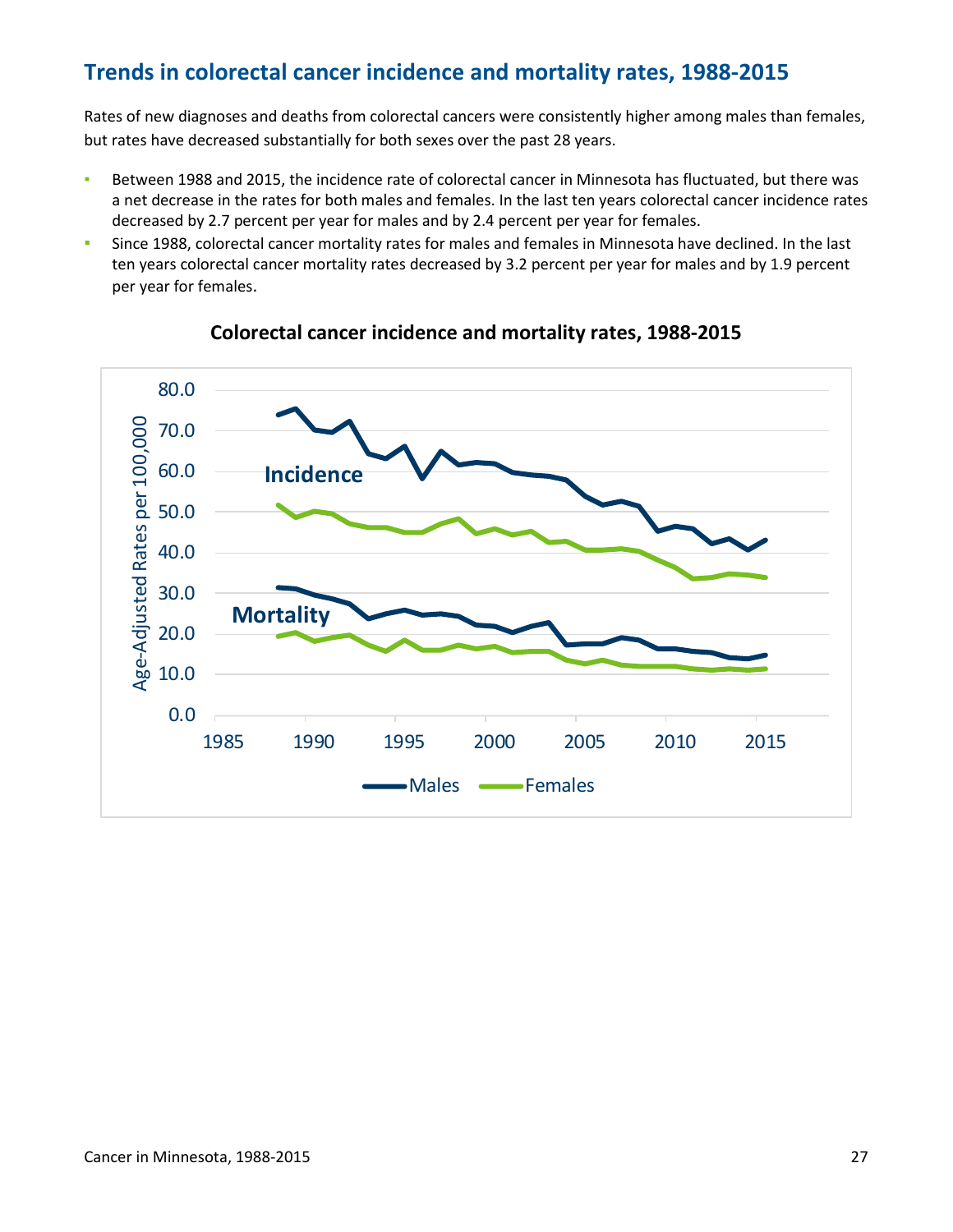## Trends in colorectal cancer incidence and mortality rates, 1988-2015

Rates of new diagnoses and deaths from colorectal cancers were consistently higher among males than females, but rates have decreased substantially for both sexes over the past 28 years.

- Between 1988 and 2015, the incidence rate of colorectal cancer in Minnesota has fluctuated, but there was a net decrease in the rates for both males and females. In the last ten years colorectal cancer incidence rates decreased by 2.7 percent per year for males and by 2.4 percent per year for females.
- Since 1988, colorectal cancer mortality rates for males and females in Minnesota have declined. In the last ten years colorectal cancer mortality rates decreased by 3.2 percent per year for males and by 1.9 percent per year for females.

**Colorectal cancer incidence and mortality rates, 1988-2015**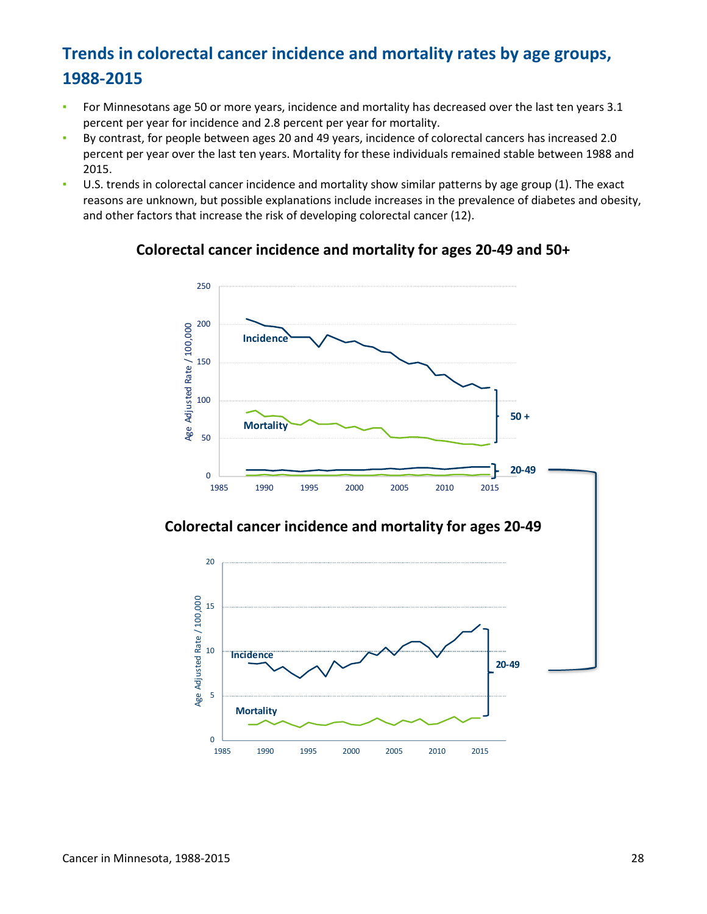## Trends in colorectal cancer incidence and mortality rates by age groups, 1988-2015

- For Minnesotans age 50 or more years, incidence and mortality has decreased over the last ten years 3.1 percent per year for incidence and 2.8 percent per year for mortality.
- By contrast, for people between ages 20 and 49 years, incidence of colorectal cancers has increased 2.0 percent per year over the last ten years. Mortality for these individuals remained stable between 1988 and 2015.
- U.S. trends in colorectal cancer incidence and mortality show similar patterns by age group (1). The exact reasons are unknown, but possible explanations include increases in the prevalence of diabetes and obesity, and other factors that increase the risk of developing colorectal cancer (12).

**Colorectal cancer incidence and mortality for ages 20-49 and 50+**

**Colorectal cancer incidence and mortality for ages 20-49**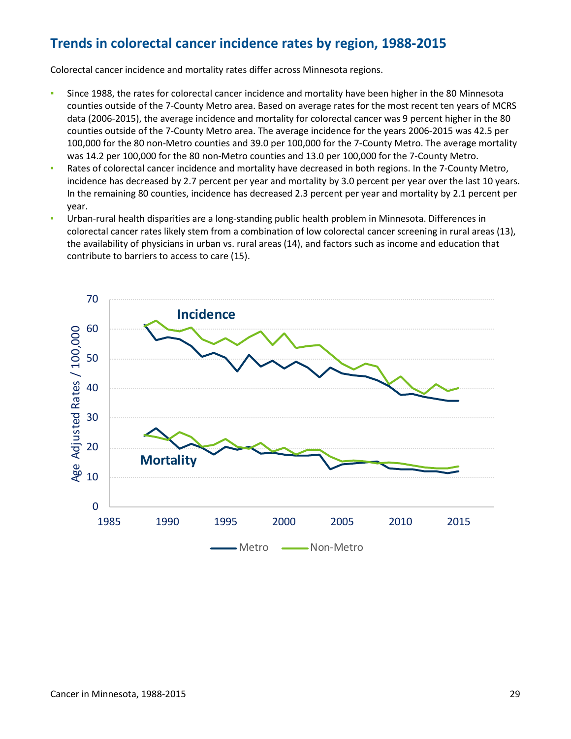## Trends in colorectal cancer incidence rates by region, 1988-2015

Colorectal cancer incidence and mortality rates differ across Minnesota regions.

- Since 1988, the rates for colorectal cancer incidence and mortality have been higher in the 80 Minnesota counties outside of the 7-County Metro area. Based on average rates for the most recent ten years of MCRS data (2006-2015), the average incidence and mortality for colorectal cancer was 9 percent higher in the 80 counties outside of the 7-County Metro area. The average incidence for the years 2006-2015 was 42.5 per 100,000 for the 80 non-Metro counties and 39.0 per 100,000 for the 7-County Metro. The average mortality was 14.2 per 100,000 for the 80 non-Metro counties and 13.0 per 100,000 for the 7-County Metro.
- Rates of colorectal cancer incidence and mortality have decreased in both regions. In the 7-County Metro, incidence has decreased by 2.7 percent per year and mortality by 3.0 percent per year over the last 10 years. In the remaining 80 counties, incidence has decreased 2.3 percent per year and mortality by 2.1 percent per year.
- Urban-rural health disparities are a long-standing public health problem in Minnesota. Differences in colorectal cancer rates likely stem from a combination of low colorectal cancer screening in rural areas (13), the availability of physicians in urban vs. rural areas (14), and factors such as income and education that contribute to barriers to access to care (15).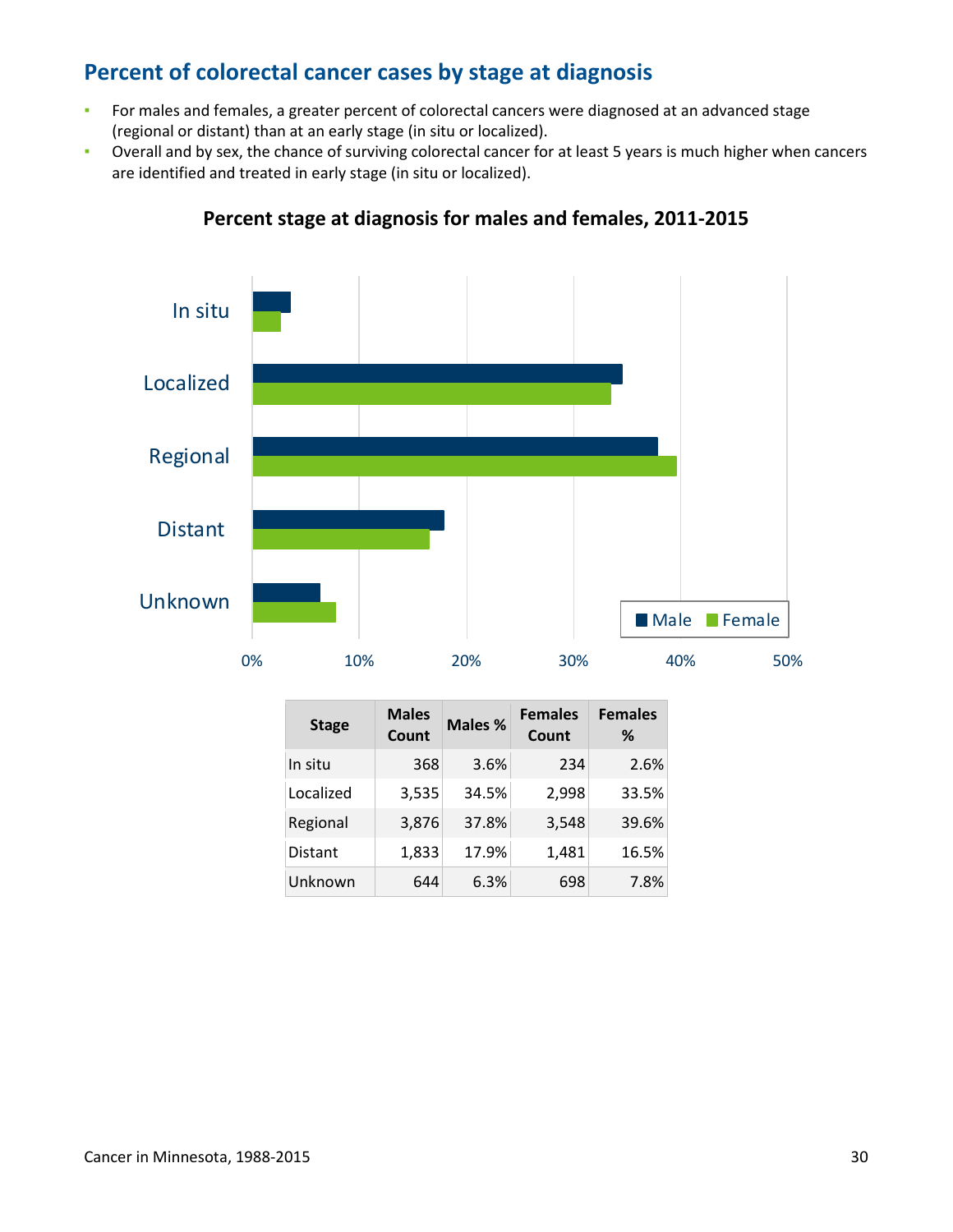## Percent of colorectal cancer cases by stage at diagnosis

- For males and females, a greater percent of colorectal cancers were diagnosed at an advanced stage (regional or distant) than at an early stage (in situ or localized).
- Overall and by sex, the chance of surviving colorectal cancer for at least 5 years is much higher when cancers are identified and treated in early stage (in situ or localized).

**Percent stage at diagnosis for males and females, 2011-2015**

| Stage | Males Count | Males % | Females Count | Females % |
|---|---|---|---|---|
| In situ | 368 | 3.6% | 234 | 2.6% |
| Localized | 3,535 | 34.5% | 2,998 | 33.5% |
| Regional | 3,876 | 37.8% | 3,548 | 39.6% |
| Distant | 1,833 | 17.9% | 1,481 | 16.5% |
| Unknown | 644 | 6.3% | 698 | 7.8% |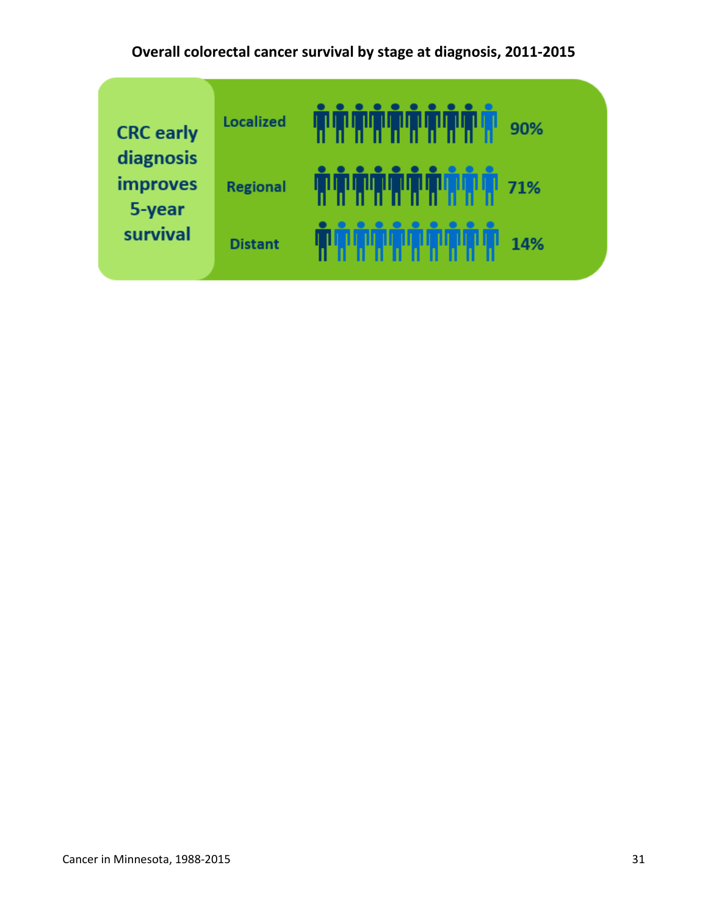**Overall colorectal cancer survival by stage at diagnosis, 2011-2015**

CRC early diagnosis improves 5-year survival

| Stage | 5-year survival |
| --- | --- |
| Localized | 90% |
| Regional | 71% |
| Distant | 14% |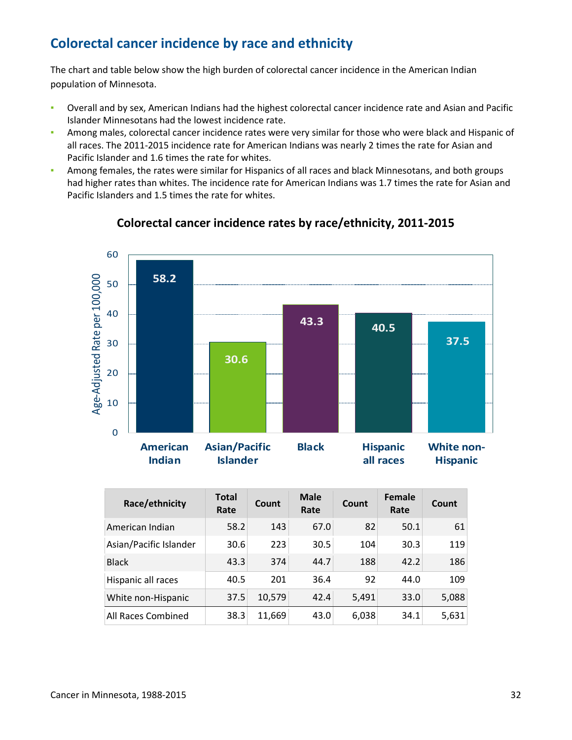## Colorectal cancer incidence by race and ethnicity

The chart and table below show the high burden of colorectal cancer incidence in the American Indian population of Minnesota.

- Overall and by sex, American Indians had the highest colorectal cancer incidence rate and Asian and Pacific Islander Minnesotans had the lowest incidence rate.
- Among males, colorectal cancer incidence rates were very similar for those who were black and Hispanic of all races. The 2011-2015 incidence rate for American Indians was nearly 2 times the rate for Asian and Pacific Islander and 1.6 times the rate for whites.
- Among females, the rates were similar for Hispanics of all races and black Minnesotans, and both groups had higher rates than whites. The incidence rate for American Indians was 1.7 times the rate for Asian and Pacific Islanders and 1.5 times the rate for whites.

**Colorectal cancer incidence rates by race/ethnicity, 2011-2015**

| Race/ethnicity | Age-Adjusted Rate per 100,000 |
|---|---|
| American Indian | 58.2 |
| Asian/Pacific Islander | 30.6 |
| Black | 43.3 |
| Hispanic all races | 40.5 |
| White non-Hispanic | 37.5 |

| Race/ethnicity | Total Rate | Count | Male Rate | Count | Female Rate | Count |
|---|---|---|---|---|---|---|
| American Indian | 58.2 | 143 | 67.0 | 82 | 50.1 | 61 |
| Asian/Pacific Islander | 30.6 | 223 | 30.5 | 104 | 30.3 | 119 |
| Black | 43.3 | 374 | 44.7 | 188 | 42.2 | 186 |
| Hispanic all races | 40.5 | 201 | 36.4 | 92 | 44.0 | 109 |
| White non-Hispanic | 37.5 | 10,579 | 42.4 | 5,491 | 33.0 | 5,088 |
| All Races Combined | 38.3 | 11,669 | 43.0 | 6,038 | 34.1 | 5,631 |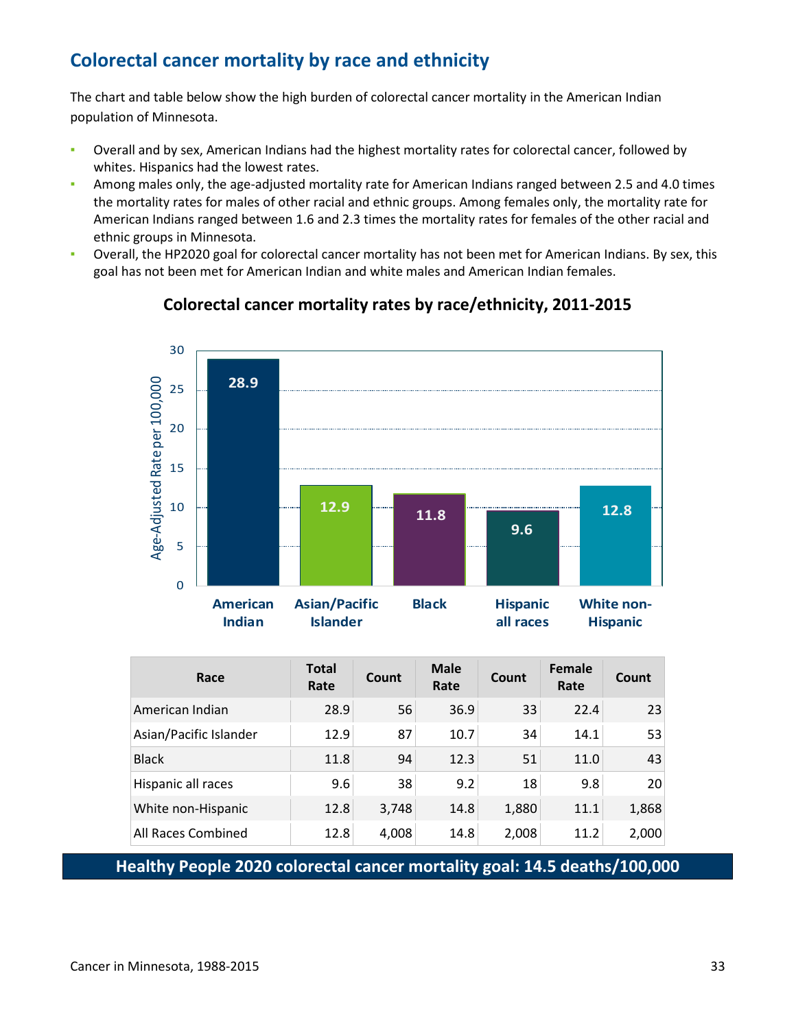## Colorectal cancer mortality by race and ethnicity

The chart and table below show the high burden of colorectal cancer mortality in the American Indian population of Minnesota.

- Overall and by sex, American Indians had the highest mortality rates for colorectal cancer, followed by whites. Hispanics had the lowest rates.
- Among males only, the age-adjusted mortality rate for American Indians ranged between 2.5 and 4.0 times the mortality rates for males of other racial and ethnic groups. Among females only, the mortality rate for American Indians ranged between 1.6 and 2.3 times the mortality rates for females of the other racial and ethnic groups in Minnesota.
- Overall, the HP2020 goal for colorectal cancer mortality has not been met for American Indians. By sex, this goal has not been met for American Indian and white males and American Indian females.

### Colorectal cancer mortality rates by race/ethnicity, 2011-2015

| Race/Ethnicity | Age-Adjusted Rate per 100,000 |
|---|---|
| American Indian | 28.9 |
| Asian/Pacific Islander | 12.9 |
| Black | 11.8 |
| Hispanic all races | 9.6 |
| White non-Hispanic | 12.8 |

| Race | Total Rate | Count | Male Rate | Count | Female Rate | Count |
|---|---|---|---|---|---|---|
| American Indian | 28.9 | 56 | 36.9 | 33 | 22.4 | 23 |
| Asian/Pacific Islander | 12.9 | 87 | 10.7 | 34 | 14.1 | 53 |
| Black | 11.8 | 94 | 12.3 | 51 | 11.0 | 43 |
| Hispanic all races | 9.6 | 38 | 9.2 | 18 | 9.8 | 20 |
| White non-Hispanic | 12.8 | 3,748 | 14.8 | 1,880 | 11.1 | 1,868 |
| All Races Combined | 12.8 | 4,008 | 14.8 | 2,008 | 11.2 | 2,000 |

**Healthy People 2020 colorectal cancer mortality goal: 14.5 deaths/100,000**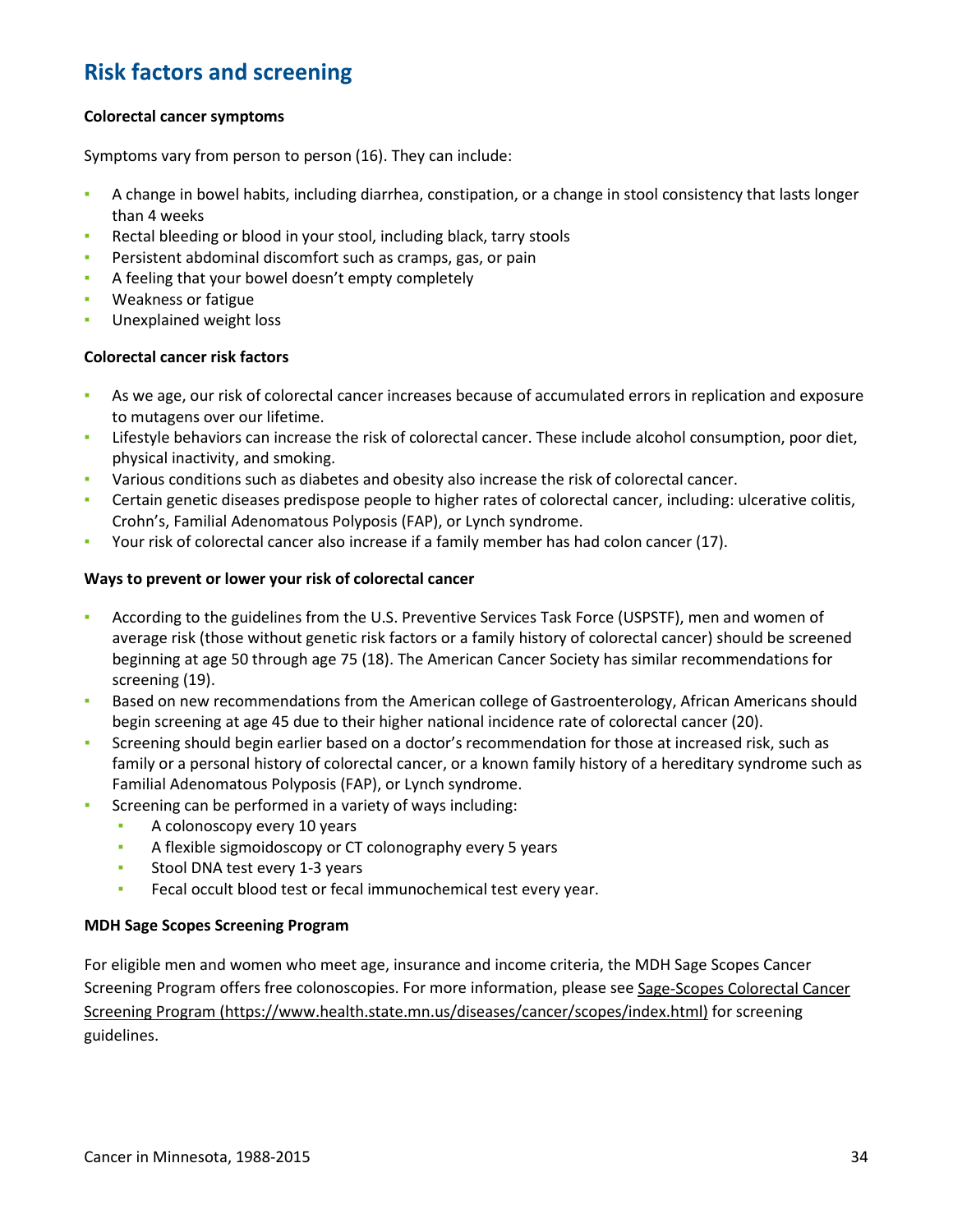## Risk factors and screening

**Colorectal cancer symptoms**

Symptoms vary from person to person (16). They can include:

- A change in bowel habits, including diarrhea, constipation, or a change in stool consistency that lasts longer than 4 weeks
- Rectal bleeding or blood in your stool, including black, tarry stools
- Persistent abdominal discomfort such as cramps, gas, or pain
- A feeling that your bowel doesn't empty completely
- Weakness or fatigue
- Unexplained weight loss

**Colorectal cancer risk factors**

- As we age, our risk of colorectal cancer increases because of accumulated errors in replication and exposure to mutagens over our lifetime.
- Lifestyle behaviors can increase the risk of colorectal cancer. These include alcohol consumption, poor diet, physical inactivity, and smoking.
- Various conditions such as diabetes and obesity also increase the risk of colorectal cancer.
- Certain genetic diseases predispose people to higher rates of colorectal cancer, including: ulcerative colitis, Crohn's, Familial Adenomatous Polyposis (FAP), or Lynch syndrome.
- Your risk of colorectal cancer also increase if a family member has had colon cancer (17).

**Ways to prevent or lower your risk of colorectal cancer**

- According to the guidelines from the U.S. Preventive Services Task Force (USPSTF), men and women of average risk (those without genetic risk factors or a family history of colorectal cancer) should be screened beginning at age 50 through age 75 (18). The American Cancer Society has similar recommendations for screening (19).
- Based on new recommendations from the American college of Gastroenterology, African Americans should begin screening at age 45 due to their higher national incidence rate of colorectal cancer (20).
- Screening should begin earlier based on a doctor's recommendation for those at increased risk, such as family or a personal history of colorectal cancer, or a known family history of a hereditary syndrome such as Familial Adenomatous Polyposis (FAP), or Lynch syndrome.
- Screening can be performed in a variety of ways including:
  - A colonoscopy every 10 years
  - A flexible sigmoidoscopy or CT colonography every 5 years
  - Stool DNA test every 1-3 years
  - Fecal occult blood test or fecal immunochemical test every year.

**MDH Sage Scopes Screening Program**

For eligible men and women who meet age, insurance and income criteria, the MDH Sage Scopes Cancer Screening Program offers free colonoscopies. For more information, please see [Sage-Scopes Colorectal Cancer Screening Program (https://www.health.state.mn.us/diseases/cancer/scopes/index.html)](https://www.health.state.mn.us/diseases/cancer/scopes/index.html) for screening guidelines.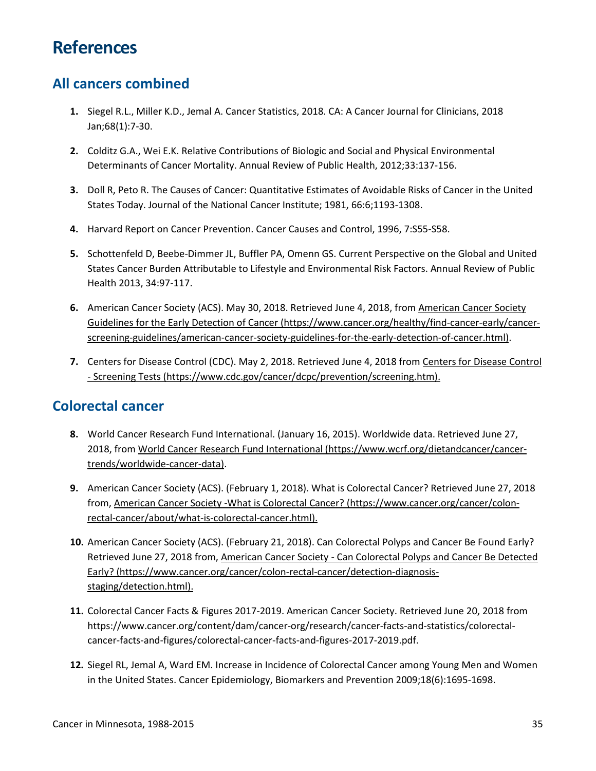# References

## All cancers combined

1. Siegel R.L., Miller K.D., Jemal A. Cancer Statistics, 2018. CA: A Cancer Journal for Clinicians, 2018 Jan;68(1):7-30.

2. Colditz G.A., Wei E.K. Relative Contributions of Biologic and Social and Physical Environmental Determinants of Cancer Mortality. Annual Review of Public Health, 2012;33:137-156.

3. Doll R, Peto R. The Causes of Cancer: Quantitative Estimates of Avoidable Risks of Cancer in the United States Today. Journal of the National Cancer Institute; 1981, 66:6;1193-1308.

4. Harvard Report on Cancer Prevention. Cancer Causes and Control, 1996, 7:S55-S58.

5. Schottenfeld D, Beebe-Dimmer JL, Buffler PA, Omenn GS. Current Perspective on the Global and United States Cancer Burden Attributable to Lifestyle and Environmental Risk Factors. Annual Review of Public Health 2013, 34:97-117.

6. American Cancer Society (ACS). May 30, 2018. Retrieved June 4, 2018, from American Cancer Society Guidelines for the Early Detection of Cancer (https://www.cancer.org/healthy/find-cancer-early/cancer-screening-guidelines/american-cancer-society-guidelines-for-the-early-detection-of-cancer.html).

7. Centers for Disease Control (CDC). May 2, 2018. Retrieved June 4, 2018 from Centers for Disease Control - Screening Tests (https://www.cdc.gov/cancer/dcpc/prevention/screening.htm).

## Colorectal cancer

8. World Cancer Research Fund International. (January 16, 2015). Worldwide data. Retrieved June 27, 2018, from World Cancer Research Fund International (https://www.wcrf.org/dietandcancer/cancer-trends/worldwide-cancer-data).

9. American Cancer Society (ACS). (February 1, 2018). What is Colorectal Cancer? Retrieved June 27, 2018 from, American Cancer Society -What is Colorectal Cancer? (https://www.cancer.org/cancer/colon-rectal-cancer/about/what-is-colorectal-cancer.html).

10. American Cancer Society (ACS). (February 21, 2018). Can Colorectal Polyps and Cancer Be Found Early? Retrieved June 27, 2018 from, American Cancer Society - Can Colorectal Polyps and Cancer Be Detected Early? (https://www.cancer.org/cancer/colon-rectal-cancer/detection-diagnosis-staging/detection.html).

11. Colorectal Cancer Facts & Figures 2017-2019. American Cancer Society. Retrieved June 20, 2018 from https://www.cancer.org/content/dam/cancer-org/research/cancer-facts-and-statistics/colorectal-cancer-facts-and-figures/colorectal-cancer-facts-and-figures-2017-2019.pdf.

12. Siegel RL, Jemal A, Ward EM. Increase in Incidence of Colorectal Cancer among Young Men and Women in the United States. Cancer Epidemiology, Biomarkers and Prevention 2009;18(6):1695-1698.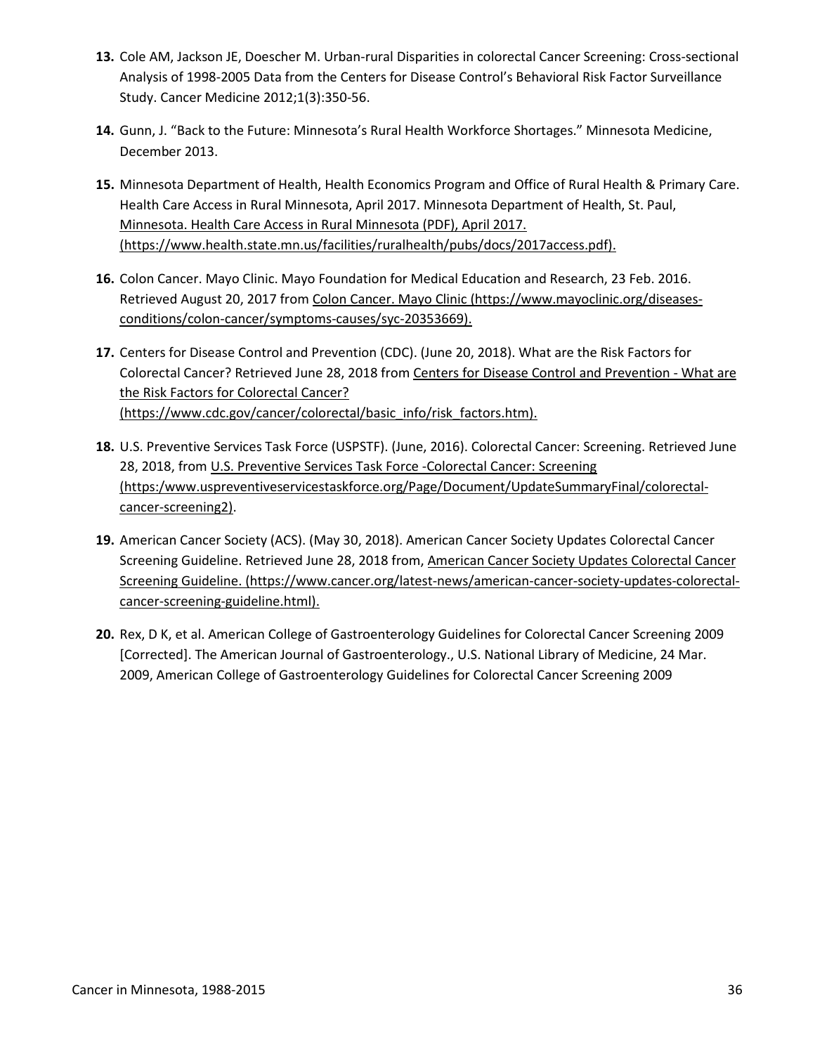**13.** Cole AM, Jackson JE, Doescher M. Urban-rural Disparities in colorectal Cancer Screening: Cross-sectional Analysis of 1998-2005 Data from the Centers for Disease Control's Behavioral Risk Factor Surveillance Study. Cancer Medicine 2012;1(3):350-56.

**14.** Gunn, J. "Back to the Future: Minnesota's Rural Health Workforce Shortages." Minnesota Medicine, December 2013.

**15.** Minnesota Department of Health, Health Economics Program and Office of Rural Health & Primary Care. Health Care Access in Rural Minnesota, April 2017. Minnesota Department of Health, St. Paul, Minnesota. Health Care Access in Rural Minnesota (PDF), April 2017. (https://www.health.state.mn.us/facilities/ruralhealth/pubs/docs/2017access.pdf).

**16.** Colon Cancer. Mayo Clinic. Mayo Foundation for Medical Education and Research, 23 Feb. 2016. Retrieved August 20, 2017 from Colon Cancer. Mayo Clinic (https://www.mayoclinic.org/diseases-conditions/colon-cancer/symptoms-causes/syc-20353669).

**17.** Centers for Disease Control and Prevention (CDC). (June 20, 2018). What are the Risk Factors for Colorectal Cancer? Retrieved June 28, 2018 from Centers for Disease Control and Prevention - What are the Risk Factors for Colorectal Cancer? (https://www.cdc.gov/cancer/colorectal/basic_info/risk_factors.htm).

**18.** U.S. Preventive Services Task Force (USPSTF). (June, 2016). Colorectal Cancer: Screening. Retrieved June 28, 2018, from U.S. Preventive Services Task Force -Colorectal Cancer: Screening (https:/www.uspreventiveservicestaskforce.org/Page/Document/UpdateSummaryFinal/colorectal-cancer-screening2).

**19.** American Cancer Society (ACS). (May 30, 2018). American Cancer Society Updates Colorectal Cancer Screening Guideline. Retrieved June 28, 2018 from, American Cancer Society Updates Colorectal Cancer Screening Guideline. (https://www.cancer.org/latest-news/american-cancer-society-updates-colorectal-cancer-screening-guideline.html).

**20.** Rex, D K, et al. American College of Gastroenterology Guidelines for Colorectal Cancer Screening 2009 [Corrected]. The American Journal of Gastroenterology., U.S. National Library of Medicine, 24 Mar. 2009, American College of Gastroenterology Guidelines for Colorectal Cancer Screening 2009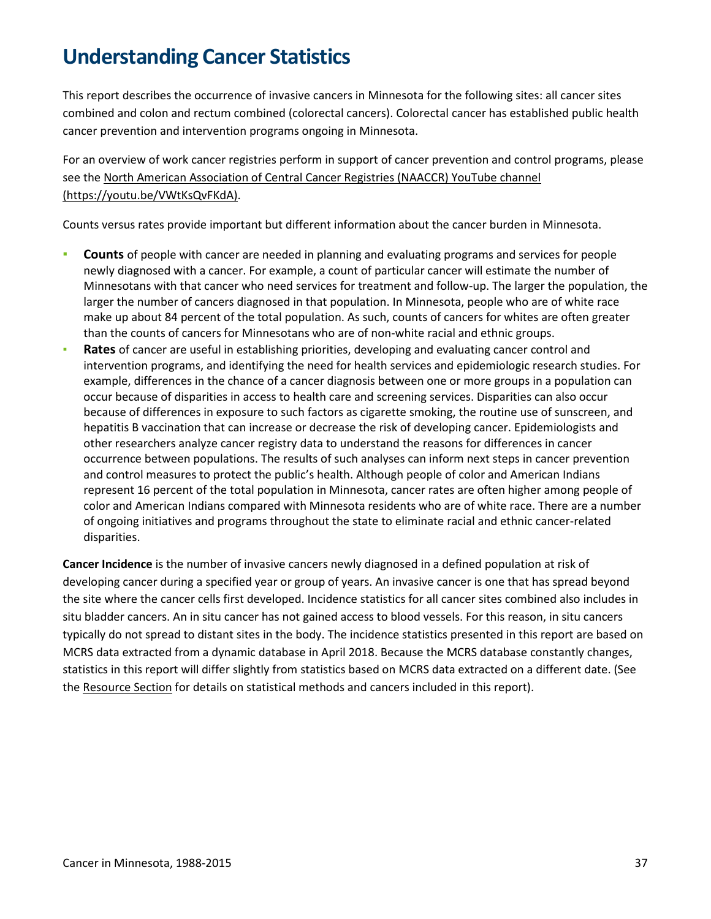# Understanding Cancer Statistics

This report describes the occurrence of invasive cancers in Minnesota for the following sites: all cancer sites combined and colon and rectum combined (colorectal cancers). Colorectal cancer has established public health cancer prevention and intervention programs ongoing in Minnesota.

For an overview of work cancer registries perform in support of cancer prevention and control programs, please see the [North American Association of Central Cancer Registries (NAACCR) YouTube channel (https://youtu.be/VWtKsQvFKdA)](https://youtu.be/VWtKsQvFKdA).

Counts versus rates provide important but different information about the cancer burden in Minnesota.

- **Counts** of people with cancer are needed in planning and evaluating programs and services for people newly diagnosed with a cancer. For example, a count of particular cancer will estimate the number of Minnesotans with that cancer who need services for treatment and follow-up. The larger the population, the larger the number of cancers diagnosed in that population. In Minnesota, people who are of white race make up about 84 percent of the total population. As such, counts of cancers for whites are often greater than the counts of cancers for Minnesotans who are of non-white racial and ethnic groups.
- **Rates** of cancer are useful in establishing priorities, developing and evaluating cancer control and intervention programs, and identifying the need for health services and epidemiologic research studies. For example, differences in the chance of a cancer diagnosis between one or more groups in a population can occur because of disparities in access to health care and screening services. Disparities can also occur because of differences in exposure to such factors as cigarette smoking, the routine use of sunscreen, and hepatitis B vaccination that can increase or decrease the risk of developing cancer. Epidemiologists and other researchers analyze cancer registry data to understand the reasons for differences in cancer occurrence between populations. The results of such analyses can inform next steps in cancer prevention and control measures to protect the public's health. Although people of color and American Indians represent 16 percent of the total population in Minnesota, cancer rates are often higher among people of color and American Indians compared with Minnesota residents who are of white race. There are a number of ongoing initiatives and programs throughout the state to eliminate racial and ethnic cancer-related disparities.

**Cancer Incidence** is the number of invasive cancers newly diagnosed in a defined population at risk of developing cancer during a specified year or group of years. An invasive cancer is one that has spread beyond the site where the cancer cells first developed. Incidence statistics for all cancer sites combined also includes in situ bladder cancers. An in situ cancer has not gained access to blood vessels. For this reason, in situ cancers typically do not spread to distant sites in the body. The incidence statistics presented in this report are based on MCRS data extracted from a dynamic database in April 2018. Because the MCRS database constantly changes, statistics in this report will differ slightly from statistics based on MCRS data extracted on a different date. (See the Resource Section for details on statistical methods and cancers included in this report).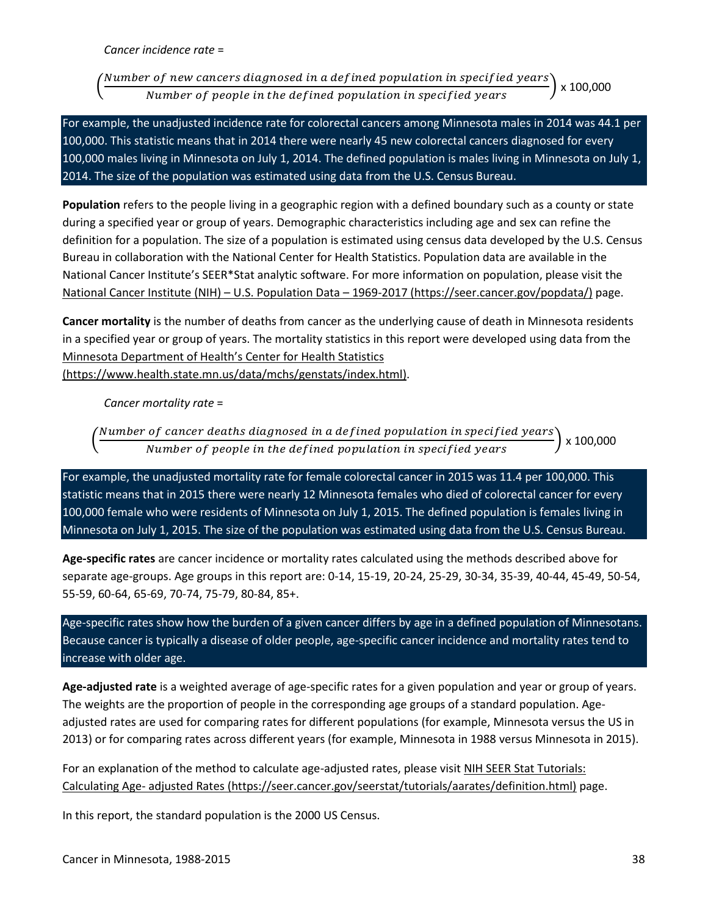*Cancer incidence rate* =

$$\left(\frac{\textit{Number of new cancers diagnosed in a defined population in specified years}}{\textit{Number of people in the defined population in specified years}}\right) \text{x } 100{,}000$$

For example, the unadjusted incidence rate for colorectal cancers among Minnesota males in 2014 was 44.1 per 100,000. This statistic means that in 2014 there were nearly 45 new colorectal cancers diagnosed for every 100,000 males living in Minnesota on July 1, 2014. The defined population is males living in Minnesota on July 1, 2014. The size of the population was estimated using data from the U.S. Census Bureau.

**Population** refers to the people living in a geographic region with a defined boundary such as a county or state during a specified year or group of years. Demographic characteristics including age and sex can refine the definition for a population. The size of a population is estimated using census data developed by the U.S. Census Bureau in collaboration with the National Center for Health Statistics. Population data are available in the National Cancer Institute's SEER*Stat analytic software. For more information on population, please visit the National Cancer Institute (NIH) – U.S. Population Data – 1969-2017 (https://seer.cancer.gov/popdata/) page.

**Cancer mortality** is the number of deaths from cancer as the underlying cause of death in Minnesota residents in a specified year or group of years. The mortality statistics in this report were developed using data from the Minnesota Department of Health's Center for Health Statistics (https://www.health.state.mn.us/data/mchs/genstats/index.html).

*Cancer mortality rate* =

$$\left(\frac{\textit{Number of cancer deaths diagnosed in a defined population in specified years}}{\textit{Number of people in the defined population in specified years}}\right) \text{x } 100{,}000$$

For example, the unadjusted mortality rate for female colorectal cancer in 2015 was 11.4 per 100,000. This statistic means that in 2015 there were nearly 12 Minnesota females who died of colorectal cancer for every 100,000 female who were residents of Minnesota on July 1, 2015. The defined population is females living in Minnesota on July 1, 2015. The size of the population was estimated using data from the U.S. Census Bureau.

**Age-specific rates** are cancer incidence or mortality rates calculated using the methods described above for separate age-groups. Age groups in this report are: 0-14, 15-19, 20-24, 25-29, 30-34, 35-39, 40-44, 45-49, 50-54, 55-59, 60-64, 65-69, 70-74, 75-79, 80-84, 85+.

Age-specific rates show how the burden of a given cancer differs by age in a defined population of Minnesotans. Because cancer is typically a disease of older people, age-specific cancer incidence and mortality rates tend to increase with older age.

**Age-adjusted rate** is a weighted average of age-specific rates for a given population and year or group of years. The weights are the proportion of people in the corresponding age groups of a standard population. Age-adjusted rates are used for comparing rates for different populations (for example, Minnesota versus the US in 2013) or for comparing rates across different years (for example, Minnesota in 1988 versus Minnesota in 2015).

For an explanation of the method to calculate age-adjusted rates, please visit NIH SEER Stat Tutorials: Calculating Age- adjusted Rates (https://seer.cancer.gov/seerstat/tutorials/aarates/definition.html) page.

In this report, the standard population is the 2000 US Census.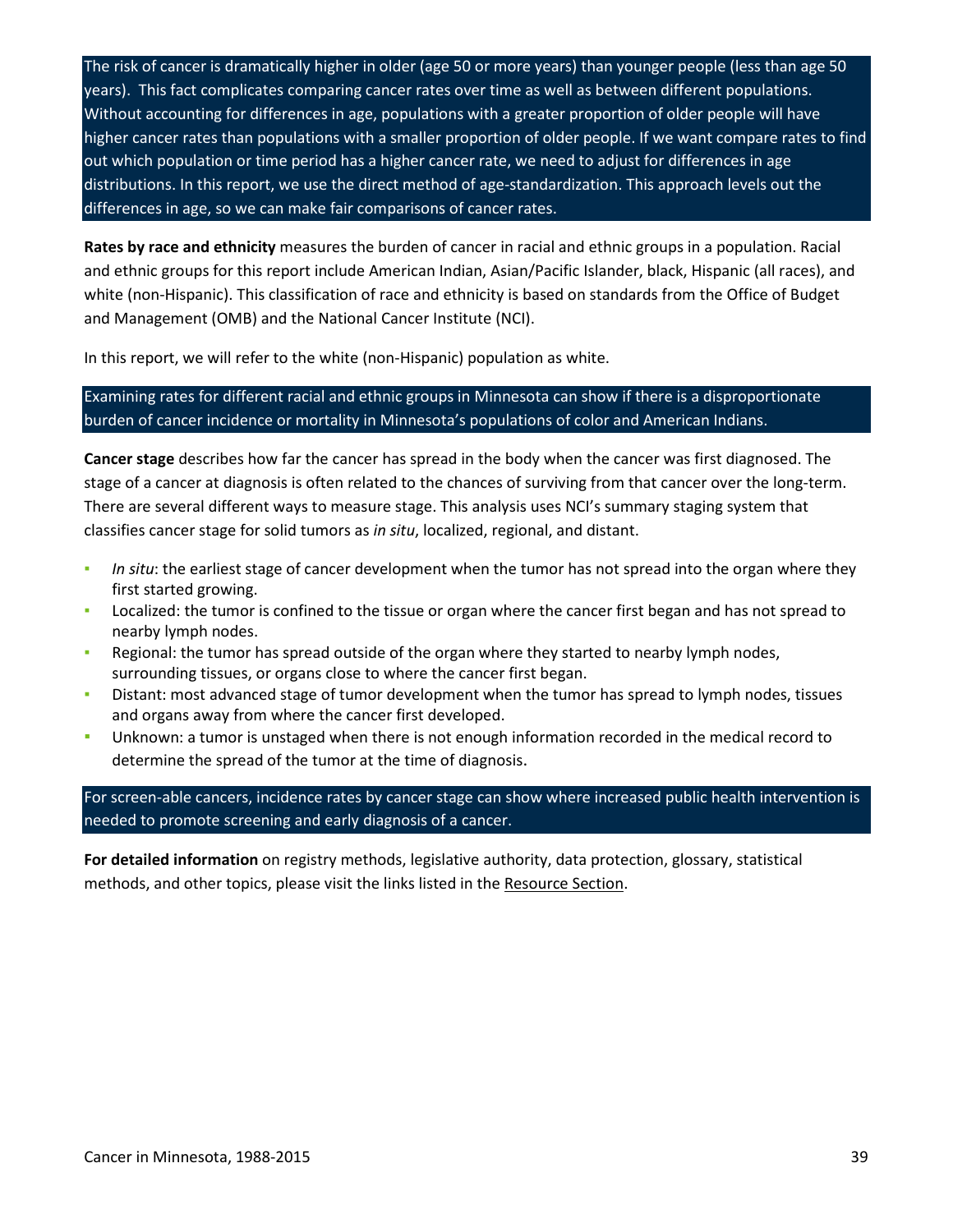The risk of cancer is dramatically higher in older (age 50 or more years) than younger people (less than age 50 years). This fact complicates comparing cancer rates over time as well as between different populations. Without accounting for differences in age, populations with a greater proportion of older people will have higher cancer rates than populations with a smaller proportion of older people. If we want compare rates to find out which population or time period has a higher cancer rate, we need to adjust for differences in age distributions. In this report, we use the direct method of age-standardization. This approach levels out the differences in age, so we can make fair comparisons of cancer rates.

**Rates by race and ethnicity** measures the burden of cancer in racial and ethnic groups in a population. Racial and ethnic groups for this report include American Indian, Asian/Pacific Islander, black, Hispanic (all races), and white (non-Hispanic). This classification of race and ethnicity is based on standards from the Office of Budget and Management (OMB) and the National Cancer Institute (NCI).

In this report, we will refer to the white (non-Hispanic) population as white.

Examining rates for different racial and ethnic groups in Minnesota can show if there is a disproportionate burden of cancer incidence or mortality in Minnesota's populations of color and American Indians.

**Cancer stage** describes how far the cancer has spread in the body when the cancer was first diagnosed. The stage of a cancer at diagnosis is often related to the chances of surviving from that cancer over the long-term. There are several different ways to measure stage. This analysis uses NCI's summary staging system that classifies cancer stage for solid tumors as *in situ*, localized, regional, and distant.

- *In situ*: the earliest stage of cancer development when the tumor has not spread into the organ where they first started growing.
- Localized: the tumor is confined to the tissue or organ where the cancer first began and has not spread to nearby lymph nodes.
- Regional: the tumor has spread outside of the organ where they started to nearby lymph nodes, surrounding tissues, or organs close to where the cancer first began.
- Distant: most advanced stage of tumor development when the tumor has spread to lymph nodes, tissues and organs away from where the cancer first developed.
- Unknown: a tumor is unstaged when there is not enough information recorded in the medical record to determine the spread of the tumor at the time of diagnosis.

For screen-able cancers, incidence rates by cancer stage can show where increased public health intervention is needed to promote screening and early diagnosis of a cancer.

**For detailed information** on registry methods, legislative authority, data protection, glossary, statistical methods, and other topics, please visit the links listed in the Resource Section.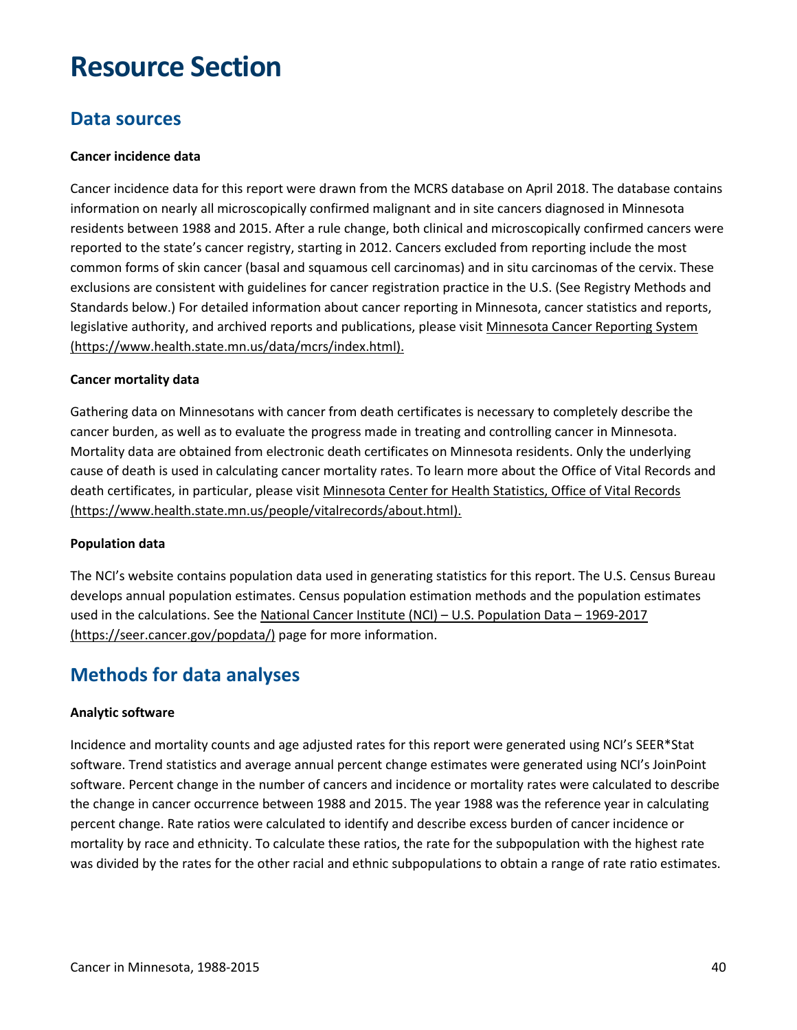# Resource Section

## Data sources

**Cancer incidence data**

Cancer incidence data for this report were drawn from the MCRS database on April 2018. The database contains information on nearly all microscopically confirmed malignant and in site cancers diagnosed in Minnesota residents between 1988 and 2015. After a rule change, both clinical and microscopically confirmed cancers were reported to the state's cancer registry, starting in 2012. Cancers excluded from reporting include the most common forms of skin cancer (basal and squamous cell carcinomas) and in situ carcinomas of the cervix. These exclusions are consistent with guidelines for cancer registration practice in the U.S. (See Registry Methods and Standards below.) For detailed information about cancer reporting in Minnesota, cancer statistics and reports, legislative authority, and archived reports and publications, please visit Minnesota Cancer Reporting System (https://www.health.state.mn.us/data/mcrs/index.html).

**Cancer mortality data**

Gathering data on Minnesotans with cancer from death certificates is necessary to completely describe the cancer burden, as well as to evaluate the progress made in treating and controlling cancer in Minnesota. Mortality data are obtained from electronic death certificates on Minnesota residents. Only the underlying cause of death is used in calculating cancer mortality rates. To learn more about the Office of Vital Records and death certificates, in particular, please visit Minnesota Center for Health Statistics, Office of Vital Records (https://www.health.state.mn.us/people/vitalrecords/about.html).

**Population data**

The NCI's website contains population data used in generating statistics for this report. The U.S. Census Bureau develops annual population estimates. Census population estimation methods and the population estimates used in the calculations. See the National Cancer Institute (NCI) – U.S. Population Data – 1969-2017 (https://seer.cancer.gov/popdata/) page for more information.

## Methods for data analyses

**Analytic software**

Incidence and mortality counts and age adjusted rates for this report were generated using NCI's SEER*Stat software. Trend statistics and average annual percent change estimates were generated using NCI's JoinPoint software. Percent change in the number of cancers and incidence or mortality rates were calculated to describe the change in cancer occurrence between 1988 and 2015. The year 1988 was the reference year in calculating percent change. Rate ratios were calculated to identify and describe excess burden of cancer incidence or mortality by race and ethnicity. To calculate these ratios, the rate for the subpopulation with the highest rate was divided by the rates for the other racial and ethnic subpopulations to obtain a range of rate ratio estimates.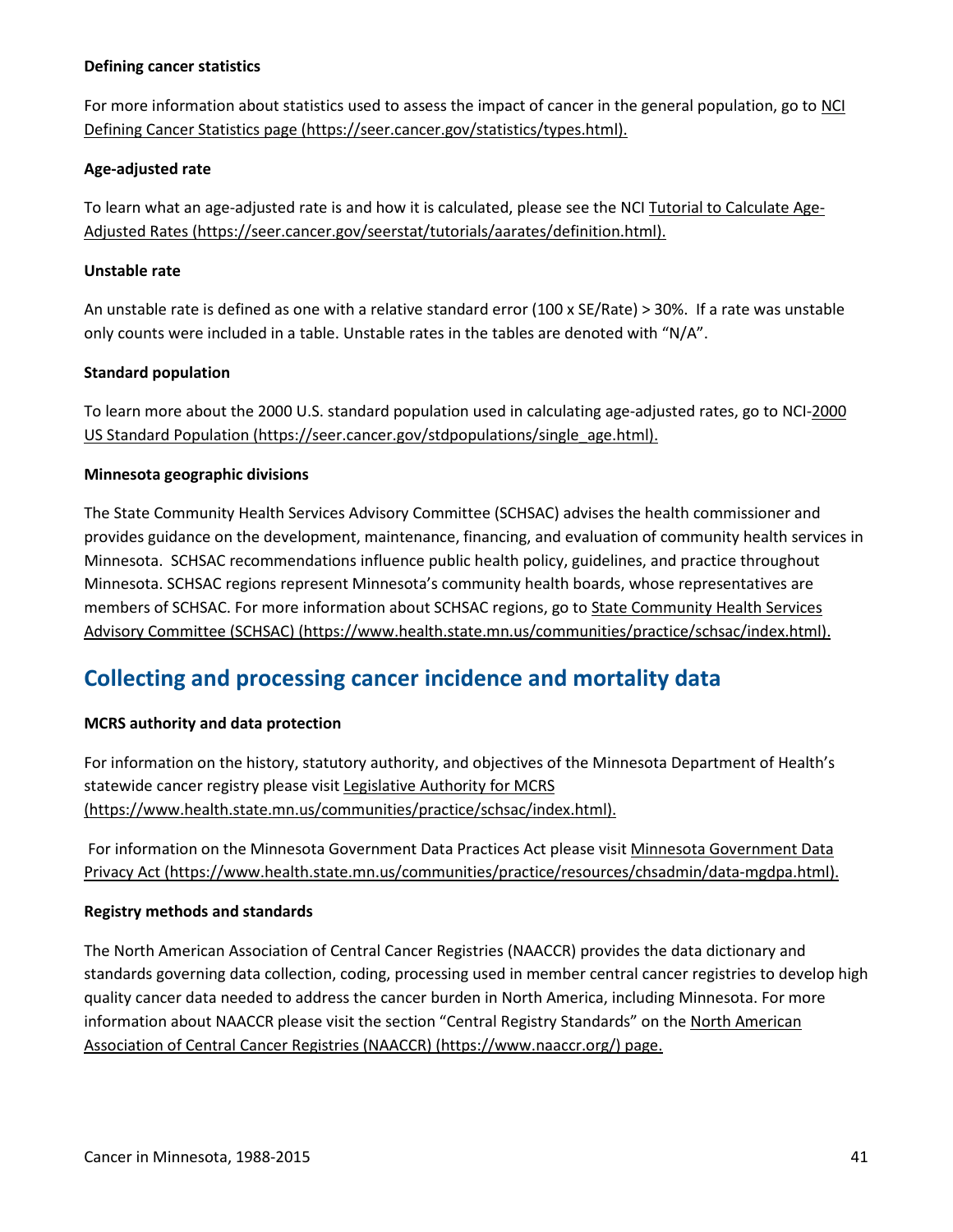**Defining cancer statistics**

For more information about statistics used to assess the impact of cancer in the general population, go to NCI Defining Cancer Statistics page (https://seer.cancer.gov/statistics/types.html).

**Age-adjusted rate**

To learn what an age-adjusted rate is and how it is calculated, please see the NCI Tutorial to Calculate Age-Adjusted Rates (https://seer.cancer.gov/seerstat/tutorials/aarates/definition.html).

**Unstable rate**

An unstable rate is defined as one with a relative standard error (100 x SE/Rate) > 30%. If a rate was unstable only counts were included in a table. Unstable rates in the tables are denoted with "N/A".

**Standard population**

To learn more about the 2000 U.S. standard population used in calculating age-adjusted rates, go to NCI-2000 US Standard Population (https://seer.cancer.gov/stdpopulations/single_age.html).

**Minnesota geographic divisions**

The State Community Health Services Advisory Committee (SCHSAC) advises the health commissioner and provides guidance on the development, maintenance, financing, and evaluation of community health services in Minnesota. SCHSAC recommendations influence public health policy, guidelines, and practice throughout Minnesota. SCHSAC regions represent Minnesota's community health boards, whose representatives are members of SCHSAC. For more information about SCHSAC regions, go to State Community Health Services Advisory Committee (SCHSAC) (https://www.health.state.mn.us/communities/practice/schsac/index.html).

## Collecting and processing cancer incidence and mortality data

**MCRS authority and data protection**

For information on the history, statutory authority, and objectives of the Minnesota Department of Health's statewide cancer registry please visit Legislative Authority for MCRS (https://www.health.state.mn.us/communities/practice/schsac/index.html).

For information on the Minnesota Government Data Practices Act please visit Minnesota Government Data Privacy Act (https://www.health.state.mn.us/communities/practice/resources/chsadmin/data-mgdpa.html).

**Registry methods and standards**

The North American Association of Central Cancer Registries (NAACCR) provides the data dictionary and standards governing data collection, coding, processing used in member central cancer registries to develop high quality cancer data needed to address the cancer burden in North America, including Minnesota. For more information about NAACCR please visit the section "Central Registry Standards" on the North American Association of Central Cancer Registries (NAACCR) (https://www.naaccr.org/) page.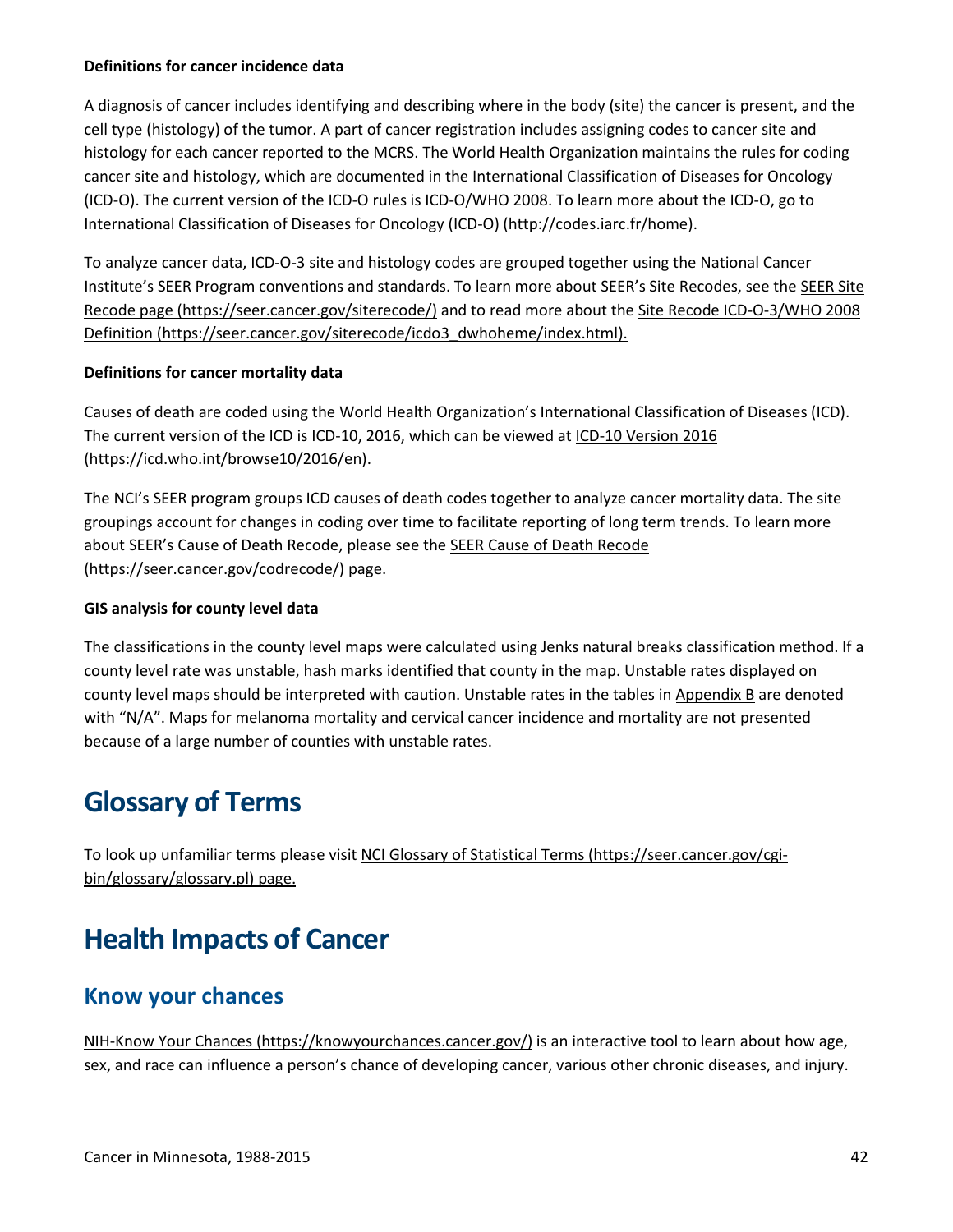**Definitions for cancer incidence data**

A diagnosis of cancer includes identifying and describing where in the body (site) the cancer is present, and the cell type (histology) of the tumor. A part of cancer registration includes assigning codes to cancer site and histology for each cancer reported to the MCRS. The World Health Organization maintains the rules for coding cancer site and histology, which are documented in the International Classification of Diseases for Oncology (ICD-O). The current version of the ICD-O rules is ICD-O/WHO 2008. To learn more about the ICD-O, go to International Classification of Diseases for Oncology (ICD-O) (http://codes.iarc.fr/home).

To analyze cancer data, ICD-O-3 site and histology codes are grouped together using the National Cancer Institute's SEER Program conventions and standards. To learn more about SEER's Site Recodes, see the SEER Site Recode page (https://seer.cancer.gov/siterecode/) and to read more about the Site Recode ICD-O-3/WHO 2008 Definition (https://seer.cancer.gov/siterecode/icdo3_dwhoheme/index.html).

**Definitions for cancer mortality data**

Causes of death are coded using the World Health Organization's International Classification of Diseases (ICD). The current version of the ICD is ICD-10, 2016, which can be viewed at ICD-10 Version 2016 (https://icd.who.int/browse10/2016/en).

The NCI's SEER program groups ICD causes of death codes together to analyze cancer mortality data. The site groupings account for changes in coding over time to facilitate reporting of long term trends. To learn more about SEER's Cause of Death Recode, please see the SEER Cause of Death Recode (https://seer.cancer.gov/codrecode/) page.

**GIS analysis for county level data**

The classifications in the county level maps were calculated using Jenks natural breaks classification method. If a county level rate was unstable, hash marks identified that county in the map. Unstable rates displayed on county level maps should be interpreted with caution. Unstable rates in the tables in Appendix B are denoted with "N/A". Maps for melanoma mortality and cervical cancer incidence and mortality are not presented because of a large number of counties with unstable rates.

# Glossary of Terms

To look up unfamiliar terms please visit NCI Glossary of Statistical Terms (https://seer.cancer.gov/cgi-bin/glossary/glossary.pl) page.

# Health Impacts of Cancer

## Know your chances

NIH-Know Your Chances (https://knowyourchances.cancer.gov/) is an interactive tool to learn about how age, sex, and race can influence a person's chance of developing cancer, various other chronic diseases, and injury.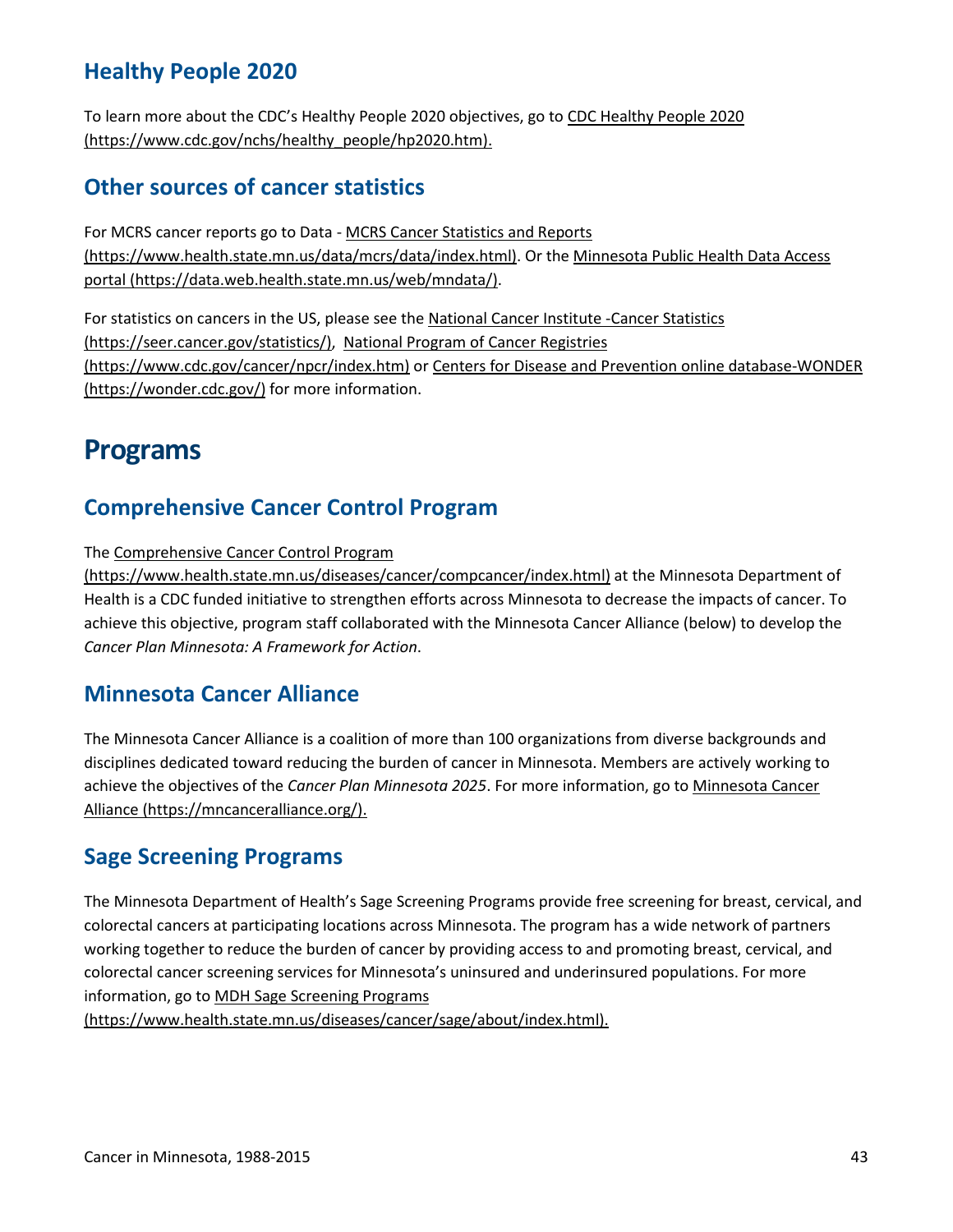## Healthy People 2020

To learn more about the CDC's Healthy People 2020 objectives, go to CDC Healthy People 2020 (https://www.cdc.gov/nchs/healthy_people/hp2020.htm).

## Other sources of cancer statistics

For MCRS cancer reports go to Data - MCRS Cancer Statistics and Reports (https://www.health.state.mn.us/data/mcrs/data/index.html). Or the Minnesota Public Health Data Access portal (https://data.web.health.state.mn.us/web/mndata/).

For statistics on cancers in the US, please see the National Cancer Institute -Cancer Statistics (https://seer.cancer.gov/statistics/), National Program of Cancer Registries (https://www.cdc.gov/cancer/npcr/index.htm) or Centers for Disease and Prevention online database-WONDER (https://wonder.cdc.gov/) for more information.

# Programs

## Comprehensive Cancer Control Program

The Comprehensive Cancer Control Program (https://www.health.state.mn.us/diseases/cancer/compcancer/index.html) at the Minnesota Department of Health is a CDC funded initiative to strengthen efforts across Minnesota to decrease the impacts of cancer. To achieve this objective, program staff collaborated with the Minnesota Cancer Alliance (below) to develop the *Cancer Plan Minnesota: A Framework for Action*.

## Minnesota Cancer Alliance

The Minnesota Cancer Alliance is a coalition of more than 100 organizations from diverse backgrounds and disciplines dedicated toward reducing the burden of cancer in Minnesota. Members are actively working to achieve the objectives of the *Cancer Plan Minnesota 2025*. For more information, go to Minnesota Cancer Alliance (https://mncanceralliance.org/).

## Sage Screening Programs

The Minnesota Department of Health's Sage Screening Programs provide free screening for breast, cervical, and colorectal cancers at participating locations across Minnesota. The program has a wide network of partners working together to reduce the burden of cancer by providing access to and promoting breast, cervical, and colorectal cancer screening services for Minnesota's uninsured and underinsured populations. For more information, go to MDH Sage Screening Programs (https://www.health.state.mn.us/diseases/cancer/sage/about/index.html).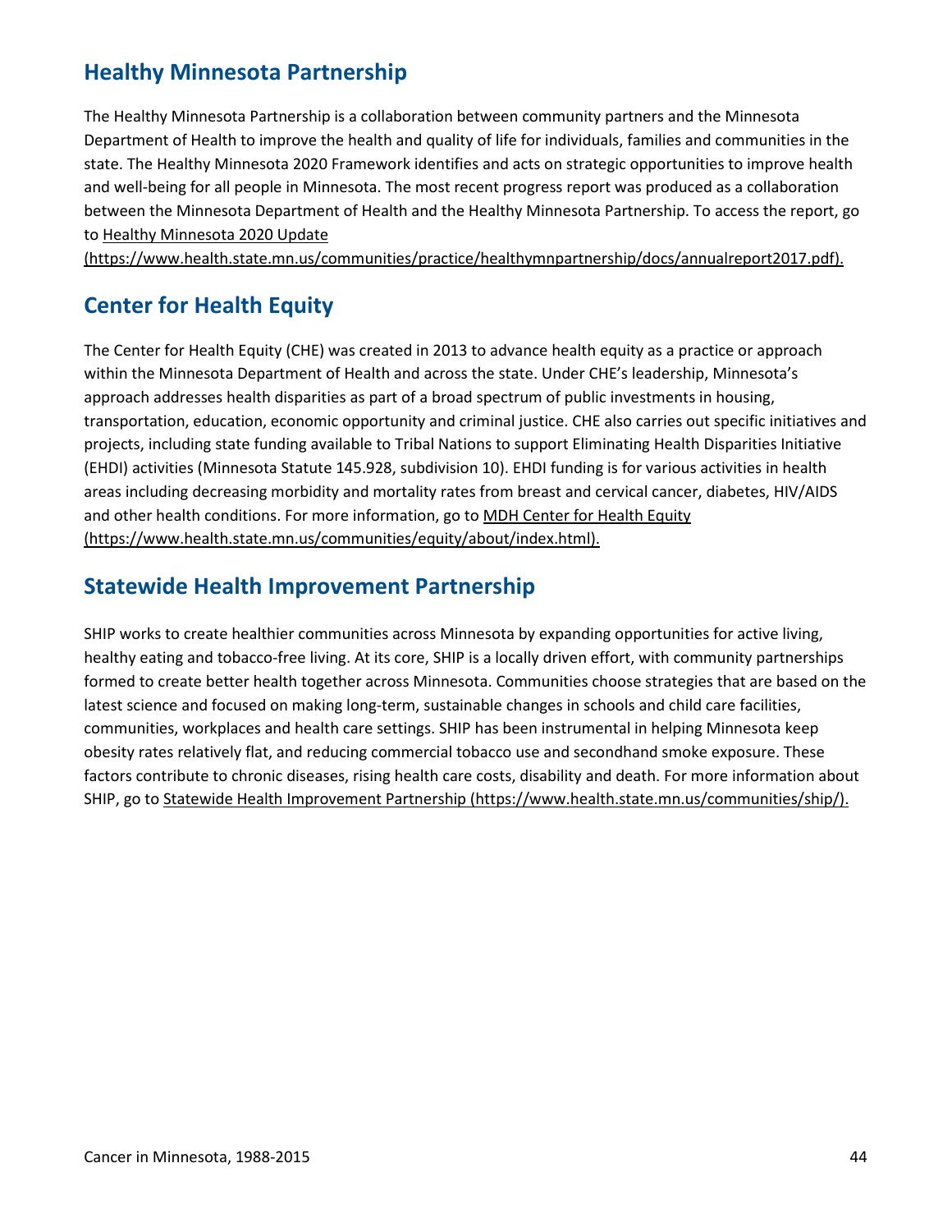## Healthy Minnesota Partnership

The Healthy Minnesota Partnership is a collaboration between community partners and the Minnesota Department of Health to improve the health and quality of life for individuals, families and communities in the state. The Healthy Minnesota 2020 Framework identifies and acts on strategic opportunities to improve health and well-being for all people in Minnesota. The most recent progress report was produced as a collaboration between the Minnesota Department of Health and the Healthy Minnesota Partnership. To access the report, go to Healthy Minnesota 2020 Update (https://www.health.state.mn.us/communities/practice/healthymnpartnership/docs/annualreport2017.pdf).

## Center for Health Equity

The Center for Health Equity (CHE) was created in 2013 to advance health equity as a practice or approach within the Minnesota Department of Health and across the state. Under CHE's leadership, Minnesota's approach addresses health disparities as part of a broad spectrum of public investments in housing, transportation, education, economic opportunity and criminal justice. CHE also carries out specific initiatives and projects, including state funding available to Tribal Nations to support Eliminating Health Disparities Initiative (EHDI) activities (Minnesota Statute 145.928, subdivision 10). EHDI funding is for various activities in health areas including decreasing morbidity and mortality rates from breast and cervical cancer, diabetes, HIV/AIDS and other health conditions. For more information, go to MDH Center for Health Equity (https://www.health.state.mn.us/communities/equity/about/index.html).

## Statewide Health Improvement Partnership

SHIP works to create healthier communities across Minnesota by expanding opportunities for active living, healthy eating and tobacco-free living. At its core, SHIP is a locally driven effort, with community partnerships formed to create better health together across Minnesota. Communities choose strategies that are based on the latest science and focused on making long-term, sustainable changes in schools and child care facilities, communities, workplaces and health care settings. SHIP has been instrumental in helping Minnesota keep obesity rates relatively flat, and reducing commercial tobacco use and secondhand smoke exposure. These factors contribute to chronic diseases, rising health care costs, disability and death. For more information about SHIP, go to Statewide Health Improvement Partnership (https://www.health.state.mn.us/communities/ship/).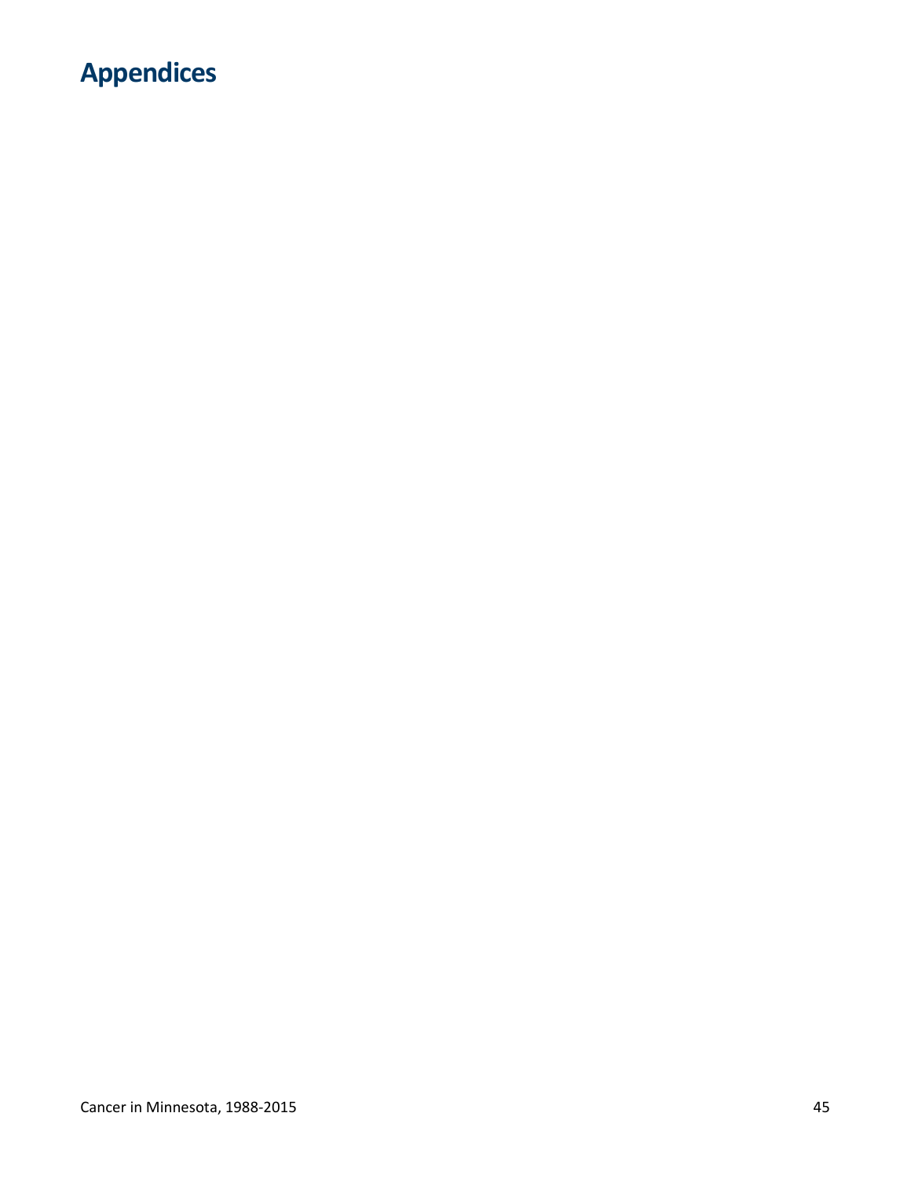# Appendices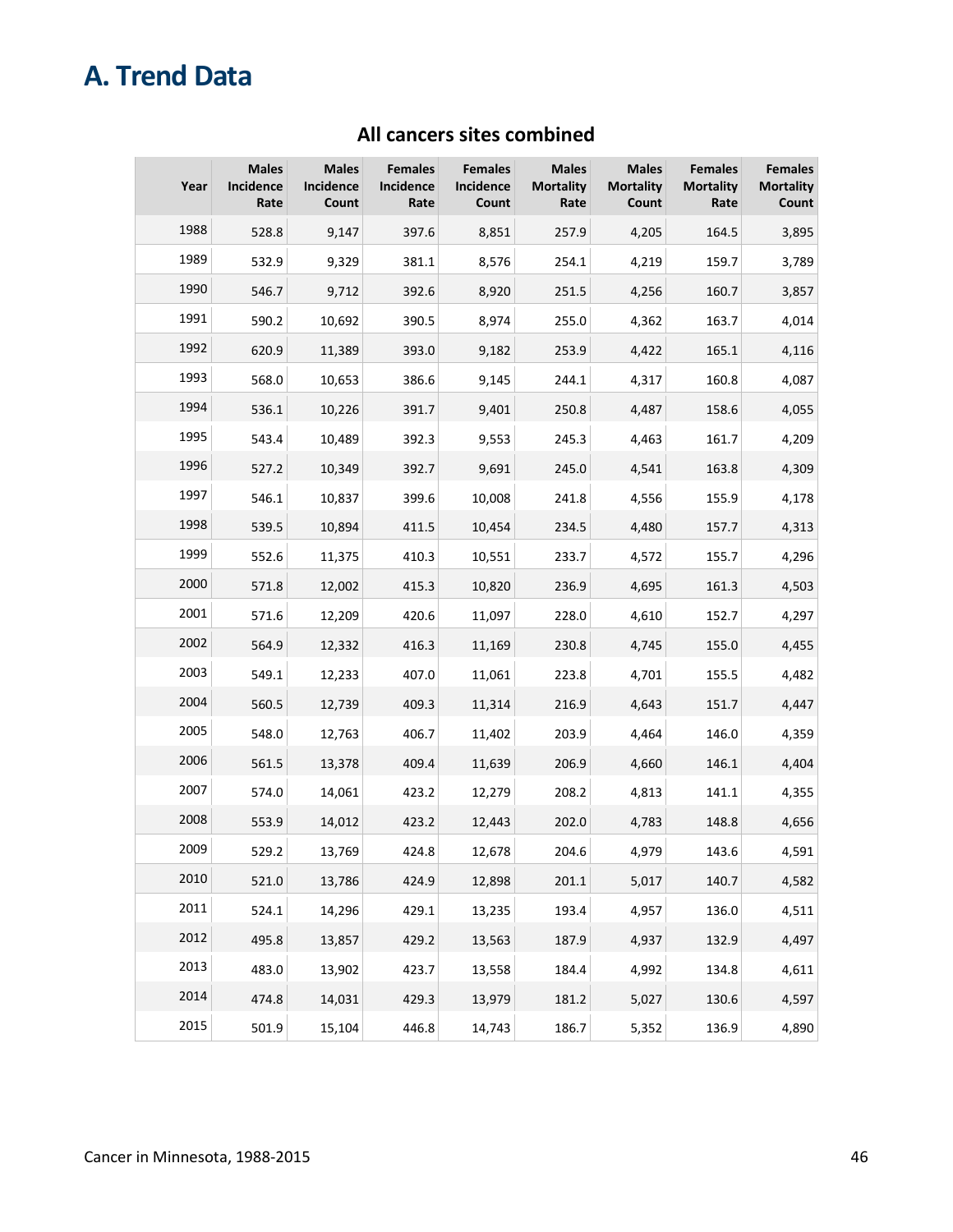# A. Trend Data

## All cancers sites combined

| Year | Males Incidence Rate | Males Incidence Count | Females Incidence Rate | Females Incidence Count | Males Mortality Rate | Males Mortality Count | Females Mortality Rate | Females Mortality Count |
|---|---|---|---|---|---|---|---|---|
| 1988 | 528.8 | 9,147 | 397.6 | 8,851 | 257.9 | 4,205 | 164.5 | 3,895 |
| 1989 | 532.9 | 9,329 | 381.1 | 8,576 | 254.1 | 4,219 | 159.7 | 3,789 |
| 1990 | 546.7 | 9,712 | 392.6 | 8,920 | 251.5 | 4,256 | 160.7 | 3,857 |
| 1991 | 590.2 | 10,692 | 390.5 | 8,974 | 255.0 | 4,362 | 163.7 | 4,014 |
| 1992 | 620.9 | 11,389 | 393.0 | 9,182 | 253.9 | 4,422 | 165.1 | 4,116 |
| 1993 | 568.0 | 10,653 | 386.6 | 9,145 | 244.1 | 4,317 | 160.8 | 4,087 |
| 1994 | 536.1 | 10,226 | 391.7 | 9,401 | 250.8 | 4,487 | 158.6 | 4,055 |
| 1995 | 543.4 | 10,489 | 392.3 | 9,553 | 245.3 | 4,463 | 161.7 | 4,209 |
| 1996 | 527.2 | 10,349 | 392.7 | 9,691 | 245.0 | 4,541 | 163.8 | 4,309 |
| 1997 | 546.1 | 10,837 | 399.6 | 10,008 | 241.8 | 4,556 | 155.9 | 4,178 |
| 1998 | 539.5 | 10,894 | 411.5 | 10,454 | 234.5 | 4,480 | 157.7 | 4,313 |
| 1999 | 552.6 | 11,375 | 410.3 | 10,551 | 233.7 | 4,572 | 155.7 | 4,296 |
| 2000 | 571.8 | 12,002 | 415.3 | 10,820 | 236.9 | 4,695 | 161.3 | 4,503 |
| 2001 | 571.6 | 12,209 | 420.6 | 11,097 | 228.0 | 4,610 | 152.7 | 4,297 |
| 2002 | 564.9 | 12,332 | 416.3 | 11,169 | 230.8 | 4,745 | 155.0 | 4,455 |
| 2003 | 549.1 | 12,233 | 407.0 | 11,061 | 223.8 | 4,701 | 155.5 | 4,482 |
| 2004 | 560.5 | 12,739 | 409.3 | 11,314 | 216.9 | 4,643 | 151.7 | 4,447 |
| 2005 | 548.0 | 12,763 | 406.7 | 11,402 | 203.9 | 4,464 | 146.0 | 4,359 |
| 2006 | 561.5 | 13,378 | 409.4 | 11,639 | 206.9 | 4,660 | 146.1 | 4,404 |
| 2007 | 574.0 | 14,061 | 423.2 | 12,279 | 208.2 | 4,813 | 141.1 | 4,355 |
| 2008 | 553.9 | 14,012 | 423.2 | 12,443 | 202.0 | 4,783 | 148.8 | 4,656 |
| 2009 | 529.2 | 13,769 | 424.8 | 12,678 | 204.6 | 4,979 | 143.6 | 4,591 |
| 2010 | 521.0 | 13,786 | 424.9 | 12,898 | 201.1 | 5,017 | 140.7 | 4,582 |
| 2011 | 524.1 | 14,296 | 429.1 | 13,235 | 193.4 | 4,957 | 136.0 | 4,511 |
| 2012 | 495.8 | 13,857 | 429.2 | 13,563 | 187.9 | 4,937 | 132.9 | 4,497 |
| 2013 | 483.0 | 13,902 | 423.7 | 13,558 | 184.4 | 4,992 | 134.8 | 4,611 |
| 2014 | 474.8 | 14,031 | 429.3 | 13,979 | 181.2 | 5,027 | 130.6 | 4,597 |
| 2015 | 501.9 | 15,104 | 446.8 | 14,743 | 186.7 | 5,352 | 136.9 | 4,890 |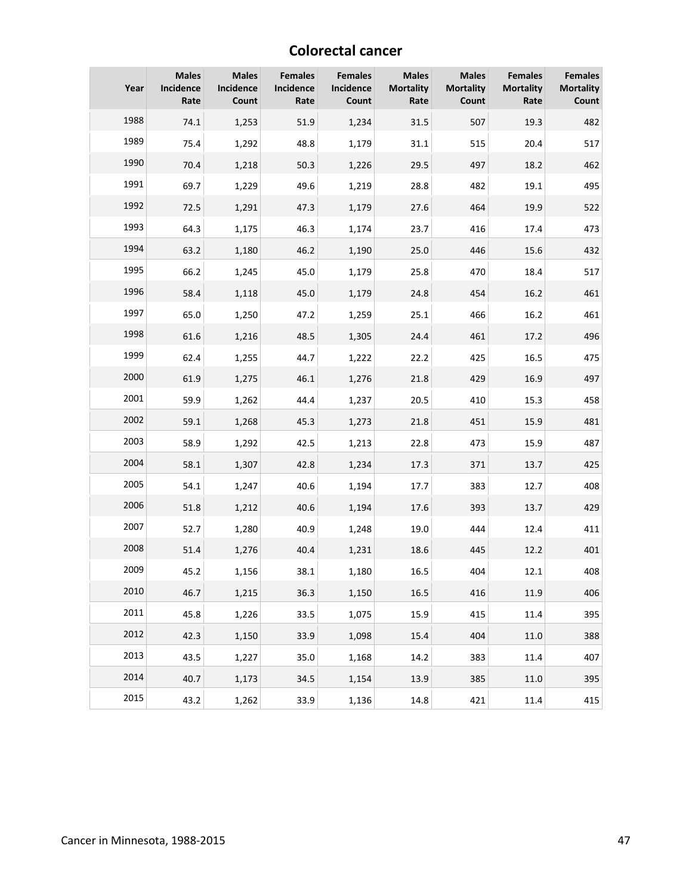## Colorectal cancer

| Year | Males Incidence Rate | Males Incidence Count | Females Incidence Rate | Females Incidence Count | Males Mortality Rate | Males Mortality Count | Females Mortality Rate | Females Mortality Count |
|---|---|---|---|---|---|---|---|---|
| 1988 | 74.1 | 1,253 | 51.9 | 1,234 | 31.5 | 507 | 19.3 | 482 |
| 1989 | 75.4 | 1,292 | 48.8 | 1,179 | 31.1 | 515 | 20.4 | 517 |
| 1990 | 70.4 | 1,218 | 50.3 | 1,226 | 29.5 | 497 | 18.2 | 462 |
| 1991 | 69.7 | 1,229 | 49.6 | 1,219 | 28.8 | 482 | 19.1 | 495 |
| 1992 | 72.5 | 1,291 | 47.3 | 1,179 | 27.6 | 464 | 19.9 | 522 |
| 1993 | 64.3 | 1,175 | 46.3 | 1,174 | 23.7 | 416 | 17.4 | 473 |
| 1994 | 63.2 | 1,180 | 46.2 | 1,190 | 25.0 | 446 | 15.6 | 432 |
| 1995 | 66.2 | 1,245 | 45.0 | 1,179 | 25.8 | 470 | 18.4 | 517 |
| 1996 | 58.4 | 1,118 | 45.0 | 1,179 | 24.8 | 454 | 16.2 | 461 |
| 1997 | 65.0 | 1,250 | 47.2 | 1,259 | 25.1 | 466 | 16.2 | 461 |
| 1998 | 61.6 | 1,216 | 48.5 | 1,305 | 24.4 | 461 | 17.2 | 496 |
| 1999 | 62.4 | 1,255 | 44.7 | 1,222 | 22.2 | 425 | 16.5 | 475 |
| 2000 | 61.9 | 1,275 | 46.1 | 1,276 | 21.8 | 429 | 16.9 | 497 |
| 2001 | 59.9 | 1,262 | 44.4 | 1,237 | 20.5 | 410 | 15.3 | 458 |
| 2002 | 59.1 | 1,268 | 45.3 | 1,273 | 21.8 | 451 | 15.9 | 481 |
| 2003 | 58.9 | 1,292 | 42.5 | 1,213 | 22.8 | 473 | 15.9 | 487 |
| 2004 | 58.1 | 1,307 | 42.8 | 1,234 | 17.3 | 371 | 13.7 | 425 |
| 2005 | 54.1 | 1,247 | 40.6 | 1,194 | 17.7 | 383 | 12.7 | 408 |
| 2006 | 51.8 | 1,212 | 40.6 | 1,194 | 17.6 | 393 | 13.7 | 429 |
| 2007 | 52.7 | 1,280 | 40.9 | 1,248 | 19.0 | 444 | 12.4 | 411 |
| 2008 | 51.4 | 1,276 | 40.4 | 1,231 | 18.6 | 445 | 12.2 | 401 |
| 2009 | 45.2 | 1,156 | 38.1 | 1,180 | 16.5 | 404 | 12.1 | 408 |
| 2010 | 46.7 | 1,215 | 36.3 | 1,150 | 16.5 | 416 | 11.9 | 406 |
| 2011 | 45.8 | 1,226 | 33.5 | 1,075 | 15.9 | 415 | 11.4 | 395 |
| 2012 | 42.3 | 1,150 | 33.9 | 1,098 | 15.4 | 404 | 11.0 | 388 |
| 2013 | 43.5 | 1,227 | 35.0 | 1,168 | 14.2 | 383 | 11.4 | 407 |
| 2014 | 40.7 | 1,173 | 34.5 | 1,154 | 13.9 | 385 | 11.0 | 395 |
| 2015 | 43.2 | 1,262 | 33.9 | 1,136 | 14.8 | 421 | 11.4 | 415 |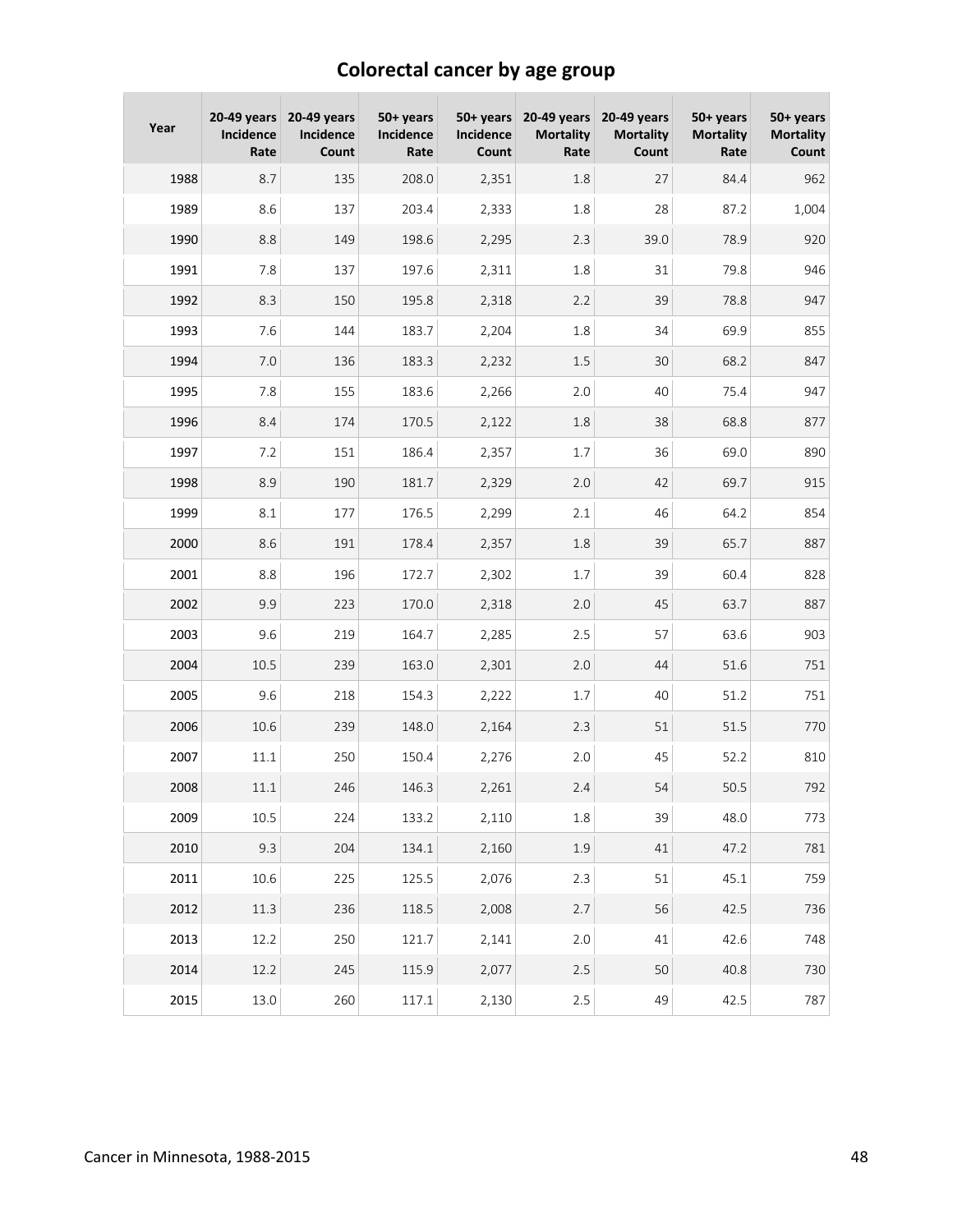## Colorectal cancer by age group

| Year | 20-49 years Incidence Rate | 20-49 years Incidence Count | 50+ years Incidence Rate | 50+ years Incidence Count | 20-49 years Mortality Rate | 20-49 years Mortality Count | 50+ years Mortality Rate | 50+ years Mortality Count |
|---|---|---|---|---|---|---|---|---|
| 1988 | 8.7 | 135 | 208.0 | 2,351 | 1.8 | 27 | 84.4 | 962 |
| 1989 | 8.6 | 137 | 203.4 | 2,333 | 1.8 | 28 | 87.2 | 1,004 |
| 1990 | 8.8 | 149 | 198.6 | 2,295 | 2.3 | 39.0 | 78.9 | 920 |
| 1991 | 7.8 | 137 | 197.6 | 2,311 | 1.8 | 31 | 79.8 | 946 |
| 1992 | 8.3 | 150 | 195.8 | 2,318 | 2.2 | 39 | 78.8 | 947 |
| 1993 | 7.6 | 144 | 183.7 | 2,204 | 1.8 | 34 | 69.9 | 855 |
| 1994 | 7.0 | 136 | 183.3 | 2,232 | 1.5 | 30 | 68.2 | 847 |
| 1995 | 7.8 | 155 | 183.6 | 2,266 | 2.0 | 40 | 75.4 | 947 |
| 1996 | 8.4 | 174 | 170.5 | 2,122 | 1.8 | 38 | 68.8 | 877 |
| 1997 | 7.2 | 151 | 186.4 | 2,357 | 1.7 | 36 | 69.0 | 890 |
| 1998 | 8.9 | 190 | 181.7 | 2,329 | 2.0 | 42 | 69.7 | 915 |
| 1999 | 8.1 | 177 | 176.5 | 2,299 | 2.1 | 46 | 64.2 | 854 |
| 2000 | 8.6 | 191 | 178.4 | 2,357 | 1.8 | 39 | 65.7 | 887 |
| 2001 | 8.8 | 196 | 172.7 | 2,302 | 1.7 | 39 | 60.4 | 828 |
| 2002 | 9.9 | 223 | 170.0 | 2,318 | 2.0 | 45 | 63.7 | 887 |
| 2003 | 9.6 | 219 | 164.7 | 2,285 | 2.5 | 57 | 63.6 | 903 |
| 2004 | 10.5 | 239 | 163.0 | 2,301 | 2.0 | 44 | 51.6 | 751 |
| 2005 | 9.6 | 218 | 154.3 | 2,222 | 1.7 | 40 | 51.2 | 751 |
| 2006 | 10.6 | 239 | 148.0 | 2,164 | 2.3 | 51 | 51.5 | 770 |
| 2007 | 11.1 | 250 | 150.4 | 2,276 | 2.0 | 45 | 52.2 | 810 |
| 2008 | 11.1 | 246 | 146.3 | 2,261 | 2.4 | 54 | 50.5 | 792 |
| 2009 | 10.5 | 224 | 133.2 | 2,110 | 1.8 | 39 | 48.0 | 773 |
| 2010 | 9.3 | 204 | 134.1 | 2,160 | 1.9 | 41 | 47.2 | 781 |
| 2011 | 10.6 | 225 | 125.5 | 2,076 | 2.3 | 51 | 45.1 | 759 |
| 2012 | 11.3 | 236 | 118.5 | 2,008 | 2.7 | 56 | 42.5 | 736 |
| 2013 | 12.2 | 250 | 121.7 | 2,141 | 2.0 | 41 | 42.6 | 748 |
| 2014 | 12.2 | 245 | 115.9 | 2,077 | 2.5 | 50 | 40.8 | 730 |
| 2015 | 13.0 | 260 | 117.1 | 2,130 | 2.5 | 49 | 42.5 | 787 |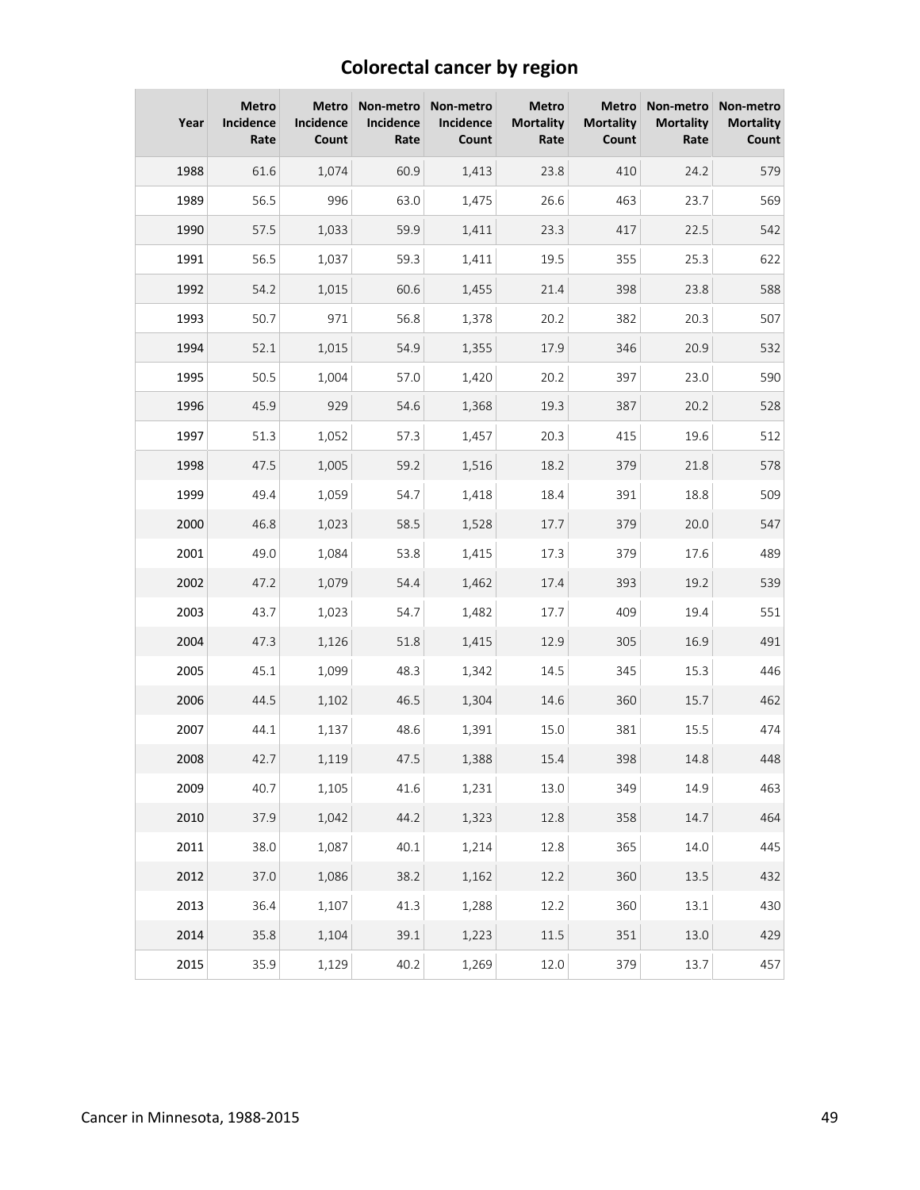# Colorectal cancer by region

| Year | Metro Incidence Rate | Metro Incidence Count | Non-metro Incidence Rate | Non-metro Incidence Count | Metro Mortality Rate | Metro Mortality Count | Non-metro Mortality Rate | Non-metro Mortality Count |
|---|---|---|---|---|---|---|---|---|
| 1988 | 61.6 | 1,074 | 60.9 | 1,413 | 23.8 | 410 | 24.2 | 579 |
| 1989 | 56.5 | 996 | 63.0 | 1,475 | 26.6 | 463 | 23.7 | 569 |
| 1990 | 57.5 | 1,033 | 59.9 | 1,411 | 23.3 | 417 | 22.5 | 542 |
| 1991 | 56.5 | 1,037 | 59.3 | 1,411 | 19.5 | 355 | 25.3 | 622 |
| 1992 | 54.2 | 1,015 | 60.6 | 1,455 | 21.4 | 398 | 23.8 | 588 |
| 1993 | 50.7 | 971 | 56.8 | 1,378 | 20.2 | 382 | 20.3 | 507 |
| 1994 | 52.1 | 1,015 | 54.9 | 1,355 | 17.9 | 346 | 20.9 | 532 |
| 1995 | 50.5 | 1,004 | 57.0 | 1,420 | 20.2 | 397 | 23.0 | 590 |
| 1996 | 45.9 | 929 | 54.6 | 1,368 | 19.3 | 387 | 20.2 | 528 |
| 1997 | 51.3 | 1,052 | 57.3 | 1,457 | 20.3 | 415 | 19.6 | 512 |
| 1998 | 47.5 | 1,005 | 59.2 | 1,516 | 18.2 | 379 | 21.8 | 578 |
| 1999 | 49.4 | 1,059 | 54.7 | 1,418 | 18.4 | 391 | 18.8 | 509 |
| 2000 | 46.8 | 1,023 | 58.5 | 1,528 | 17.7 | 379 | 20.0 | 547 |
| 2001 | 49.0 | 1,084 | 53.8 | 1,415 | 17.3 | 379 | 17.6 | 489 |
| 2002 | 47.2 | 1,079 | 54.4 | 1,462 | 17.4 | 393 | 19.2 | 539 |
| 2003 | 43.7 | 1,023 | 54.7 | 1,482 | 17.7 | 409 | 19.4 | 551 |
| 2004 | 47.3 | 1,126 | 51.8 | 1,415 | 12.9 | 305 | 16.9 | 491 |
| 2005 | 45.1 | 1,099 | 48.3 | 1,342 | 14.5 | 345 | 15.3 | 446 |
| 2006 | 44.5 | 1,102 | 46.5 | 1,304 | 14.6 | 360 | 15.7 | 462 |
| 2007 | 44.1 | 1,137 | 48.6 | 1,391 | 15.0 | 381 | 15.5 | 474 |
| 2008 | 42.7 | 1,119 | 47.5 | 1,388 | 15.4 | 398 | 14.8 | 448 |
| 2009 | 40.7 | 1,105 | 41.6 | 1,231 | 13.0 | 349 | 14.9 | 463 |
| 2010 | 37.9 | 1,042 | 44.2 | 1,323 | 12.8 | 358 | 14.7 | 464 |
| 2011 | 38.0 | 1,087 | 40.1 | 1,214 | 12.8 | 365 | 14.0 | 445 |
| 2012 | 37.0 | 1,086 | 38.2 | 1,162 | 12.2 | 360 | 13.5 | 432 |
| 2013 | 36.4 | 1,107 | 41.3 | 1,288 | 12.2 | 360 | 13.1 | 430 |
| 2014 | 35.8 | 1,104 | 39.1 | 1,223 | 11.5 | 351 | 13.0 | 429 |
| 2015 | 35.9 | 1,129 | 40.2 | 1,269 | 12.0 | 379 | 13.7 | 457 |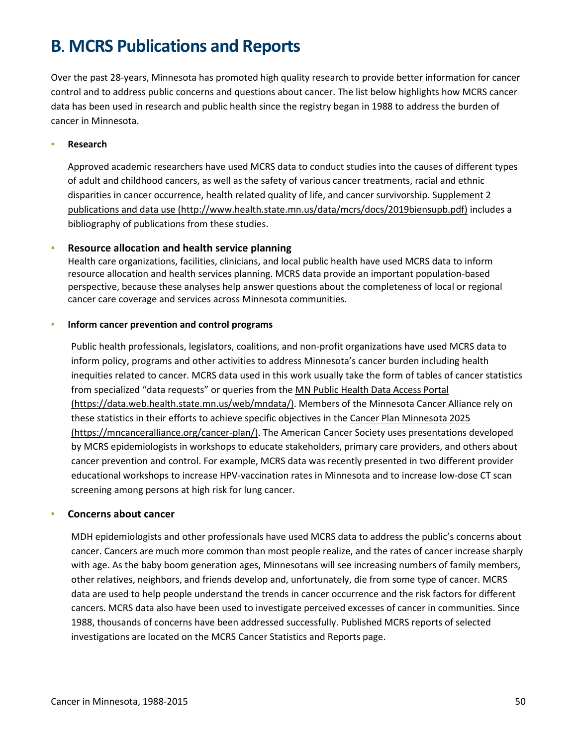# B. MCRS Publications and Reports

Over the past 28-years, Minnesota has promoted high quality research to provide better information for cancer control and to address public concerns and questions about cancer. The list below highlights how MCRS cancer data has been used in research and public health since the registry began in 1988 to address the burden of cancer in Minnesota.

- **Research**

  Approved academic researchers have used MCRS data to conduct studies into the causes of different types of adult and childhood cancers, as well as the safety of various cancer treatments, racial and ethnic disparities in cancer occurrence, health related quality of life, and cancer survivorship. [Supplement 2 publications and data use (http://www.health.state.mn.us/data/mcrs/docs/2019biensupb.pdf)](http://www.health.state.mn.us/data/mcrs/docs/2019biensupb.pdf) includes a bibliography of publications from these studies.

- **Resource allocation and health service planning**

  Health care organizations, facilities, clinicians, and local public health have used MCRS data to inform resource allocation and health services planning. MCRS data provide an important population-based perspective, because these analyses help answer questions about the completeness of local or regional cancer care coverage and services across Minnesota communities.

- **Inform cancer prevention and control programs**

  Public health professionals, legislators, coalitions, and non-profit organizations have used MCRS data to inform policy, programs and other activities to address Minnesota's cancer burden including health inequities related to cancer. MCRS data used in this work usually take the form of tables of cancer statistics from specialized "data requests" or queries from the [MN Public Health Data Access Portal (https://data.web.health.state.mn.us/web/mndata/)](https://data.web.health.state.mn.us/web/mndata/). Members of the Minnesota Cancer Alliance rely on these statistics in their efforts to achieve specific objectives in the [Cancer Plan Minnesota 2025 (https://mncanceralliance.org/cancer-plan/)](https://mncanceralliance.org/cancer-plan/). The American Cancer Society uses presentations developed by MCRS epidemiologists in workshops to educate stakeholders, primary care providers, and others about cancer prevention and control. For example, MCRS data was recently presented in two different provider educational workshops to increase HPV-vaccination rates in Minnesota and to increase low-dose CT scan screening among persons at high risk for lung cancer.

- **Concerns about cancer**

  MDH epidemiologists and other professionals have used MCRS data to address the public's concerns about cancer. Cancers are much more common than most people realize, and the rates of cancer increase sharply with age. As the baby boom generation ages, Minnesotans will see increasing numbers of family members, other relatives, neighbors, and friends develop and, unfortunately, die from some type of cancer. MCRS data are used to help people understand the trends in cancer occurrence and the risk factors for different cancers. MCRS data also have been used to investigate perceived excesses of cancer in communities. Since 1988, thousands of concerns have been addressed successfully. Published MCRS reports of selected investigations are located on the MCRS Cancer Statistics and Reports page.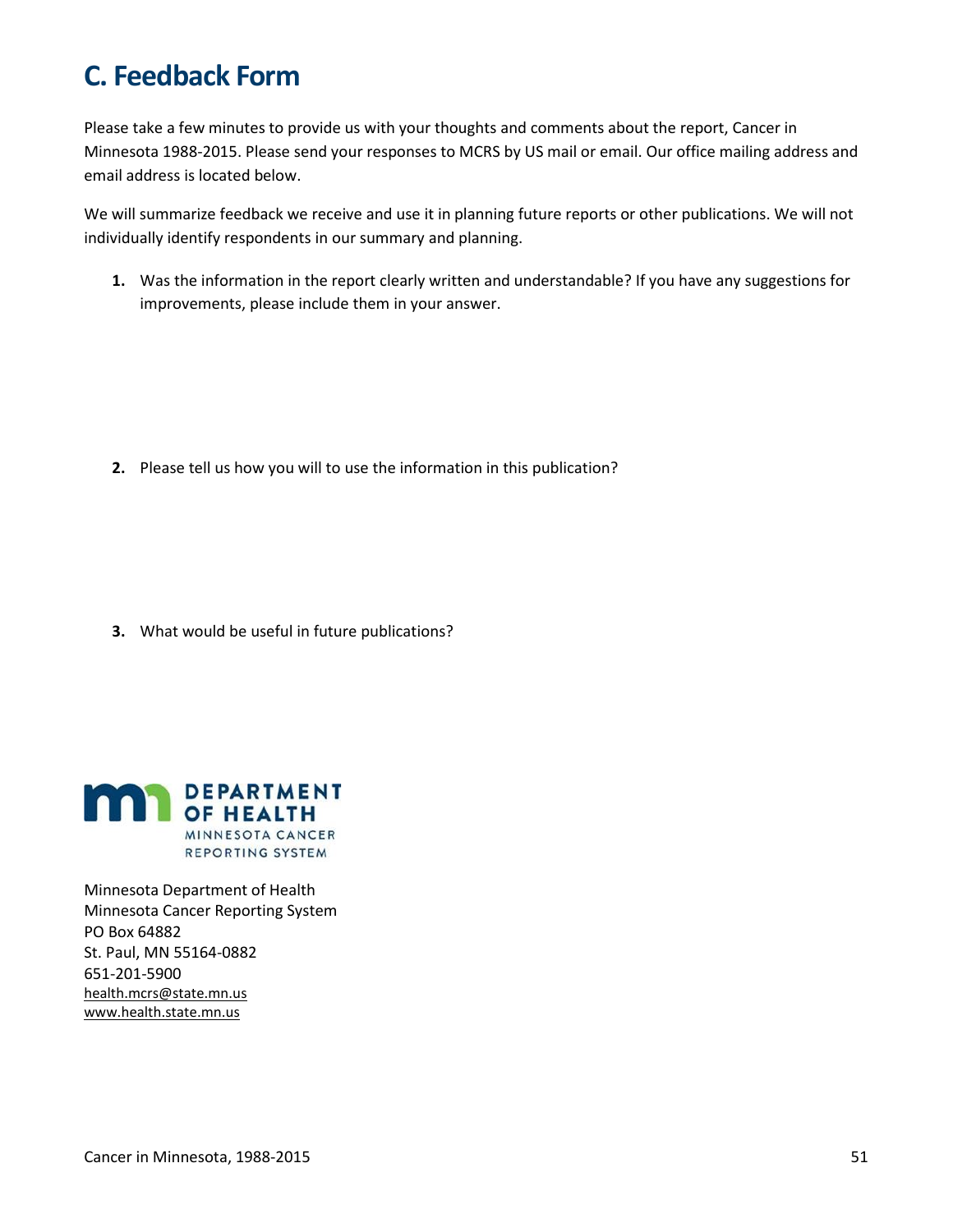# C. Feedback Form

Please take a few minutes to provide us with your thoughts and comments about the report, Cancer in Minnesota 1988-2015. Please send your responses to MCRS by US mail or email. Our office mailing address and email address is located below.

We will summarize feedback we receive and use it in planning future reports or other publications. We will not individually identify respondents in our summary and planning.

1. Was the information in the report clearly written and understandable? If you have any suggestions for improvements, please include them in your answer.

2. Please tell us how you will to use the information in this publication?

3. What would be useful in future publications?

DEPARTMENT OF HEALTH
MINNESOTA CANCER REPORTING SYSTEM

Minnesota Department of Health
Minnesota Cancer Reporting System
PO Box 64882
St. Paul, MN 55164-0882
651-201-5900
health.mcrs@state.mn.us
www.health.state.mn.us